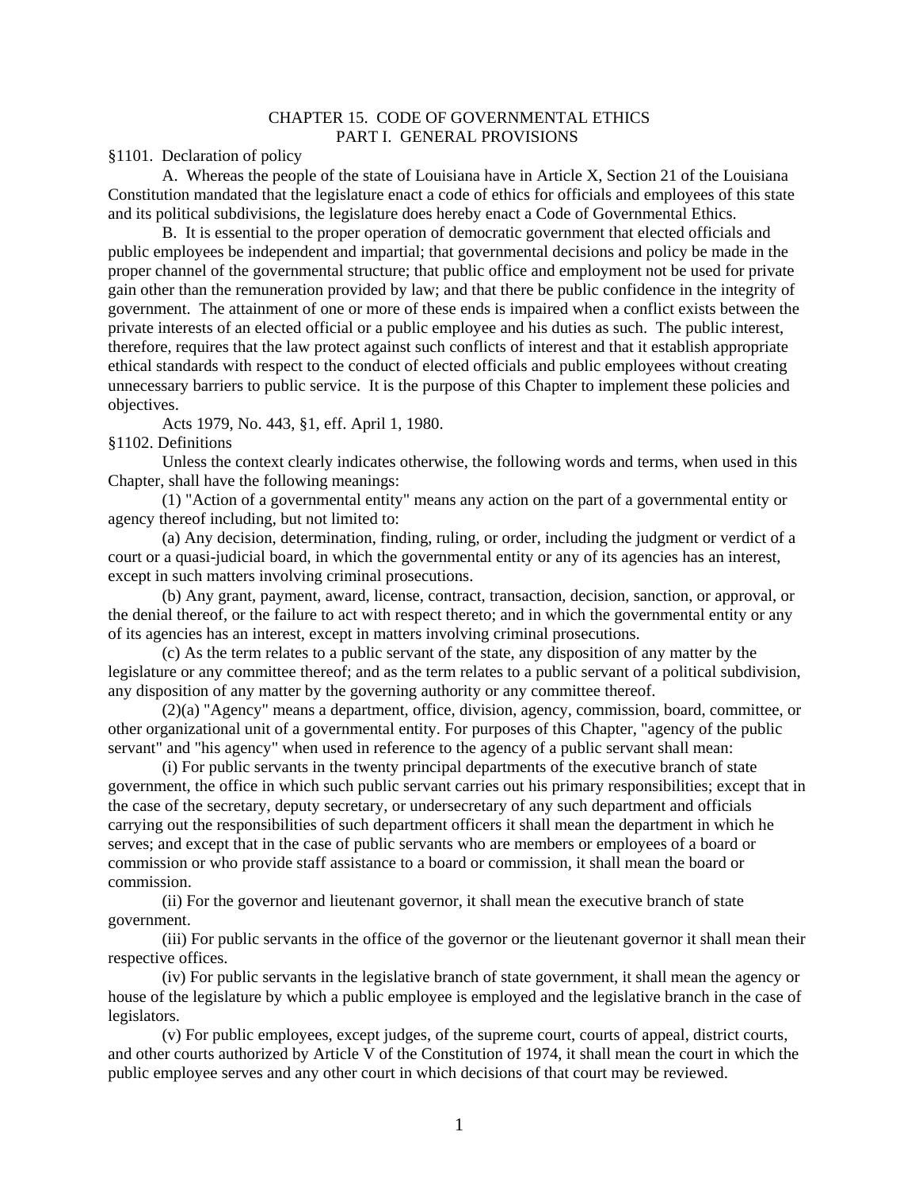# CHAPTER 15. CODE OF GOVERNMENTAL ETHICS

## PART I. GENERAL PROVISIONS

§1101. Declaration of policy

A. Whereas the people of the state of Louisiana have in Article X, Section 21 of the Louisiana Constitution mandated that the legislature enact a code of ethics for officials and employees of this state and its political subdivisions, the legislature does hereby enact a Code of Governmental Ethics.

B. It is essential to the proper operation of democratic government that elected officials and public employees be independent and impartial; that governmental decisions and policy be made in the proper channel of the governmental structure; that public office and employment not be used for private gain other than the remuneration provided by law; and that there be public confidence in the integrity of government. The attainment of one or more of these ends is impaired when a conflict exists between the private interests of an elected official or a public employee and his duties as such. The public interest, therefore, requires that the law protect against such conflicts of interest and that it establish appropriate ethical standards with respect to the conduct of elected officials and public employees without creating unnecessary barriers to public service. It is the purpose of this Chapter to implement these policies and objectives.

Acts 1979, No. 443, §1, eff. April 1, 1980.

§1102. Definitions

Unless the context clearly indicates otherwise, the following words and terms, when used in this Chapter, shall have the following meanings:

(1) "Action of a governmental entity" means any action on the part of a governmental entity or agency thereof including, but not limited to:

(a) Any decision, determination, finding, ruling, or order, including the judgment or verdict of a court or a quasi-judicial board, in which the governmental entity or any of its agencies has an interest, except in such matters involving criminal prosecutions.

(b) Any grant, payment, award, license, contract, transaction, decision, sanction, or approval, or the denial thereof, or the failure to act with respect thereto; and in which the governmental entity or any of its agencies has an interest, except in matters involving criminal prosecutions.

(c) As the term relates to a public servant of the state, any disposition of any matter by the legislature or any committee thereof; and as the term relates to a public servant of a political subdivision, any disposition of any matter by the governing authority or any committee thereof.

(2)(a) "Agency" means a department, office, division, agency, commission, board, committee, or other organizational unit of a governmental entity. For purposes of this Chapter, "agency of the public servant" and "his agency" when used in reference to the agency of a public servant shall mean:

(i) For public servants in the twenty principal departments of the executive branch of state government, the office in which such public servant carries out his primary responsibilities; except that in the case of the secretary, deputy secretary, or undersecretary of any such department and officials carrying out the responsibilities of such department officers it shall mean the department in which he serves; and except that in the case of public servants who are members or employees of a board or commission or who provide staff assistance to a board or commission, it shall mean the board or commission.

(ii) For the governor and lieutenant governor, it shall mean the executive branch of state government.

(iii) For public servants in the office of the governor or the lieutenant governor it shall mean their respective offices.

(iv) For public servants in the legislative branch of state government, it shall mean the agency or house of the legislature by which a public employee is employed and the legislative branch in the case of legislators.

(v) For public employees, except judges, of the supreme court, courts of appeal, district courts, and other courts authorized by Article V of the Constitution of 1974, it shall mean the court in which the public employee serves and any other court in which decisions of that court may be reviewed.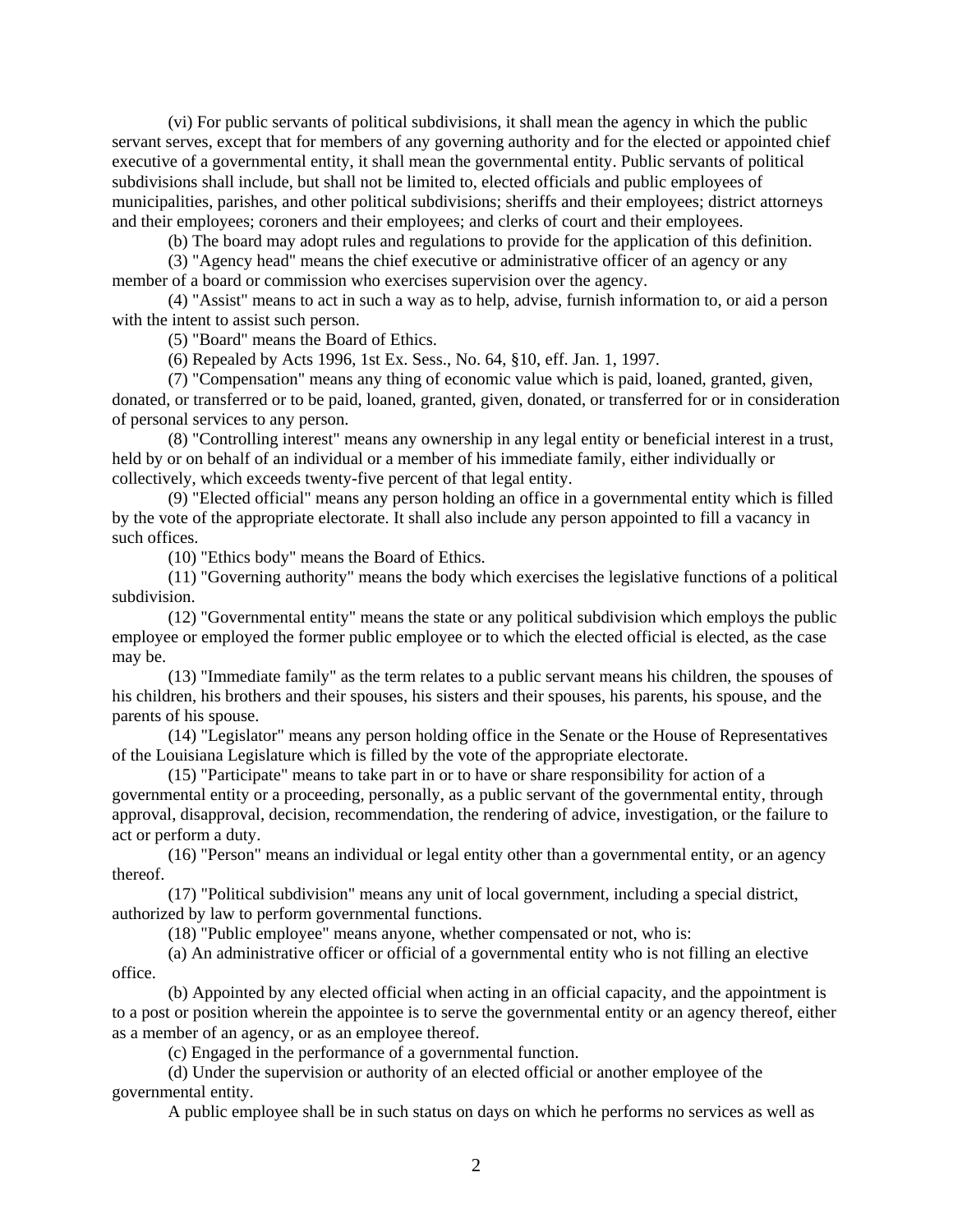(vi) For public servants of political subdivisions, it shall mean the agency in which the public servant serves, except that for members of any governing authority and for the elected or appointed chief executive of a governmental entity, it shall mean the governmental entity. Public servants of political subdivisions shall include, but shall not be limited to, elected officials and public employees of municipalities, parishes, and other political subdivisions; sheriffs and their employees; district attorneys and their employees; coroners and their employees; and clerks of court and their employees.

(b) The board may adopt rules and regulations to provide for the application of this definition.

(3) "Agency head" means the chief executive or administrative officer of an agency or any member of a board or commission who exercises supervision over the agency.

(4) "Assist" means to act in such a way as to help, advise, furnish information to, or aid a person with the intent to assist such person.

(5) "Board" means the Board of Ethics.

(6) Repealed by Acts 1996, 1st Ex. Sess., No. 64, §10, eff. Jan. 1, 1997.

(7) "Compensation" means any thing of economic value which is paid, loaned, granted, given, donated, or transferred or to be paid, loaned, granted, given, donated, or transferred for or in consideration of personal services to any person.

(8) "Controlling interest" means any ownership in any legal entity or beneficial interest in a trust, held by or on behalf of an individual or a member of his immediate family, either individually or collectively, which exceeds twenty-five percent of that legal entity.

(9) "Elected official" means any person holding an office in a governmental entity which is filled by the vote of the appropriate electorate. It shall also include any person appointed to fill a vacancy in such offices.

(10) "Ethics body" means the Board of Ethics.

(11) "Governing authority" means the body which exercises the legislative functions of a political subdivision.

(12) "Governmental entity" means the state or any political subdivision which employs the public employee or employed the former public employee or to which the elected official is elected, as the case may be.

(13) "Immediate family" as the term relates to a public servant means his children, the spouses of his children, his brothers and their spouses, his sisters and their spouses, his parents, his spouse, and the parents of his spouse.

(14) "Legislator" means any person holding office in the Senate or the House of Representatives of the Louisiana Legislature which is filled by the vote of the appropriate electorate.

(15) "Participate" means to take part in or to have or share responsibility for action of a governmental entity or a proceeding, personally, as a public servant of the governmental entity, through approval, disapproval, decision, recommendation, the rendering of advice, investigation, or the failure to act or perform a duty.

(16) "Person" means an individual or legal entity other than a governmental entity, or an agency thereof.

(17) "Political subdivision" means any unit of local government, including a special district, authorized by law to perform governmental functions.

(18) "Public employee" means anyone, whether compensated or not, who is:

(a) An administrative officer or official of a governmental entity who is not filling an elective office.

(b) Appointed by any elected official when acting in an official capacity, and the appointment is to a post or position wherein the appointee is to serve the governmental entity or an agency thereof, either as a member of an agency, or as an employee thereof.

(c) Engaged in the performance of a governmental function.

(d) Under the supervision or authority of an elected official or another employee of the governmental entity.

A public employee shall be in such status on days on which he performs no services as well as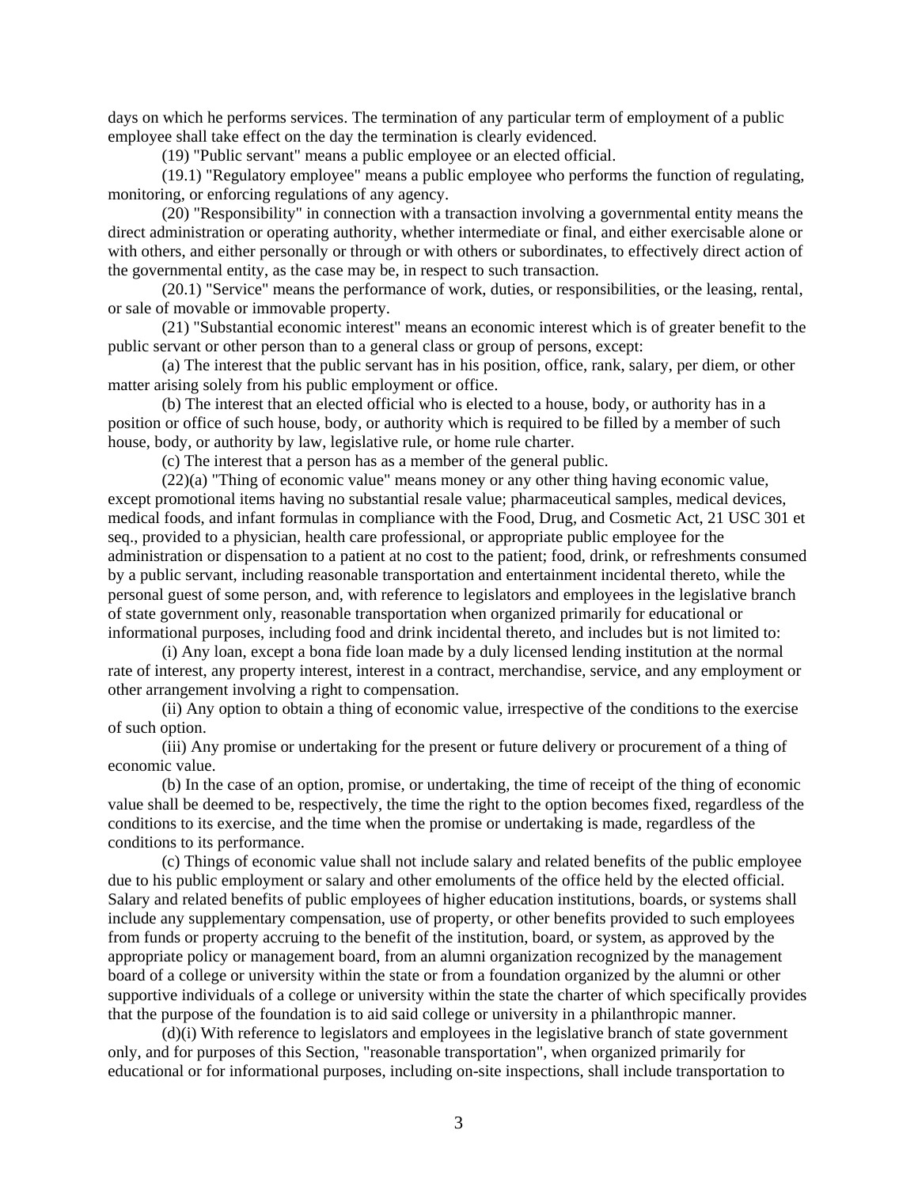days on which he performs services. The termination of any particular term of employment of a public employee shall take effect on the day the termination is clearly evidenced.

(19) "Public servant" means a public employee or an elected official.

(19.1) "Regulatory employee" means a public employee who performs the function of regulating, monitoring, or enforcing regulations of any agency.

(20) "Responsibility" in connection with a transaction involving a governmental entity means the direct administration or operating authority, whether intermediate or final, and either exercisable alone or with others, and either personally or through or with others or subordinates, to effectively direct action of the governmental entity, as the case may be, in respect to such transaction.

(20.1) "Service" means the performance of work, duties, or responsibilities, or the leasing, rental, or sale of movable or immovable property.

(21) "Substantial economic interest" means an economic interest which is of greater benefit to the public servant or other person than to a general class or group of persons, except:

(a) The interest that the public servant has in his position, office, rank, salary, per diem, or other matter arising solely from his public employment or office.

(b) The interest that an elected official who is elected to a house, body, or authority has in a position or office of such house, body, or authority which is required to be filled by a member of such house, body, or authority by law, legislative rule, or home rule charter.

(c) The interest that a person has as a member of the general public.

(22)(a) "Thing of economic value" means money or any other thing having economic value, except promotional items having no substantial resale value; pharmaceutical samples, medical devices, medical foods, and infant formulas in compliance with the Food, Drug, and Cosmetic Act, 21 USC 301 et seq., provided to a physician, health care professional, or appropriate public employee for the administration or dispensation to a patient at no cost to the patient; food, drink, or refreshments consumed by a public servant, including reasonable transportation and entertainment incidental thereto, while the personal guest of some person, and, with reference to legislators and employees in the legislative branch of state government only, reasonable transportation when organized primarily for educational or informational purposes, including food and drink incidental thereto, and includes but is not limited to:

(i) Any loan, except a bona fide loan made by a duly licensed lending institution at the normal rate of interest, any property interest, interest in a contract, merchandise, service, and any employment or other arrangement involving a right to compensation.

(ii) Any option to obtain a thing of economic value, irrespective of the conditions to the exercise of such option.

(iii) Any promise or undertaking for the present or future delivery or procurement of a thing of economic value.

(b) In the case of an option, promise, or undertaking, the time of receipt of the thing of economic value shall be deemed to be, respectively, the time the right to the option becomes fixed, regardless of the conditions to its exercise, and the time when the promise or undertaking is made, regardless of the conditions to its performance.

(c) Things of economic value shall not include salary and related benefits of the public employee due to his public employment or salary and other emoluments of the office held by the elected official. Salary and related benefits of public employees of higher education institutions, boards, or systems shall include any supplementary compensation, use of property, or other benefits provided to such employees from funds or property accruing to the benefit of the institution, board, or system, as approved by the appropriate policy or management board, from an alumni organization recognized by the management board of a college or university within the state or from a foundation organized by the alumni or other supportive individuals of a college or university within the state the charter of which specifically provides that the purpose of the foundation is to aid said college or university in a philanthropic manner.

(d)(i) With reference to legislators and employees in the legislative branch of state government only, and for purposes of this Section, "reasonable transportation", when organized primarily for educational or for informational purposes, including on-site inspections, shall include transportation to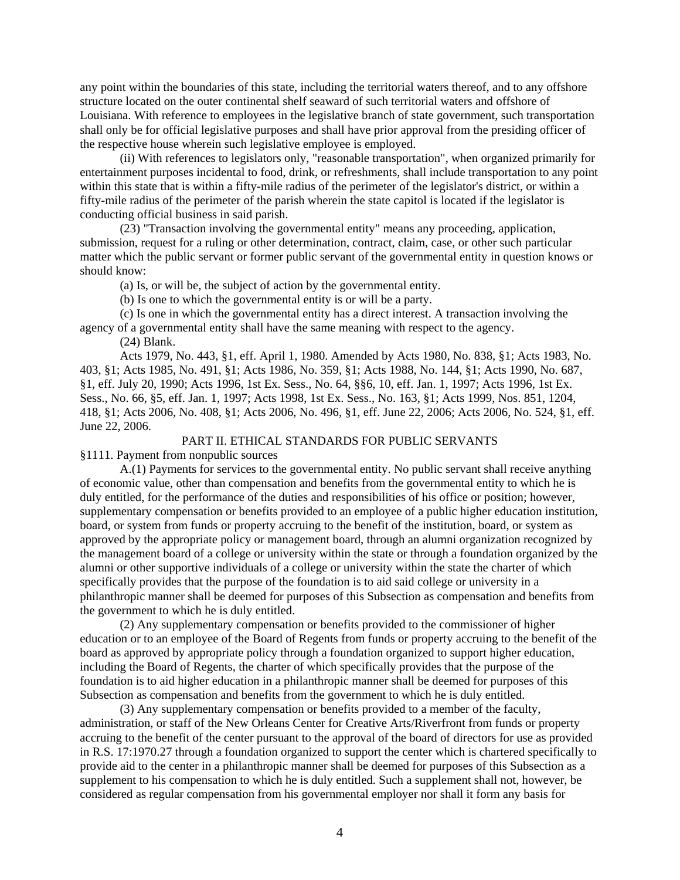any point within the boundaries of this state, including the territorial waters thereof, and to any offshore structure located on the outer continental shelf seaward of such territorial waters and offshore of Louisiana. With reference to employees in the legislative branch of state government, such transportation shall only be for official legislative purposes and shall have prior approval from the presiding officer of the respective house wherein such legislative employee is employed.

(ii) With references to legislators only, "reasonable transportation", when organized primarily for entertainment purposes incidental to food, drink, or refreshments, shall include transportation to any point within this state that is within a fifty-mile radius of the perimeter of the legislator's district, or within a fifty-mile radius of the perimeter of the parish wherein the state capitol is located if the legislator is conducting official business in said parish.

(23) "Transaction involving the governmental entity" means any proceeding, application, submission, request for a ruling or other determination, contract, claim, case, or other such particular matter which the public servant or former public servant of the governmental entity in question knows or should know:

(a) Is, or will be, the subject of action by the governmental entity.

(b) Is one to which the governmental entity is or will be a party.

(c) Is one in which the governmental entity has a direct interest. A transaction involving the agency of a governmental entity shall have the same meaning with respect to the agency.

(24) Blank.

Acts 1979, No. 443, §1, eff. April 1, 1980. Amended by Acts 1980, No. 838, §1; Acts 1983, No. 403, §1; Acts 1985, No. 491, §1; Acts 1986, No. 359, §1; Acts 1988, No. 144, §1; Acts 1990, No. 687, §1, eff. July 20, 1990; Acts 1996, 1st Ex. Sess., No. 64, §§6, 10, eff. Jan. 1, 1997; Acts 1996, 1st Ex. Sess., No. 66, §5, eff. Jan. 1, 1997; Acts 1998, 1st Ex. Sess., No. 163, §1; Acts 1999, Nos. 851, 1204, 418, §1; Acts 2006, No. 408, §1; Acts 2006, No. 496, §1, eff. June 22, 2006; Acts 2006, No. 524, §1, eff. June 22, 2006.

## PART II. ETHICAL STANDARDS FOR PUBLIC SERVANTS

### §1111. Payment from nonpublic sources

A.(1) Payments for services to the governmental entity. No public servant shall receive anything of economic value, other than compensation and benefits from the governmental entity to which he is duly entitled, for the performance of the duties and responsibilities of his office or position; however, supplementary compensation or benefits provided to an employee of a public higher education institution, board, or system from funds or property accruing to the benefit of the institution, board, or system as approved by the appropriate policy or management board, through an alumni organization recognized by the management board of a college or university within the state or through a foundation organized by the alumni or other supportive individuals of a college or university within the state the charter of which specifically provides that the purpose of the foundation is to aid said college or university in a philanthropic manner shall be deemed for purposes of this Subsection as compensation and benefits from the government to which he is duly entitled.

(2) Any supplementary compensation or benefits provided to the commissioner of higher education or to an employee of the Board of Regents from funds or property accruing to the benefit of the board as approved by appropriate policy through a foundation organized to support higher education, including the Board of Regents, the charter of which specifically provides that the purpose of the foundation is to aid higher education in a philanthropic manner shall be deemed for purposes of this Subsection as compensation and benefits from the government to which he is duly entitled.

(3) Any supplementary compensation or benefits provided to a member of the faculty, administration, or staff of the New Orleans Center for Creative Arts/Riverfront from funds or property accruing to the benefit of the center pursuant to the approval of the board of directors for use as provided in R.S. 17:1970.27 through a foundation organized to support the center which is chartered specifically to provide aid to the center in a philanthropic manner shall be deemed for purposes of this Subsection as a supplement to his compensation to which he is duly entitled. Such a supplement shall not, however, be considered as regular compensation from his governmental employer nor shall it form any basis for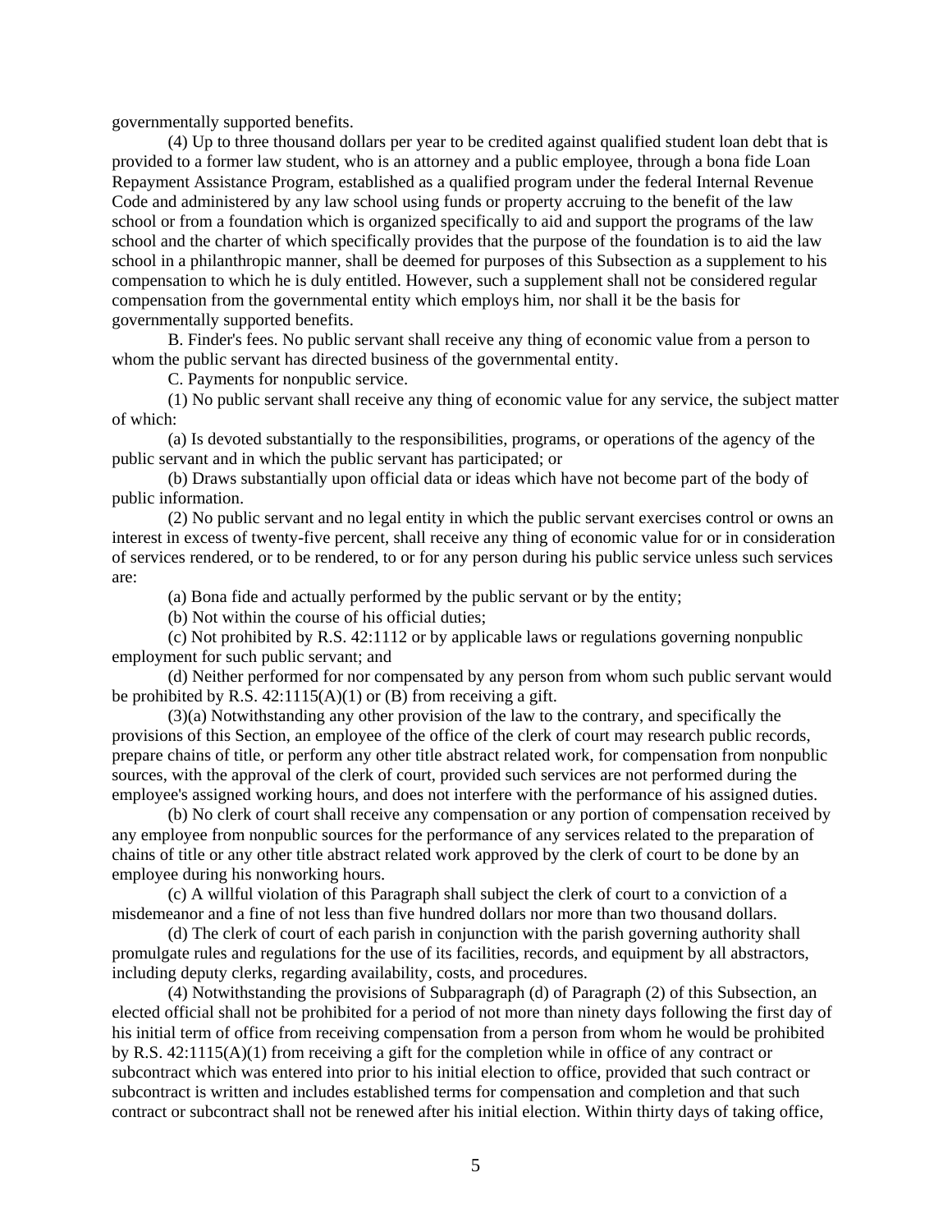governmentally supported benefits.

(4) Up to three thousand dollars per year to be credited against qualified student loan debt that is provided to a former law student, who is an attorney and a public employee, through a bona fide Loan Repayment Assistance Program, established as a qualified program under the federal Internal Revenue Code and administered by any law school using funds or property accruing to the benefit of the law school or from a foundation which is organized specifically to aid and support the programs of the law school and the charter of which specifically provides that the purpose of the foundation is to aid the law school in a philanthropic manner, shall be deemed for purposes of this Subsection as a supplement to his compensation to which he is duly entitled. However, such a supplement shall not be considered regular compensation from the governmental entity which employs him, nor shall it be the basis for governmentally supported benefits.

B. Finder's fees. No public servant shall receive any thing of economic value from a person to whom the public servant has directed business of the governmental entity.

C. Payments for nonpublic service.

(1) No public servant shall receive any thing of economic value for any service, the subject matter of which:

(a) Is devoted substantially to the responsibilities, programs, or operations of the agency of the public servant and in which the public servant has participated; or

(b) Draws substantially upon official data or ideas which have not become part of the body of public information.

(2) No public servant and no legal entity in which the public servant exercises control or owns an interest in excess of twenty-five percent, shall receive any thing of economic value for or in consideration of services rendered, or to be rendered, to or for any person during his public service unless such services are:

(a) Bona fide and actually performed by the public servant or by the entity;

(b) Not within the course of his official duties;

(c) Not prohibited by R.S. 42:1112 or by applicable laws or regulations governing nonpublic employment for such public servant; and

(d) Neither performed for nor compensated by any person from whom such public servant would be prohibited by R.S. 42:1115(A)(1) or (B) from receiving a gift.

(3)(a) Notwithstanding any other provision of the law to the contrary, and specifically the provisions of this Section, an employee of the office of the clerk of court may research public records, prepare chains of title, or perform any other title abstract related work, for compensation from nonpublic sources, with the approval of the clerk of court, provided such services are not performed during the employee's assigned working hours, and does not interfere with the performance of his assigned duties.

(b) No clerk of court shall receive any compensation or any portion of compensation received by any employee from nonpublic sources for the performance of any services related to the preparation of chains of title or any other title abstract related work approved by the clerk of court to be done by an employee during his nonworking hours.

(c) A willful violation of this Paragraph shall subject the clerk of court to a conviction of a misdemeanor and a fine of not less than five hundred dollars nor more than two thousand dollars.

(d) The clerk of court of each parish in conjunction with the parish governing authority shall promulgate rules and regulations for the use of its facilities, records, and equipment by all abstractors, including deputy clerks, regarding availability, costs, and procedures.

(4) Notwithstanding the provisions of Subparagraph (d) of Paragraph (2) of this Subsection, an elected official shall not be prohibited for a period of not more than ninety days following the first day of his initial term of office from receiving compensation from a person from whom he would be prohibited by R.S. 42:1115(A)(1) from receiving a gift for the completion while in office of any contract or subcontract which was entered into prior to his initial election to office, provided that such contract or subcontract is written and includes established terms for compensation and completion and that such contract or subcontract shall not be renewed after his initial election. Within thirty days of taking office,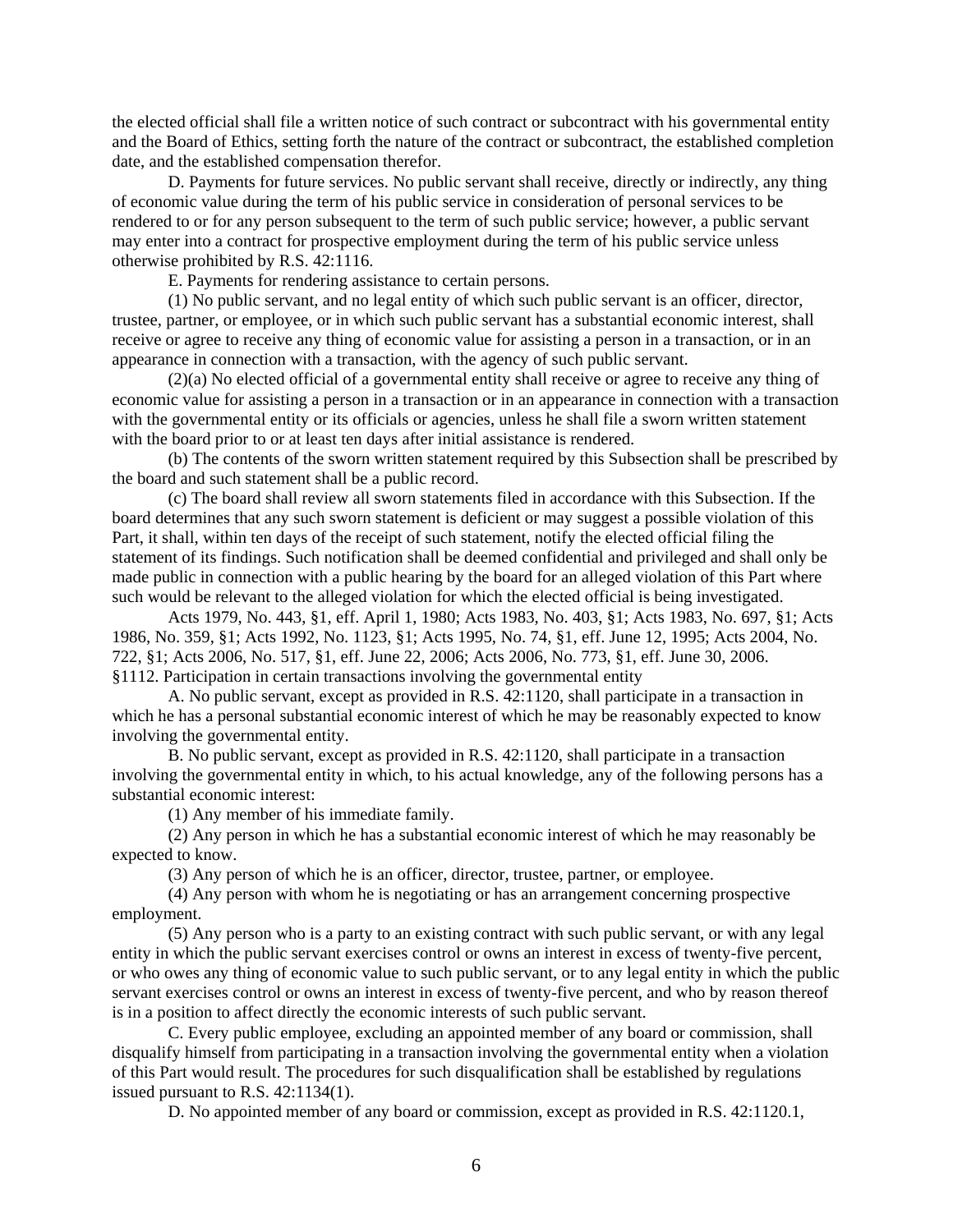the elected official shall file a written notice of such contract or subcontract with his governmental entity and the Board of Ethics, setting forth the nature of the contract or subcontract, the established completion date, and the established compensation therefor.

D. Payments for future services. No public servant shall receive, directly or indirectly, any thing of economic value during the term of his public service in consideration of personal services to be rendered to or for any person subsequent to the term of such public service; however, a public servant may enter into a contract for prospective employment during the term of his public service unless otherwise prohibited by R.S. 42:1116.

E. Payments for rendering assistance to certain persons.

(1) No public servant, and no legal entity of which such public servant is an officer, director, trustee, partner, or employee, or in which such public servant has a substantial economic interest, shall receive or agree to receive any thing of economic value for assisting a person in a transaction, or in an appearance in connection with a transaction, with the agency of such public servant.

(2)(a) No elected official of a governmental entity shall receive or agree to receive any thing of economic value for assisting a person in a transaction or in an appearance in connection with a transaction with the governmental entity or its officials or agencies, unless he shall file a sworn written statement with the board prior to or at least ten days after initial assistance is rendered.

(b) The contents of the sworn written statement required by this Subsection shall be prescribed by the board and such statement shall be a public record.

(c) The board shall review all sworn statements filed in accordance with this Subsection. If the board determines that any such sworn statement is deficient or may suggest a possible violation of this Part, it shall, within ten days of the receipt of such statement, notify the elected official filing the statement of its findings. Such notification shall be deemed confidential and privileged and shall only be made public in connection with a public hearing by the board for an alleged violation of this Part where such would be relevant to the alleged violation for which the elected official is being investigated.

Acts 1979, No. 443, §1, eff. April 1, 1980; Acts 1983, No. 403, §1; Acts 1983, No. 697, §1; Acts 1986, No. 359, §1; Acts 1992, No. 1123, §1; Acts 1995, No. 74, §1, eff. June 12, 1995; Acts 2004, No. 722, §1; Acts 2006, No. 517, §1, eff. June 22, 2006; Acts 2006, No. 773, §1, eff. June 30, 2006.

§1112. Participation in certain transactions involving the governmental entity

A. No public servant, except as provided in R.S. 42:1120, shall participate in a transaction in which he has a personal substantial economic interest of which he may be reasonably expected to know involving the governmental entity.

B. No public servant, except as provided in R.S. 42:1120, shall participate in a transaction involving the governmental entity in which, to his actual knowledge, any of the following persons has a substantial economic interest:

(1) Any member of his immediate family.

(2) Any person in which he has a substantial economic interest of which he may reasonably be expected to know.

(3) Any person of which he is an officer, director, trustee, partner, or employee.

(4) Any person with whom he is negotiating or has an arrangement concerning prospective employment.

(5) Any person who is a party to an existing contract with such public servant, or with any legal entity in which the public servant exercises control or owns an interest in excess of twenty-five percent, or who owes any thing of economic value to such public servant, or to any legal entity in which the public servant exercises control or owns an interest in excess of twenty-five percent, and who by reason thereof is in a position to affect directly the economic interests of such public servant.

C. Every public employee, excluding an appointed member of any board or commission, shall disqualify himself from participating in a transaction involving the governmental entity when a violation of this Part would result. The procedures for such disqualification shall be established by regulations issued pursuant to R.S. 42:1134(1).

D. No appointed member of any board or commission, except as provided in R.S. 42:1120.1,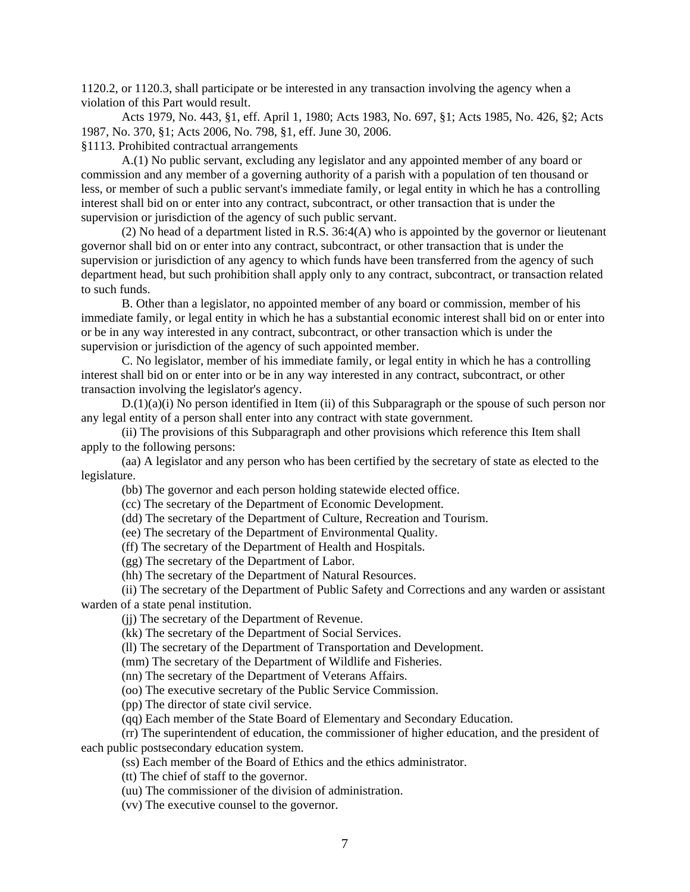1120.2, or 1120.3, shall participate or be interested in any transaction involving the agency when a violation of this Part would result.

Acts 1979, No. 443, §1, eff. April 1, 1980; Acts 1983, No. 697, §1; Acts 1985, No. 426, §2; Acts 1987, No. 370, §1; Acts 2006, No. 798, §1, eff. June 30, 2006.

§1113. Prohibited contractual arrangements

A.(1) No public servant, excluding any legislator and any appointed member of any board or commission and any member of a governing authority of a parish with a population of ten thousand or less, or member of such a public servant's immediate family, or legal entity in which he has a controlling interest shall bid on or enter into any contract, subcontract, or other transaction that is under the supervision or jurisdiction of the agency of such public servant.

(2) No head of a department listed in R.S. 36:4(A) who is appointed by the governor or lieutenant governor shall bid on or enter into any contract, subcontract, or other transaction that is under the supervision or jurisdiction of any agency to which funds have been transferred from the agency of such department head, but such prohibition shall apply only to any contract, subcontract, or transaction related to such funds.

B. Other than a legislator, no appointed member of any board or commission, member of his immediate family, or legal entity in which he has a substantial economic interest shall bid on or enter into or be in any way interested in any contract, subcontract, or other transaction which is under the supervision or jurisdiction of the agency of such appointed member.

C. No legislator, member of his immediate family, or legal entity in which he has a controlling interest shall bid on or enter into or be in any way interested in any contract, subcontract, or other transaction involving the legislator's agency.

D.(1)(a)(i) No person identified in Item (ii) of this Subparagraph or the spouse of such person nor any legal entity of a person shall enter into any contract with state government.

(ii) The provisions of this Subparagraph and other provisions which reference this Item shall apply to the following persons:

(aa) A legislator and any person who has been certified by the secretary of state as elected to the legislature.

(bb) The governor and each person holding statewide elected office.

(cc) The secretary of the Department of Economic Development.

(dd) The secretary of the Department of Culture, Recreation and Tourism.

(ee) The secretary of the Department of Environmental Quality.

(ff) The secretary of the Department of Health and Hospitals.

(gg) The secretary of the Department of Labor.

(hh) The secretary of the Department of Natural Resources.

(ii) The secretary of the Department of Public Safety and Corrections and any warden or assistant warden of a state penal institution.

(jj) The secretary of the Department of Revenue.

(kk) The secretary of the Department of Social Services.

(ll) The secretary of the Department of Transportation and Development.

(mm) The secretary of the Department of Wildlife and Fisheries.

(nn) The secretary of the Department of Veterans Affairs.

(oo) The executive secretary of the Public Service Commission.

(pp) The director of state civil service.

(qq) Each member of the State Board of Elementary and Secondary Education.

(rr) The superintendent of education, the commissioner of higher education, and the president of each public postsecondary education system.

(ss) Each member of the Board of Ethics and the ethics administrator.

(tt) The chief of staff to the governor.

(uu) The commissioner of the division of administration.

(vv) The executive counsel to the governor.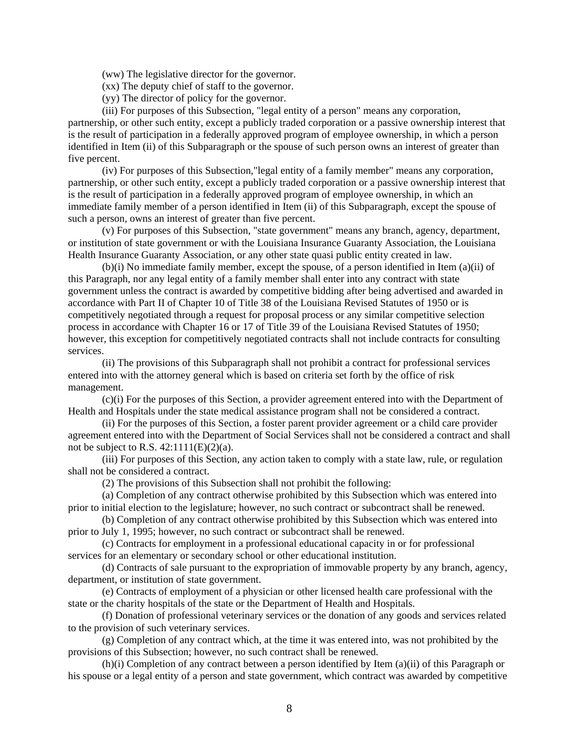(ww) The legislative director for the governor.

(xx) The deputy chief of staff to the governor.

(yy) The director of policy for the governor.

(iii) For purposes of this Subsection, "legal entity of a person" means any corporation, partnership, or other such entity, except a publicly traded corporation or a passive ownership interest that is the result of participation in a federally approved program of employee ownership, in which a person identified in Item (ii) of this Subparagraph or the spouse of such person owns an interest of greater than five percent.

(iv) For purposes of this Subsection,"legal entity of a family member" means any corporation, partnership, or other such entity, except a publicly traded corporation or a passive ownership interest that is the result of participation in a federally approved program of employee ownership, in which an immediate family member of a person identified in Item (ii) of this Subparagraph, except the spouse of such a person, owns an interest of greater than five percent.

(v) For purposes of this Subsection, "state government" means any branch, agency, department, or institution of state government or with the Louisiana Insurance Guaranty Association, the Louisiana Health Insurance Guaranty Association, or any other state quasi public entity created in law.

(b)(i) No immediate family member, except the spouse, of a person identified in Item (a)(ii) of this Paragraph, nor any legal entity of a family member shall enter into any contract with state government unless the contract is awarded by competitive bidding after being advertised and awarded in accordance with Part II of Chapter 10 of Title 38 of the Louisiana Revised Statutes of 1950 or is competitively negotiated through a request for proposal process or any similar competitive selection process in accordance with Chapter 16 or 17 of Title 39 of the Louisiana Revised Statutes of 1950; however, this exception for competitively negotiated contracts shall not include contracts for consulting services.

(ii) The provisions of this Subparagraph shall not prohibit a contract for professional services entered into with the attorney general which is based on criteria set forth by the office of risk management.

(c)(i) For the purposes of this Section, a provider agreement entered into with the Department of Health and Hospitals under the state medical assistance program shall not be considered a contract.

(ii) For the purposes of this Section, a foster parent provider agreement or a child care provider agreement entered into with the Department of Social Services shall not be considered a contract and shall not be subject to R.S. 42:1111(E)(2)(a).

(iii) For purposes of this Section, any action taken to comply with a state law, rule, or regulation shall not be considered a contract.

(2) The provisions of this Subsection shall not prohibit the following:

(a) Completion of any contract otherwise prohibited by this Subsection which was entered into prior to initial election to the legislature; however, no such contract or subcontract shall be renewed.

(b) Completion of any contract otherwise prohibited by this Subsection which was entered into prior to July 1, 1995; however, no such contract or subcontract shall be renewed.

(c) Contracts for employment in a professional educational capacity in or for professional services for an elementary or secondary school or other educational institution.

(d) Contracts of sale pursuant to the expropriation of immovable property by any branch, agency, department, or institution of state government.

(e) Contracts of employment of a physician or other licensed health care professional with the state or the charity hospitals of the state or the Department of Health and Hospitals.

(f) Donation of professional veterinary services or the donation of any goods and services related to the provision of such veterinary services.

(g) Completion of any contract which, at the time it was entered into, was not prohibited by the provisions of this Subsection; however, no such contract shall be renewed.

(h)(i) Completion of any contract between a person identified by Item (a)(ii) of this Paragraph or his spouse or a legal entity of a person and state government, which contract was awarded by competitive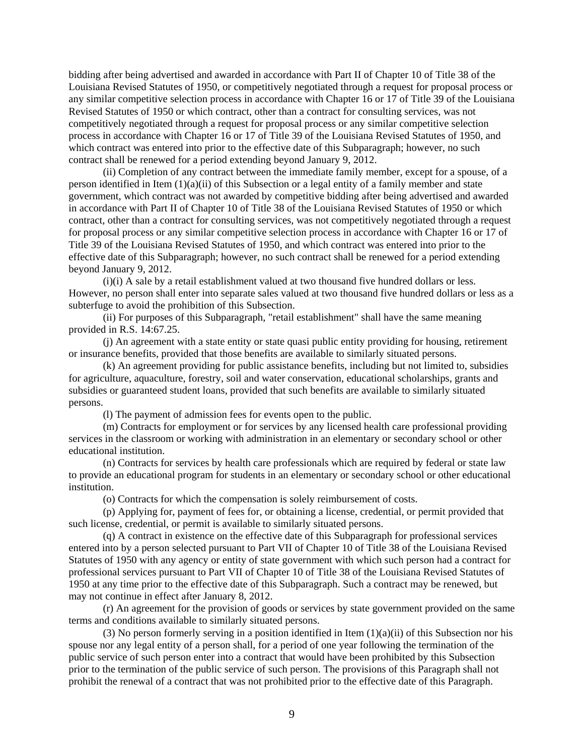bidding after being advertised and awarded in accordance with Part II of Chapter 10 of Title 38 of the Louisiana Revised Statutes of 1950, or competitively negotiated through a request for proposal process or any similar competitive selection process in accordance with Chapter 16 or 17 of Title 39 of the Louisiana Revised Statutes of 1950 or which contract, other than a contract for consulting services, was not competitively negotiated through a request for proposal process or any similar competitive selection process in accordance with Chapter 16 or 17 of Title 39 of the Louisiana Revised Statutes of 1950, and which contract was entered into prior to the effective date of this Subparagraph; however, no such contract shall be renewed for a period extending beyond January 9, 2012.

(ii) Completion of any contract between the immediate family member, except for a spouse, of a person identified in Item (1)(a)(ii) of this Subsection or a legal entity of a family member and state government, which contract was not awarded by competitive bidding after being advertised and awarded in accordance with Part II of Chapter 10 of Title 38 of the Louisiana Revised Statutes of 1950 or which contract, other than a contract for consulting services, was not competitively negotiated through a request for proposal process or any similar competitive selection process in accordance with Chapter 16 or 17 of Title 39 of the Louisiana Revised Statutes of 1950, and which contract was entered into prior to the effective date of this Subparagraph; however, no such contract shall be renewed for a period extending beyond January 9, 2012.

(i)(i) A sale by a retail establishment valued at two thousand five hundred dollars or less. However, no person shall enter into separate sales valued at two thousand five hundred dollars or less as a subterfuge to avoid the prohibition of this Subsection.

(ii) For purposes of this Subparagraph, "retail establishment" shall have the same meaning provided in R.S. 14:67.25.

(j) An agreement with a state entity or state quasi public entity providing for housing, retirement or insurance benefits, provided that those benefits are available to similarly situated persons.

(k) An agreement providing for public assistance benefits, including but not limited to, subsidies for agriculture, aquaculture, forestry, soil and water conservation, educational scholarships, grants and subsidies or guaranteed student loans, provided that such benefits are available to similarly situated persons.

(l) The payment of admission fees for events open to the public.

(m) Contracts for employment or for services by any licensed health care professional providing services in the classroom or working with administration in an elementary or secondary school or other educational institution.

(n) Contracts for services by health care professionals which are required by federal or state law to provide an educational program for students in an elementary or secondary school or other educational institution.

(o) Contracts for which the compensation is solely reimbursement of costs.

(p) Applying for, payment of fees for, or obtaining a license, credential, or permit provided that such license, credential, or permit is available to similarly situated persons.

(q) A contract in existence on the effective date of this Subparagraph for professional services entered into by a person selected pursuant to Part VII of Chapter 10 of Title 38 of the Louisiana Revised Statutes of 1950 with any agency or entity of state government with which such person had a contract for professional services pursuant to Part VII of Chapter 10 of Title 38 of the Louisiana Revised Statutes of 1950 at any time prior to the effective date of this Subparagraph. Such a contract may be renewed, but may not continue in effect after January 8, 2012.

(r) An agreement for the provision of goods or services by state government provided on the same terms and conditions available to similarly situated persons.

(3) No person formerly serving in a position identified in Item (1)(a)(ii) of this Subsection nor his spouse nor any legal entity of a person shall, for a period of one year following the termination of the public service of such person enter into a contract that would have been prohibited by this Subsection prior to the termination of the public service of such person. The provisions of this Paragraph shall not prohibit the renewal of a contract that was not prohibited prior to the effective date of this Paragraph.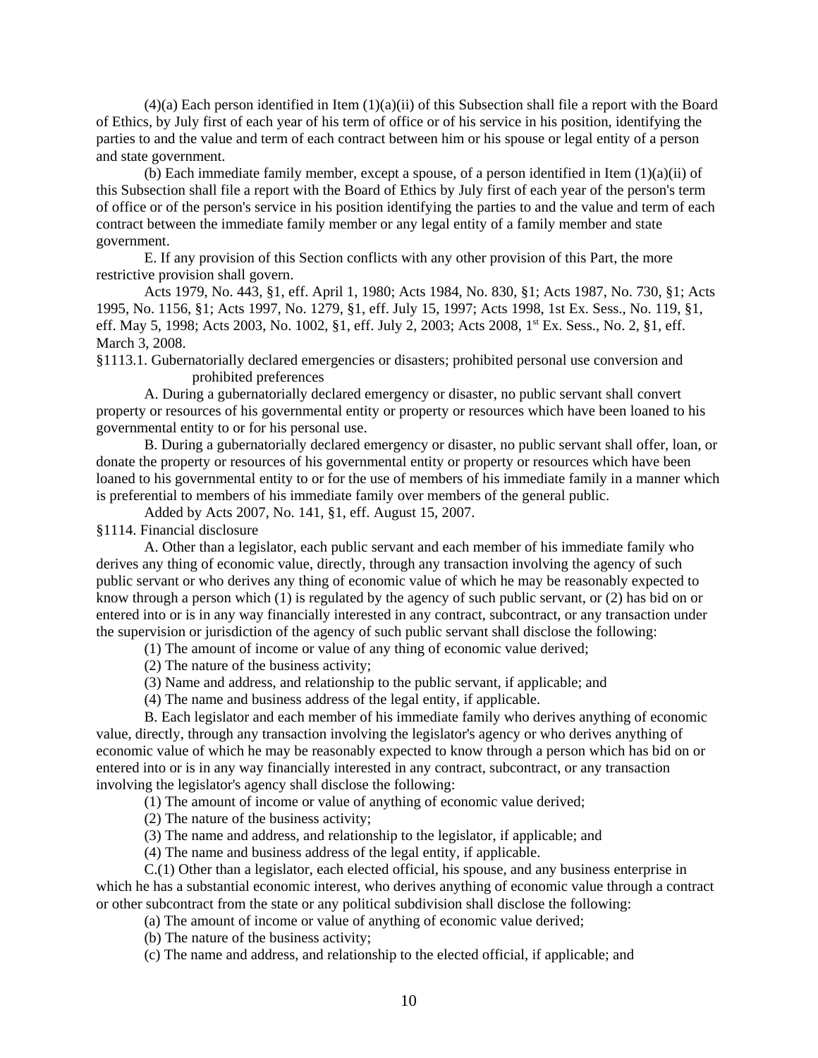(4)(a) Each person identified in Item (1)(a)(ii) of this Subsection shall file a report with the Board of Ethics, by July first of each year of his term of office or of his service in his position, identifying the parties to and the value and term of each contract between him or his spouse or legal entity of a person and state government.

(b) Each immediate family member, except a spouse, of a person identified in Item (1)(a)(ii) of this Subsection shall file a report with the Board of Ethics by July first of each year of the person's term of office or of the person's service in his position identifying the parties to and the value and term of each contract between the immediate family member or any legal entity of a family member and state government.

E. If any provision of this Section conflicts with any other provision of this Part, the more restrictive provision shall govern.

Acts 1979, No. 443, §1, eff. April 1, 1980; Acts 1984, No. 830, §1; Acts 1987, No. 730, §1; Acts 1995, No. 1156, §1; Acts 1997, No. 1279, §1, eff. July 15, 1997; Acts 1998, 1st Ex. Sess., No. 119, §1, eff. May 5, 1998; Acts 2003, No. 1002, §1, eff. July 2, 2003; Acts 2008, 1st Ex. Sess., No. 2, §1, eff. March 3, 2008.

§1113.1. Gubernatorially declared emergencies or disasters; prohibited personal use conversion and prohibited preferences

A. During a gubernatorially declared emergency or disaster, no public servant shall convert property or resources of his governmental entity or property or resources which have been loaned to his governmental entity to or for his personal use.

B. During a gubernatorially declared emergency or disaster, no public servant shall offer, loan, or donate the property or resources of his governmental entity or property or resources which have been loaned to his governmental entity to or for the use of members of his immediate family in a manner which is preferential to members of his immediate family over members of the general public.

Added by Acts 2007, No. 141, §1, eff. August 15, 2007.

§1114. Financial disclosure

A. Other than a legislator, each public servant and each member of his immediate family who derives any thing of economic value, directly, through any transaction involving the agency of such public servant or who derives any thing of economic value of which he may be reasonably expected to know through a person which (1) is regulated by the agency of such public servant, or (2) has bid on or entered into or is in any way financially interested in any contract, subcontract, or any transaction under the supervision or jurisdiction of the agency of such public servant shall disclose the following:

(1) The amount of income or value of any thing of economic value derived;

(2) The nature of the business activity;

(3) Name and address, and relationship to the public servant, if applicable; and

(4) The name and business address of the legal entity, if applicable.

B. Each legislator and each member of his immediate family who derives anything of economic value, directly, through any transaction involving the legislator's agency or who derives anything of economic value of which he may be reasonably expected to know through a person which has bid on or entered into or is in any way financially interested in any contract, subcontract, or any transaction involving the legislator's agency shall disclose the following:

(1) The amount of income or value of anything of economic value derived;

(2) The nature of the business activity;

(3) The name and address, and relationship to the legislator, if applicable; and

(4) The name and business address of the legal entity, if applicable.

C.(1) Other than a legislator, each elected official, his spouse, and any business enterprise in which he has a substantial economic interest, who derives anything of economic value through a contract or other subcontract from the state or any political subdivision shall disclose the following:

(a) The amount of income or value of anything of economic value derived;

(b) The nature of the business activity;

(c) The name and address, and relationship to the elected official, if applicable; and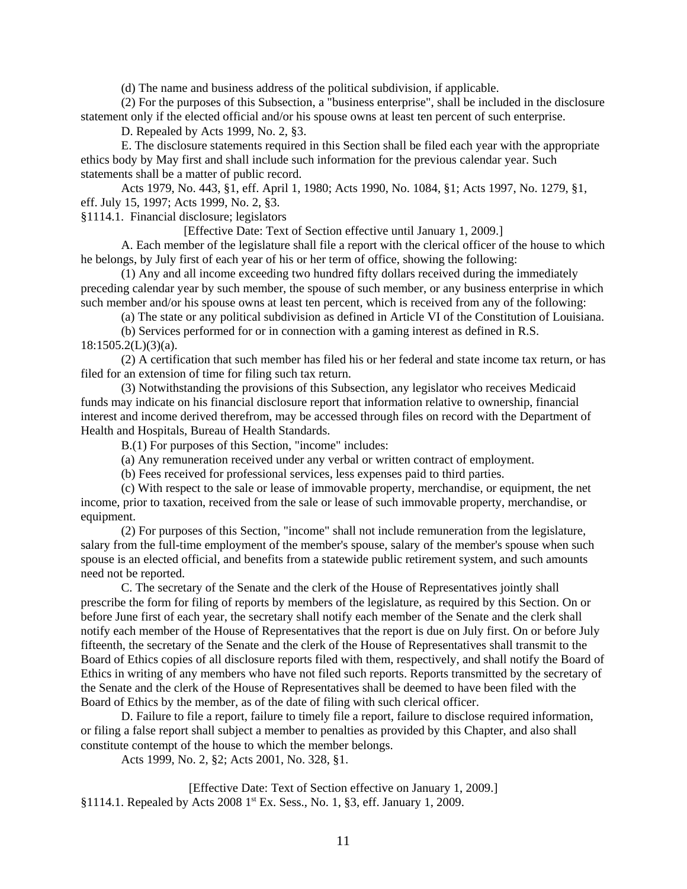(d) The name and business address of the political subdivision, if applicable.

(2) For the purposes of this Subsection, a "business enterprise", shall be included in the disclosure statement only if the elected official and/or his spouse owns at least ten percent of such enterprise.

D. Repealed by Acts 1999, No. 2, §3.

E. The disclosure statements required in this Section shall be filed each year with the appropriate ethics body by May first and shall include such information for the previous calendar year. Such statements shall be a matter of public record.

Acts 1979, No. 443, §1, eff. April 1, 1980; Acts 1990, No. 1084, §1; Acts 1997, No. 1279, §1, eff. July 15, 1997; Acts 1999, No. 2, §3.

§1114.1. Financial disclosure; legislators

[Effective Date: Text of Section effective until January 1, 2009.]

A. Each member of the legislature shall file a report with the clerical officer of the house to which he belongs, by July first of each year of his or her term of office, showing the following:

(1) Any and all income exceeding two hundred fifty dollars received during the immediately preceding calendar year by such member, the spouse of such member, or any business enterprise in which such member and/or his spouse owns at least ten percent, which is received from any of the following:

(a) The state or any political subdivision as defined in Article VI of the Constitution of Louisiana.

(b) Services performed for or in connection with a gaming interest as defined in R.S. 18:1505.2(L)(3)(a).

(2) A certification that such member has filed his or her federal and state income tax return, or has filed for an extension of time for filing such tax return.

(3) Notwithstanding the provisions of this Subsection, any legislator who receives Medicaid funds may indicate on his financial disclosure report that information relative to ownership, financial interest and income derived therefrom, may be accessed through files on record with the Department of Health and Hospitals, Bureau of Health Standards.

B.(1) For purposes of this Section, "income" includes:

(a) Any remuneration received under any verbal or written contract of employment.

(b) Fees received for professional services, less expenses paid to third parties.

(c) With respect to the sale or lease of immovable property, merchandise, or equipment, the net income, prior to taxation, received from the sale or lease of such immovable property, merchandise, or equipment.

(2) For purposes of this Section, "income" shall not include remuneration from the legislature, salary from the full-time employment of the member's spouse, salary of the member's spouse when such spouse is an elected official, and benefits from a statewide public retirement system, and such amounts need not be reported.

C. The secretary of the Senate and the clerk of the House of Representatives jointly shall prescribe the form for filing of reports by members of the legislature, as required by this Section. On or before June first of each year, the secretary shall notify each member of the Senate and the clerk shall notify each member of the House of Representatives that the report is due on July first. On or before July fifteenth, the secretary of the Senate and the clerk of the House of Representatives shall transmit to the Board of Ethics copies of all disclosure reports filed with them, respectively, and shall notify the Board of Ethics in writing of any members who have not filed such reports. Reports transmitted by the secretary of the Senate and the clerk of the House of Representatives shall be deemed to have been filed with the Board of Ethics by the member, as of the date of filing with such clerical officer.

D. Failure to file a report, failure to timely file a report, failure to disclose required information, or filing a false report shall subject a member to penalties as provided by this Chapter, and also shall constitute contempt of the house to which the member belongs.

Acts 1999, No. 2, §2; Acts 2001, No. 328, §1.

[Effective Date: Text of Section effective on January 1, 2009.]

§1114.1. Repealed by Acts 2008 1st Ex. Sess., No. 1, §3, eff. January 1, 2009.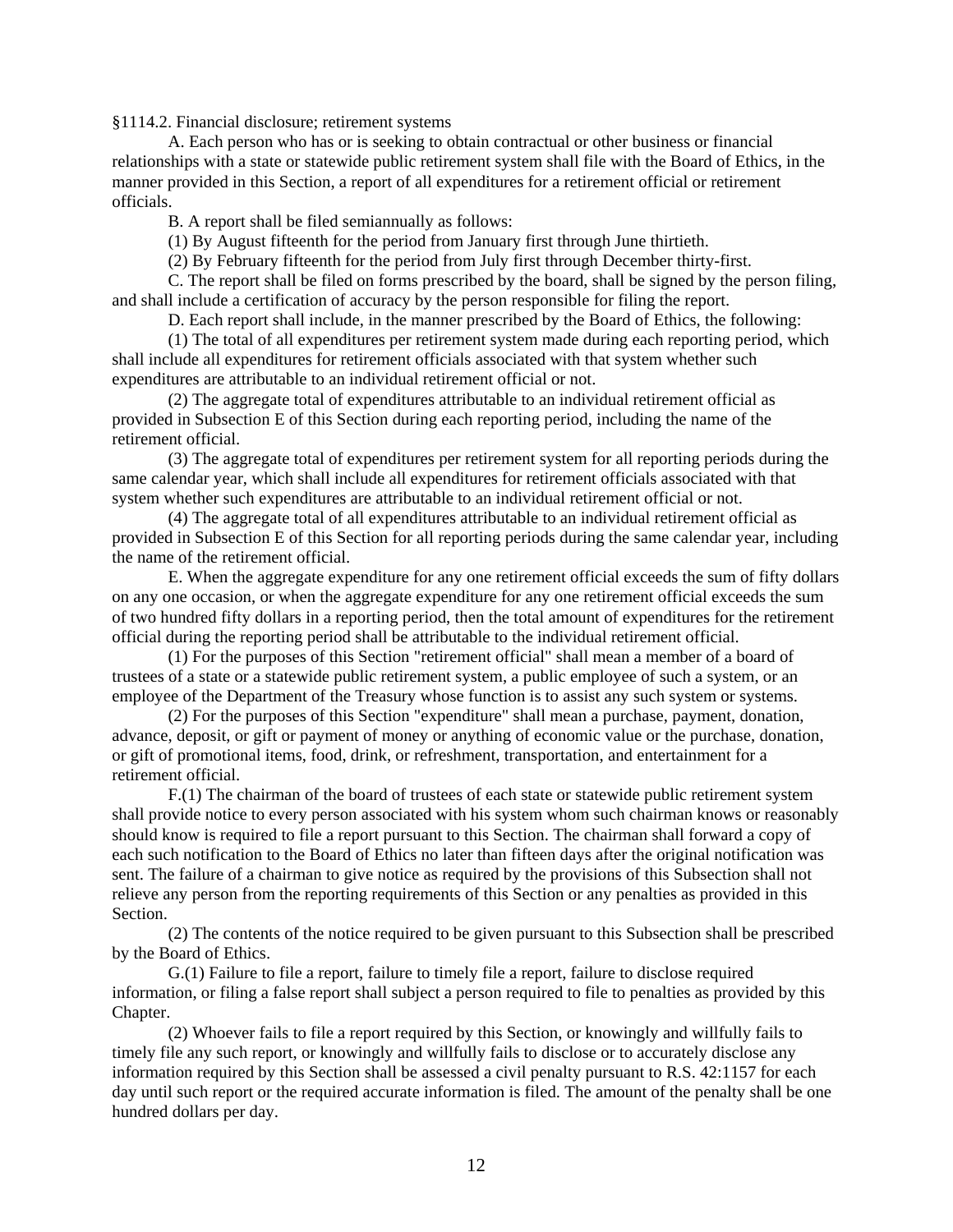§1114.2. Financial disclosure; retirement systems

A. Each person who has or is seeking to obtain contractual or other business or financial relationships with a state or statewide public retirement system shall file with the Board of Ethics, in the manner provided in this Section, a report of all expenditures for a retirement official or retirement officials.

B. A report shall be filed semiannually as follows:

(1) By August fifteenth for the period from January first through June thirtieth.

(2) By February fifteenth for the period from July first through December thirty-first.

C. The report shall be filed on forms prescribed by the board, shall be signed by the person filing, and shall include a certification of accuracy by the person responsible for filing the report.

D. Each report shall include, in the manner prescribed by the Board of Ethics, the following:

(1) The total of all expenditures per retirement system made during each reporting period, which shall include all expenditures for retirement officials associated with that system whether such expenditures are attributable to an individual retirement official or not.

(2) The aggregate total of expenditures attributable to an individual retirement official as provided in Subsection E of this Section during each reporting period, including the name of the retirement official.

(3) The aggregate total of expenditures per retirement system for all reporting periods during the same calendar year, which shall include all expenditures for retirement officials associated with that system whether such expenditures are attributable to an individual retirement official or not.

(4) The aggregate total of all expenditures attributable to an individual retirement official as provided in Subsection E of this Section for all reporting periods during the same calendar year, including the name of the retirement official.

E. When the aggregate expenditure for any one retirement official exceeds the sum of fifty dollars on any one occasion, or when the aggregate expenditure for any one retirement official exceeds the sum of two hundred fifty dollars in a reporting period, then the total amount of expenditures for the retirement official during the reporting period shall be attributable to the individual retirement official.

(1) For the purposes of this Section "retirement official" shall mean a member of a board of trustees of a state or a statewide public retirement system, a public employee of such a system, or an employee of the Department of the Treasury whose function is to assist any such system or systems.

(2) For the purposes of this Section "expenditure" shall mean a purchase, payment, donation, advance, deposit, or gift or payment of money or anything of economic value or the purchase, donation, or gift of promotional items, food, drink, or refreshment, transportation, and entertainment for a retirement official.

F.(1) The chairman of the board of trustees of each state or statewide public retirement system shall provide notice to every person associated with his system whom such chairman knows or reasonably should know is required to file a report pursuant to this Section. The chairman shall forward a copy of each such notification to the Board of Ethics no later than fifteen days after the original notification was sent. The failure of a chairman to give notice as required by the provisions of this Subsection shall not relieve any person from the reporting requirements of this Section or any penalties as provided in this Section.

(2) The contents of the notice required to be given pursuant to this Subsection shall be prescribed by the Board of Ethics.

G.(1) Failure to file a report, failure to timely file a report, failure to disclose required information, or filing a false report shall subject a person required to file to penalties as provided by this Chapter.

(2) Whoever fails to file a report required by this Section, or knowingly and willfully fails to timely file any such report, or knowingly and willfully fails to disclose or to accurately disclose any information required by this Section shall be assessed a civil penalty pursuant to R.S. 42:1157 for each day until such report or the required accurate information is filed. The amount of the penalty shall be one hundred dollars per day.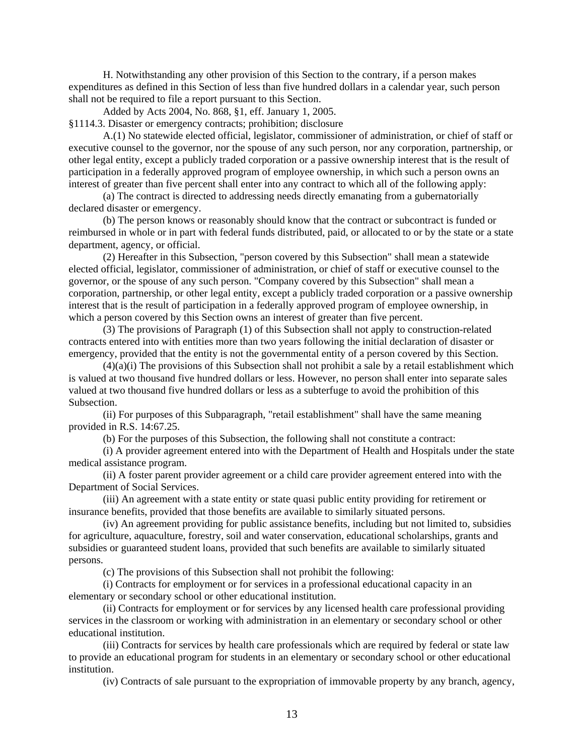H. Notwithstanding any other provision of this Section to the contrary, if a person makes expenditures as defined in this Section of less than five hundred dollars in a calendar year, such person shall not be required to file a report pursuant to this Section.

Added by Acts 2004, No. 868, §1, eff. January 1, 2005.

§1114.3. Disaster or emergency contracts; prohibition; disclosure

A.(1) No statewide elected official, legislator, commissioner of administration, or chief of staff or executive counsel to the governor, nor the spouse of any such person, nor any corporation, partnership, or other legal entity, except a publicly traded corporation or a passive ownership interest that is the result of participation in a federally approved program of employee ownership, in which such a person owns an interest of greater than five percent shall enter into any contract to which all of the following apply:

(a) The contract is directed to addressing needs directly emanating from a gubernatorially declared disaster or emergency.

(b) The person knows or reasonably should know that the contract or subcontract is funded or reimbursed in whole or in part with federal funds distributed, paid, or allocated to or by the state or a state department, agency, or official.

(2) Hereafter in this Subsection, "person covered by this Subsection" shall mean a statewide elected official, legislator, commissioner of administration, or chief of staff or executive counsel to the governor, or the spouse of any such person. "Company covered by this Subsection" shall mean a corporation, partnership, or other legal entity, except a publicly traded corporation or a passive ownership interest that is the result of participation in a federally approved program of employee ownership, in which a person covered by this Section owns an interest of greater than five percent.

(3) The provisions of Paragraph (1) of this Subsection shall not apply to construction-related contracts entered into with entities more than two years following the initial declaration of disaster or emergency, provided that the entity is not the governmental entity of a person covered by this Section.

(4)(a)(i) The provisions of this Subsection shall not prohibit a sale by a retail establishment which is valued at two thousand five hundred dollars or less. However, no person shall enter into separate sales valued at two thousand five hundred dollars or less as a subterfuge to avoid the prohibition of this Subsection.

(ii) For purposes of this Subparagraph, "retail establishment" shall have the same meaning provided in R.S. 14:67.25.

(b) For the purposes of this Subsection, the following shall not constitute a contract:

(i) A provider agreement entered into with the Department of Health and Hospitals under the state medical assistance program.

(ii) A foster parent provider agreement or a child care provider agreement entered into with the Department of Social Services.

(iii) An agreement with a state entity or state quasi public entity providing for retirement or insurance benefits, provided that those benefits are available to similarly situated persons.

(iv) An agreement providing for public assistance benefits, including but not limited to, subsidies for agriculture, aquaculture, forestry, soil and water conservation, educational scholarships, grants and subsidies or guaranteed student loans, provided that such benefits are available to similarly situated persons.

(c) The provisions of this Subsection shall not prohibit the following:

(i) Contracts for employment or for services in a professional educational capacity in an elementary or secondary school or other educational institution.

(ii) Contracts for employment or for services by any licensed health care professional providing services in the classroom or working with administration in an elementary or secondary school or other educational institution.

(iii) Contracts for services by health care professionals which are required by federal or state law to provide an educational program for students in an elementary or secondary school or other educational institution.

(iv) Contracts of sale pursuant to the expropriation of immovable property by any branch, agency,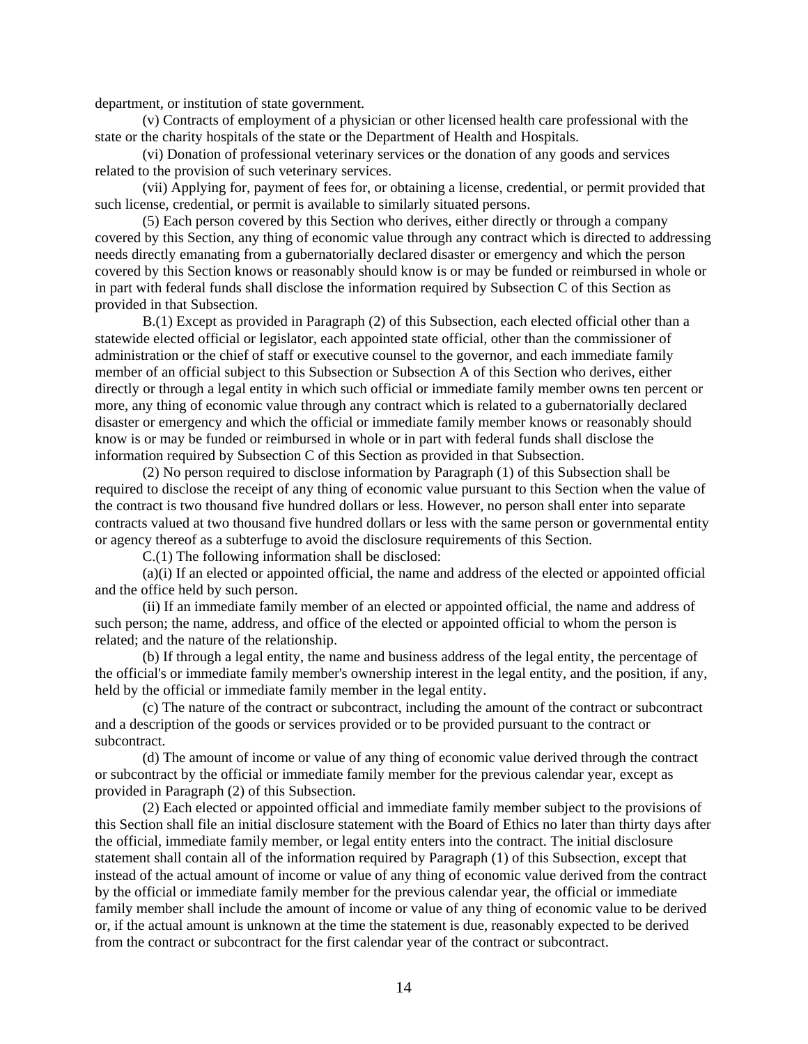department, or institution of state government.

(v) Contracts of employment of a physician or other licensed health care professional with the state or the charity hospitals of the state or the Department of Health and Hospitals.

(vi) Donation of professional veterinary services or the donation of any goods and services related to the provision of such veterinary services.

(vii) Applying for, payment of fees for, or obtaining a license, credential, or permit provided that such license, credential, or permit is available to similarly situated persons.

(5) Each person covered by this Section who derives, either directly or through a company covered by this Section, any thing of economic value through any contract which is directed to addressing needs directly emanating from a gubernatorially declared disaster or emergency and which the person covered by this Section knows or reasonably should know is or may be funded or reimbursed in whole or in part with federal funds shall disclose the information required by Subsection C of this Section as provided in that Subsection.

B.(1) Except as provided in Paragraph (2) of this Subsection, each elected official other than a statewide elected official or legislator, each appointed state official, other than the commissioner of administration or the chief of staff or executive counsel to the governor, and each immediate family member of an official subject to this Subsection or Subsection A of this Section who derives, either directly or through a legal entity in which such official or immediate family member owns ten percent or more, any thing of economic value through any contract which is related to a gubernatorially declared disaster or emergency and which the official or immediate family member knows or reasonably should know is or may be funded or reimbursed in whole or in part with federal funds shall disclose the information required by Subsection C of this Section as provided in that Subsection.

(2) No person required to disclose information by Paragraph (1) of this Subsection shall be required to disclose the receipt of any thing of economic value pursuant to this Section when the value of the contract is two thousand five hundred dollars or less. However, no person shall enter into separate contracts valued at two thousand five hundred dollars or less with the same person or governmental entity or agency thereof as a subterfuge to avoid the disclosure requirements of this Section.

C.(1) The following information shall be disclosed:

(a)(i) If an elected or appointed official, the name and address of the elected or appointed official and the office held by such person.

(ii) If an immediate family member of an elected or appointed official, the name and address of such person; the name, address, and office of the elected or appointed official to whom the person is related; and the nature of the relationship.

(b) If through a legal entity, the name and business address of the legal entity, the percentage of the official's or immediate family member's ownership interest in the legal entity, and the position, if any, held by the official or immediate family member in the legal entity.

(c) The nature of the contract or subcontract, including the amount of the contract or subcontract and a description of the goods or services provided or to be provided pursuant to the contract or subcontract.

(d) The amount of income or value of any thing of economic value derived through the contract or subcontract by the official or immediate family member for the previous calendar year, except as provided in Paragraph (2) of this Subsection.

(2) Each elected or appointed official and immediate family member subject to the provisions of this Section shall file an initial disclosure statement with the Board of Ethics no later than thirty days after the official, immediate family member, or legal entity enters into the contract. The initial disclosure statement shall contain all of the information required by Paragraph (1) of this Subsection, except that instead of the actual amount of income or value of any thing of economic value derived from the contract by the official or immediate family member for the previous calendar year, the official or immediate family member shall include the amount of income or value of any thing of economic value to be derived or, if the actual amount is unknown at the time the statement is due, reasonably expected to be derived from the contract or subcontract for the first calendar year of the contract or subcontract.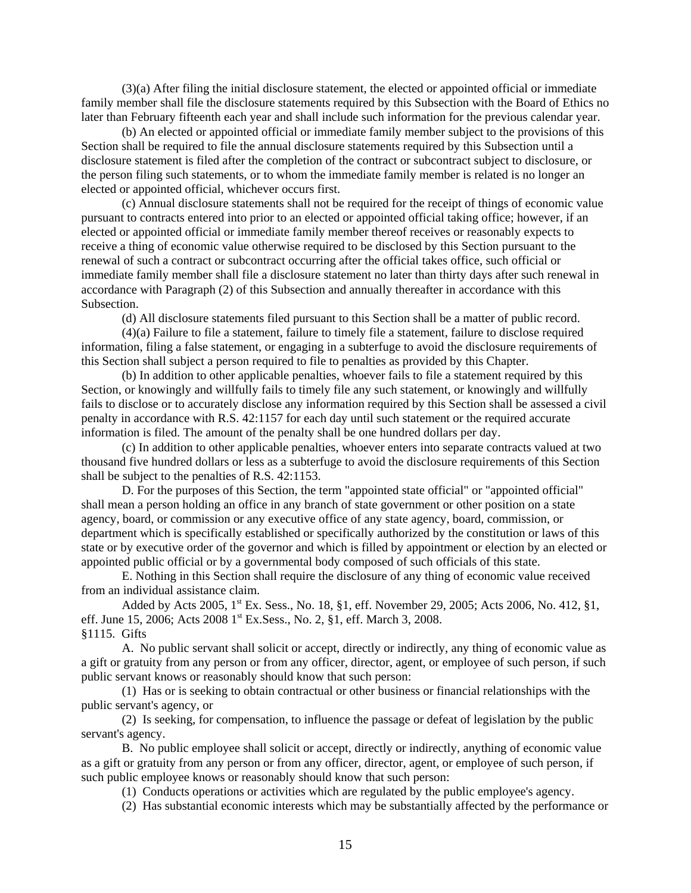(3)(a) After filing the initial disclosure statement, the elected or appointed official or immediate family member shall file the disclosure statements required by this Subsection with the Board of Ethics no later than February fifteenth each year and shall include such information for the previous calendar year.

(b) An elected or appointed official or immediate family member subject to the provisions of this Section shall be required to file the annual disclosure statements required by this Subsection until a disclosure statement is filed after the completion of the contract or subcontract subject to disclosure, or the person filing such statements, or to whom the immediate family member is related is no longer an elected or appointed official, whichever occurs first.

(c) Annual disclosure statements shall not be required for the receipt of things of economic value pursuant to contracts entered into prior to an elected or appointed official taking office; however, if an elected or appointed official or immediate family member thereof receives or reasonably expects to receive a thing of economic value otherwise required to be disclosed by this Section pursuant to the renewal of such a contract or subcontract occurring after the official takes office, such official or immediate family member shall file a disclosure statement no later than thirty days after such renewal in accordance with Paragraph (2) of this Subsection and annually thereafter in accordance with this Subsection.

(d) All disclosure statements filed pursuant to this Section shall be a matter of public record.

(4)(a) Failure to file a statement, failure to timely file a statement, failure to disclose required information, filing a false statement, or engaging in a subterfuge to avoid the disclosure requirements of this Section shall subject a person required to file to penalties as provided by this Chapter.

(b) In addition to other applicable penalties, whoever fails to file a statement required by this Section, or knowingly and willfully fails to timely file any such statement, or knowingly and willfully fails to disclose or to accurately disclose any information required by this Section shall be assessed a civil penalty in accordance with R.S. 42:1157 for each day until such statement or the required accurate information is filed. The amount of the penalty shall be one hundred dollars per day.

(c) In addition to other applicable penalties, whoever enters into separate contracts valued at two thousand five hundred dollars or less as a subterfuge to avoid the disclosure requirements of this Section shall be subject to the penalties of R.S. 42:1153.

D. For the purposes of this Section, the term "appointed state official" or "appointed official" shall mean a person holding an office in any branch of state government or other position on a state agency, board, or commission or any executive office of any state agency, board, commission, or department which is specifically established or specifically authorized by the constitution or laws of this state or by executive order of the governor and which is filled by appointment or election by an elected or appointed public official or by a governmental body composed of such officials of this state.

E. Nothing in this Section shall require the disclosure of any thing of economic value received from an individual assistance claim.

Added by Acts 2005, 1st Ex. Sess., No. 18, §1, eff. November 29, 2005; Acts 2006, No. 412, §1, eff. June 15, 2006; Acts 2008 1st Ex.Sess., No. 2, §1, eff. March 3, 2008.

§1115. Gifts

A. No public servant shall solicit or accept, directly or indirectly, any thing of economic value as a gift or gratuity from any person or from any officer, director, agent, or employee of such person, if such public servant knows or reasonably should know that such person:

(1) Has or is seeking to obtain contractual or other business or financial relationships with the public servant's agency, or

(2) Is seeking, for compensation, to influence the passage or defeat of legislation by the public servant's agency.

B. No public employee shall solicit or accept, directly or indirectly, anything of economic value as a gift or gratuity from any person or from any officer, director, agent, or employee of such person, if such public employee knows or reasonably should know that such person:

(1) Conducts operations or activities which are regulated by the public employee's agency.

(2) Has substantial economic interests which may be substantially affected by the performance or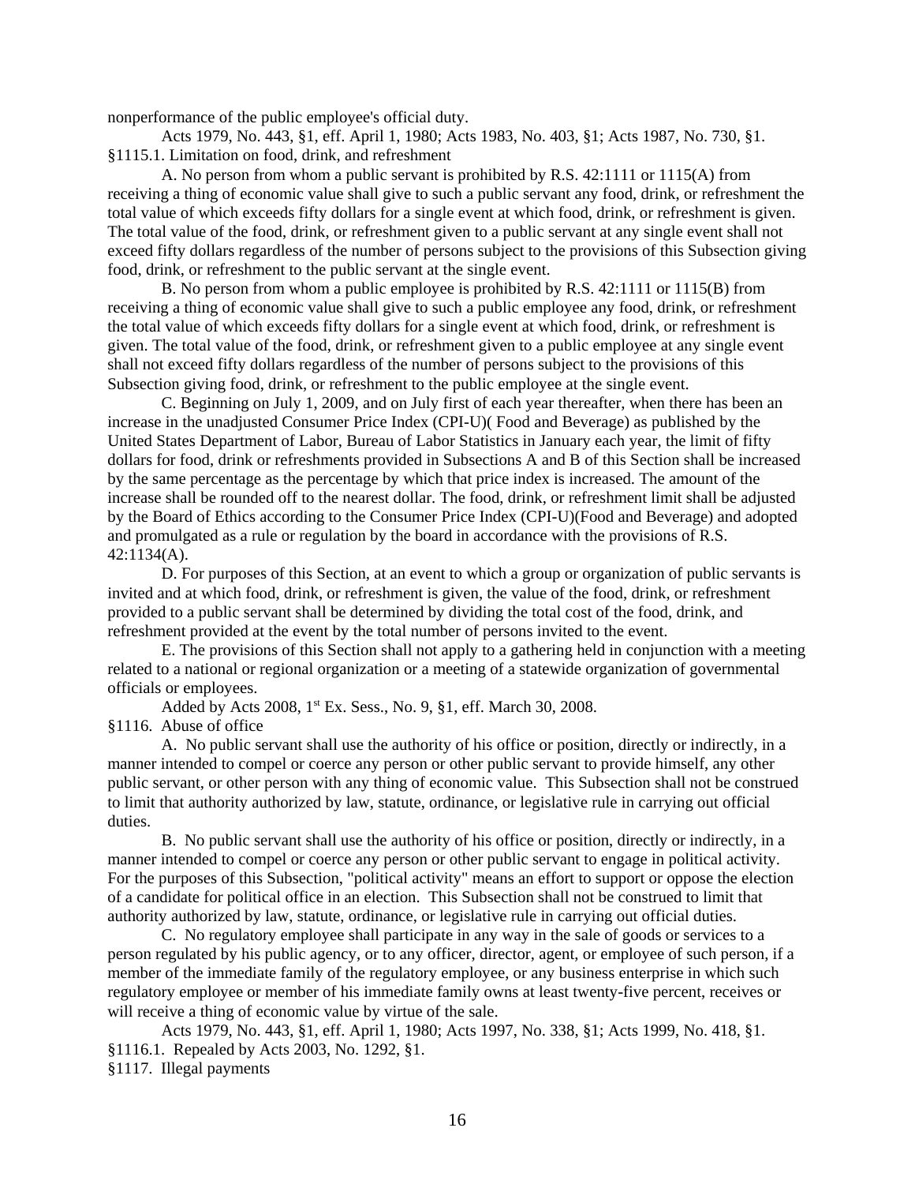nonperformance of the public employee's official duty.

Acts 1979, No. 443, §1, eff. April 1, 1980; Acts 1983, No. 403, §1; Acts 1987, No. 730, §1.

§1115.1. Limitation on food, drink, and refreshment

A. No person from whom a public servant is prohibited by R.S. 42:1111 or 1115(A) from receiving a thing of economic value shall give to such a public servant any food, drink, or refreshment the total value of which exceeds fifty dollars for a single event at which food, drink, or refreshment is given. The total value of the food, drink, or refreshment given to a public servant at any single event shall not exceed fifty dollars regardless of the number of persons subject to the provisions of this Subsection giving food, drink, or refreshment to the public servant at the single event.

B. No person from whom a public employee is prohibited by R.S. 42:1111 or 1115(B) from receiving a thing of economic value shall give to such a public employee any food, drink, or refreshment the total value of which exceeds fifty dollars for a single event at which food, drink, or refreshment is given. The total value of the food, drink, or refreshment given to a public employee at any single event shall not exceed fifty dollars regardless of the number of persons subject to the provisions of this Subsection giving food, drink, or refreshment to the public employee at the single event.

C. Beginning on July 1, 2009, and on July first of each year thereafter, when there has been an increase in the unadjusted Consumer Price Index (CPI-U)( Food and Beverage) as published by the United States Department of Labor, Bureau of Labor Statistics in January each year, the limit of fifty dollars for food, drink or refreshments provided in Subsections A and B of this Section shall be increased by the same percentage as the percentage by which that price index is increased. The amount of the increase shall be rounded off to the nearest dollar. The food, drink, or refreshment limit shall be adjusted by the Board of Ethics according to the Consumer Price Index (CPI-U)(Food and Beverage) and adopted and promulgated as a rule or regulation by the board in accordance with the provisions of R.S. 42:1134(A).

D. For purposes of this Section, at an event to which a group or organization of public servants is invited and at which food, drink, or refreshment is given, the value of the food, drink, or refreshment provided to a public servant shall be determined by dividing the total cost of the food, drink, and refreshment provided at the event by the total number of persons invited to the event.

E. The provisions of this Section shall not apply to a gathering held in conjunction with a meeting related to a national or regional organization or a meeting of a statewide organization of governmental officials or employees.

Added by Acts 2008, 1st Ex. Sess., No. 9, §1, eff. March 30, 2008.

§1116. Abuse of office

A. No public servant shall use the authority of his office or position, directly or indirectly, in a manner intended to compel or coerce any person or other public servant to provide himself, any other public servant, or other person with any thing of economic value. This Subsection shall not be construed to limit that authority authorized by law, statute, ordinance, or legislative rule in carrying out official duties.

B. No public servant shall use the authority of his office or position, directly or indirectly, in a manner intended to compel or coerce any person or other public servant to engage in political activity. For the purposes of this Subsection, "political activity" means an effort to support or oppose the election of a candidate for political office in an election. This Subsection shall not be construed to limit that authority authorized by law, statute, ordinance, or legislative rule in carrying out official duties.

C. No regulatory employee shall participate in any way in the sale of goods or services to a person regulated by his public agency, or to any officer, director, agent, or employee of such person, if a member of the immediate family of the regulatory employee, or any business enterprise in which such regulatory employee or member of his immediate family owns at least twenty-five percent, receives or will receive a thing of economic value by virtue of the sale.

Acts 1979, No. 443, §1, eff. April 1, 1980; Acts 1997, No. 338, §1; Acts 1999, No. 418, §1.

§1116.1. Repealed by Acts 2003, No. 1292, §1.

§1117. Illegal payments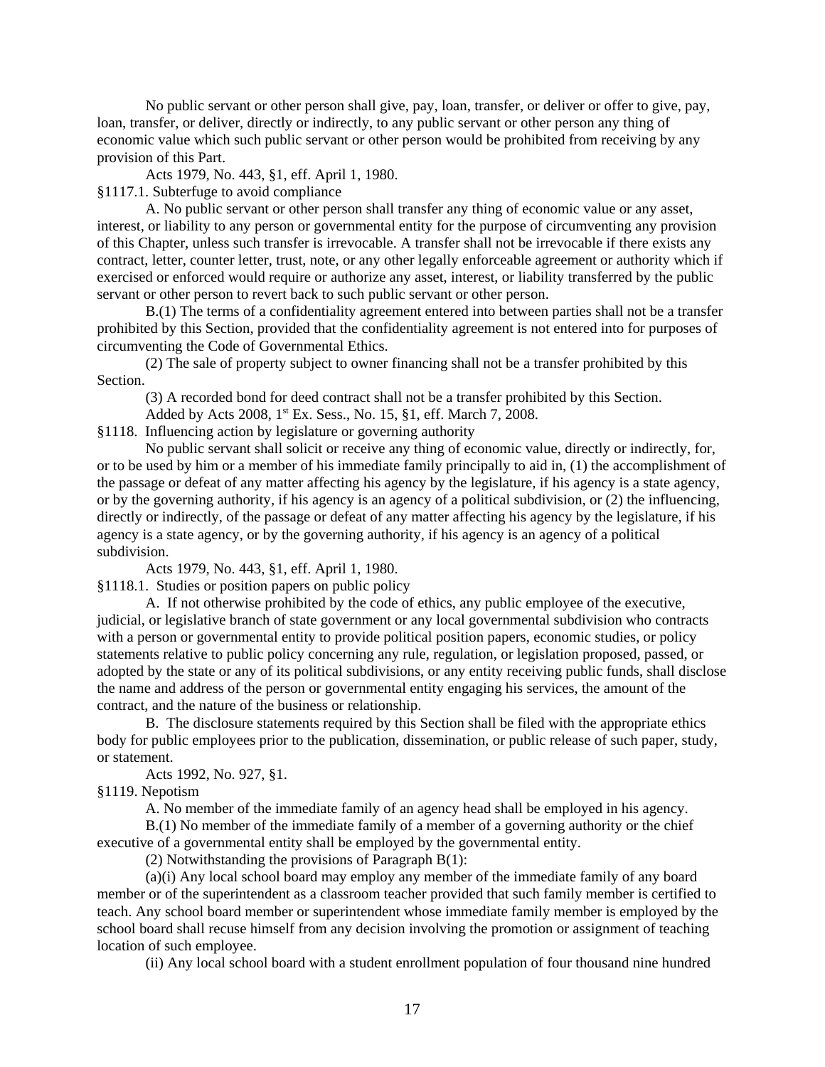No public servant or other person shall give, pay, loan, transfer, or deliver or offer to give, pay, loan, transfer, or deliver, directly or indirectly, to any public servant or other person any thing of economic value which such public servant or other person would be prohibited from receiving by any provision of this Part.

Acts 1979, No. 443, §1, eff. April 1, 1980.

§1117.1. Subterfuge to avoid compliance

A. No public servant or other person shall transfer any thing of economic value or any asset, interest, or liability to any person or governmental entity for the purpose of circumventing any provision of this Chapter, unless such transfer is irrevocable. A transfer shall not be irrevocable if there exists any contract, letter, counter letter, trust, note, or any other legally enforceable agreement or authority which if exercised or enforced would require or authorize any asset, interest, or liability transferred by the public servant or other person to revert back to such public servant or other person.

B.(1) The terms of a confidentiality agreement entered into between parties shall not be a transfer prohibited by this Section, provided that the confidentiality agreement is not entered into for purposes of circumventing the Code of Governmental Ethics.

(2) The sale of property subject to owner financing shall not be a transfer prohibited by this Section.

(3) A recorded bond for deed contract shall not be a transfer prohibited by this Section.

Added by Acts 2008, 1st Ex. Sess., No. 15, §1, eff. March 7, 2008.

§1118. Influencing action by legislature or governing authority

No public servant shall solicit or receive any thing of economic value, directly or indirectly, for, or to be used by him or a member of his immediate family principally to aid in, (1) the accomplishment of the passage or defeat of any matter affecting his agency by the legislature, if his agency is a state agency, or by the governing authority, if his agency is an agency of a political subdivision, or (2) the influencing, directly or indirectly, of the passage or defeat of any matter affecting his agency by the legislature, if his agency is a state agency, or by the governing authority, if his agency is an agency of a political subdivision.

Acts 1979, No. 443, §1, eff. April 1, 1980.

§1118.1. Studies or position papers on public policy

A. If not otherwise prohibited by the code of ethics, any public employee of the executive, judicial, or legislative branch of state government or any local governmental subdivision who contracts with a person or governmental entity to provide political position papers, economic studies, or policy statements relative to public policy concerning any rule, regulation, or legislation proposed, passed, or adopted by the state or any of its political subdivisions, or any entity receiving public funds, shall disclose the name and address of the person or governmental entity engaging his services, the amount of the contract, and the nature of the business or relationship.

B. The disclosure statements required by this Section shall be filed with the appropriate ethics body for public employees prior to the publication, dissemination, or public release of such paper, study, or statement.

Acts 1992, No. 927, §1.

§1119. Nepotism

A. No member of the immediate family of an agency head shall be employed in his agency.

B.(1) No member of the immediate family of a member of a governing authority or the chief executive of a governmental entity shall be employed by the governmental entity.

(2) Notwithstanding the provisions of Paragraph B(1):

(a)(i) Any local school board may employ any member of the immediate family of any board member or of the superintendent as a classroom teacher provided that such family member is certified to teach. Any school board member or superintendent whose immediate family member is employed by the school board shall recuse himself from any decision involving the promotion or assignment of teaching location of such employee.

(ii) Any local school board with a student enrollment population of four thousand nine hundred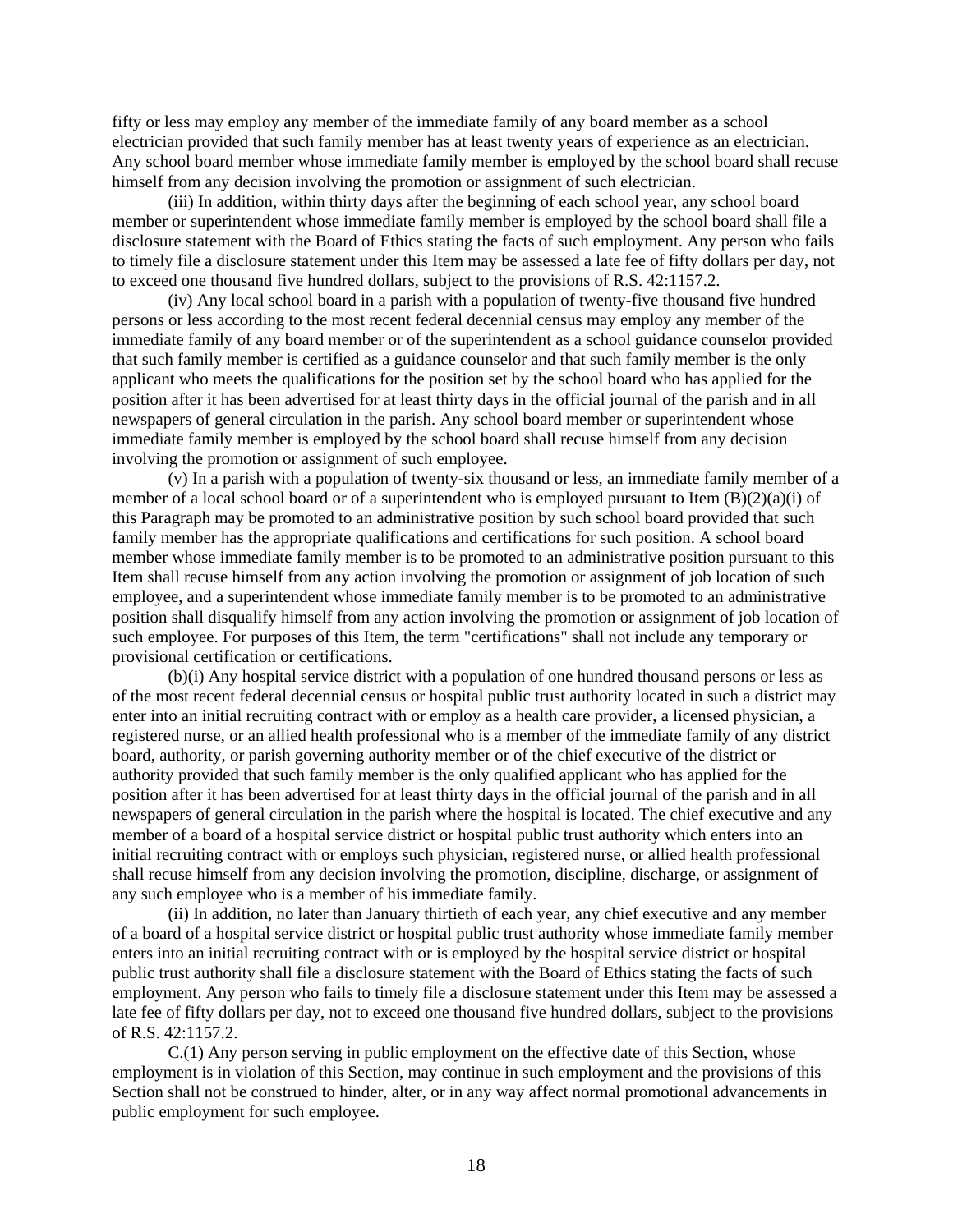fifty or less may employ any member of the immediate family of any board member as a school electrician provided that such family member has at least twenty years of experience as an electrician. Any school board member whose immediate family member is employed by the school board shall recuse himself from any decision involving the promotion or assignment of such electrician.

(iii) In addition, within thirty days after the beginning of each school year, any school board member or superintendent whose immediate family member is employed by the school board shall file a disclosure statement with the Board of Ethics stating the facts of such employment. Any person who fails to timely file a disclosure statement under this Item may be assessed a late fee of fifty dollars per day, not to exceed one thousand five hundred dollars, subject to the provisions of R.S. 42:1157.2.

(iv) Any local school board in a parish with a population of twenty-five thousand five hundred persons or less according to the most recent federal decennial census may employ any member of the immediate family of any board member or of the superintendent as a school guidance counselor provided that such family member is certified as a guidance counselor and that such family member is the only applicant who meets the qualifications for the position set by the school board who has applied for the position after it has been advertised for at least thirty days in the official journal of the parish and in all newspapers of general circulation in the parish. Any school board member or superintendent whose immediate family member is employed by the school board shall recuse himself from any decision involving the promotion or assignment of such employee.

(v) In a parish with a population of twenty-six thousand or less, an immediate family member of a member of a local school board or of a superintendent who is employed pursuant to Item (B)(2)(a)(i) of this Paragraph may be promoted to an administrative position by such school board provided that such family member has the appropriate qualifications and certifications for such position. A school board member whose immediate family member is to be promoted to an administrative position pursuant to this Item shall recuse himself from any action involving the promotion or assignment of job location of such employee, and a superintendent whose immediate family member is to be promoted to an administrative position shall disqualify himself from any action involving the promotion or assignment of job location of such employee. For purposes of this Item, the term "certifications" shall not include any temporary or provisional certification or certifications.

(b)(i) Any hospital service district with a population of one hundred thousand persons or less as of the most recent federal decennial census or hospital public trust authority located in such a district may enter into an initial recruiting contract with or employ as a health care provider, a licensed physician, a registered nurse, or an allied health professional who is a member of the immediate family of any district board, authority, or parish governing authority member or of the chief executive of the district or authority provided that such family member is the only qualified applicant who has applied for the position after it has been advertised for at least thirty days in the official journal of the parish and in all newspapers of general circulation in the parish where the hospital is located. The chief executive and any member of a board of a hospital service district or hospital public trust authority which enters into an initial recruiting contract with or employs such physician, registered nurse, or allied health professional shall recuse himself from any decision involving the promotion, discipline, discharge, or assignment of any such employee who is a member of his immediate family.

(ii) In addition, no later than January thirtieth of each year, any chief executive and any member of a board of a hospital service district or hospital public trust authority whose immediate family member enters into an initial recruiting contract with or is employed by the hospital service district or hospital public trust authority shall file a disclosure statement with the Board of Ethics stating the facts of such employment. Any person who fails to timely file a disclosure statement under this Item may be assessed a late fee of fifty dollars per day, not to exceed one thousand five hundred dollars, subject to the provisions of R.S. 42:1157.2.

C.(1) Any person serving in public employment on the effective date of this Section, whose employment is in violation of this Section, may continue in such employment and the provisions of this Section shall not be construed to hinder, alter, or in any way affect normal promotional advancements in public employment for such employee.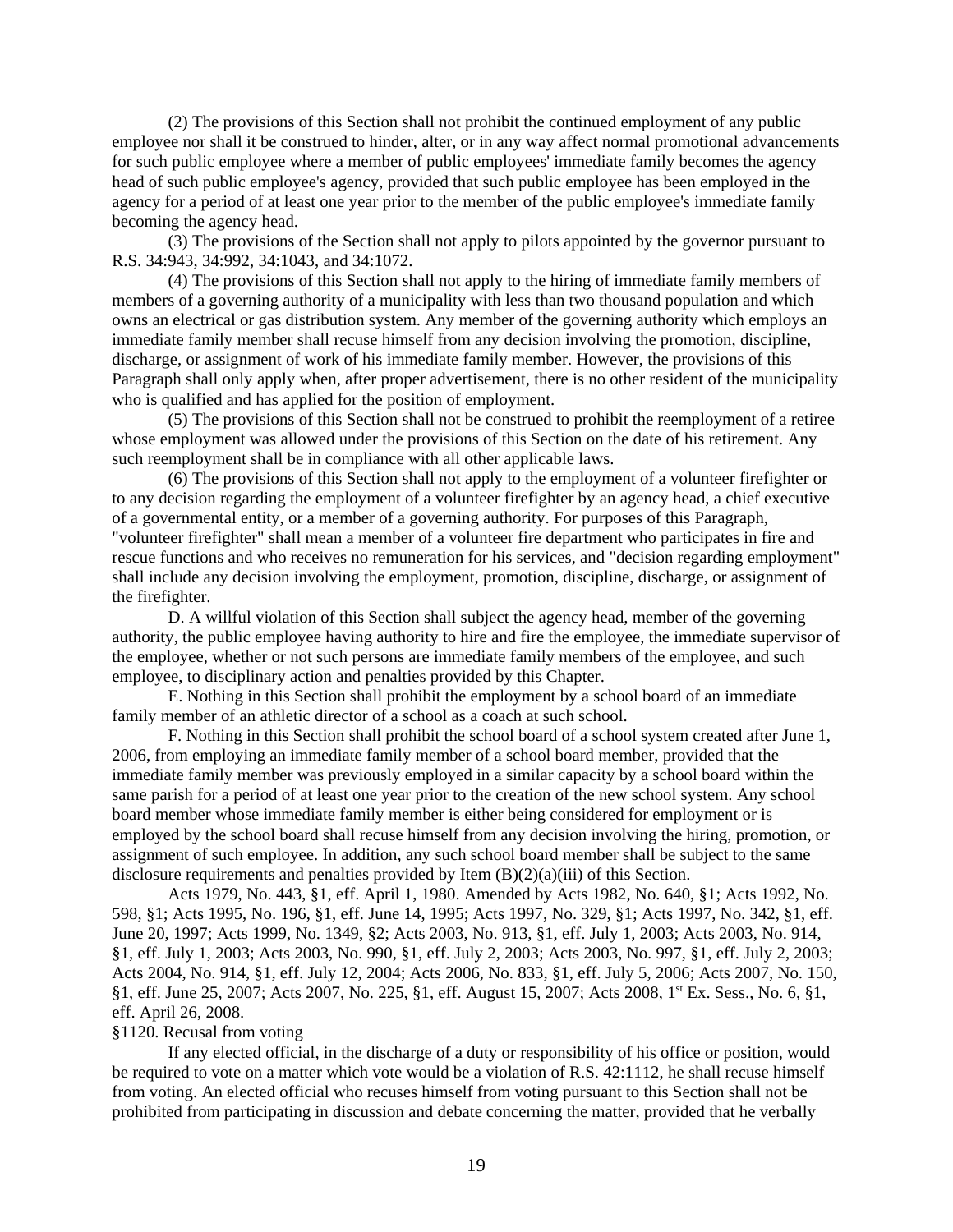(2) The provisions of this Section shall not prohibit the continued employment of any public employee nor shall it be construed to hinder, alter, or in any way affect normal promotional advancements for such public employee where a member of public employees' immediate family becomes the agency head of such public employee's agency, provided that such public employee has been employed in the agency for a period of at least one year prior to the member of the public employee's immediate family becoming the agency head.

(3) The provisions of the Section shall not apply to pilots appointed by the governor pursuant to R.S. 34:943, 34:992, 34:1043, and 34:1072.

(4) The provisions of this Section shall not apply to the hiring of immediate family members of members of a governing authority of a municipality with less than two thousand population and which owns an electrical or gas distribution system. Any member of the governing authority which employs an immediate family member shall recuse himself from any decision involving the promotion, discipline, discharge, or assignment of work of his immediate family member. However, the provisions of this Paragraph shall only apply when, after proper advertisement, there is no other resident of the municipality who is qualified and has applied for the position of employment.

(5) The provisions of this Section shall not be construed to prohibit the reemployment of a retiree whose employment was allowed under the provisions of this Section on the date of his retirement. Any such reemployment shall be in compliance with all other applicable laws.

(6) The provisions of this Section shall not apply to the employment of a volunteer firefighter or to any decision regarding the employment of a volunteer firefighter by an agency head, a chief executive of a governmental entity, or a member of a governing authority. For purposes of this Paragraph, "volunteer firefighter" shall mean a member of a volunteer fire department who participates in fire and rescue functions and who receives no remuneration for his services, and "decision regarding employment" shall include any decision involving the employment, promotion, discipline, discharge, or assignment of the firefighter.

D. A willful violation of this Section shall subject the agency head, member of the governing authority, the public employee having authority to hire and fire the employee, the immediate supervisor of the employee, whether or not such persons are immediate family members of the employee, and such employee, to disciplinary action and penalties provided by this Chapter.

E. Nothing in this Section shall prohibit the employment by a school board of an immediate family member of an athletic director of a school as a coach at such school.

F. Nothing in this Section shall prohibit the school board of a school system created after June 1, 2006, from employing an immediate family member of a school board member, provided that the immediate family member was previously employed in a similar capacity by a school board within the same parish for a period of at least one year prior to the creation of the new school system. Any school board member whose immediate family member is either being considered for employment or is employed by the school board shall recuse himself from any decision involving the hiring, promotion, or assignment of such employee. In addition, any such school board member shall be subject to the same disclosure requirements and penalties provided by Item (B)(2)(a)(iii) of this Section.

Acts 1979, No. 443, §1, eff. April 1, 1980. Amended by Acts 1982, No. 640, §1; Acts 1992, No. 598, §1; Acts 1995, No. 196, §1, eff. June 14, 1995; Acts 1997, No. 329, §1; Acts 1997, No. 342, §1, eff. June 20, 1997; Acts 1999, No. 1349, §2; Acts 2003, No. 913, §1, eff. July 1, 2003; Acts 2003, No. 914, §1, eff. July 1, 2003; Acts 2003, No. 990, §1, eff. July 2, 2003; Acts 2003, No. 997, §1, eff. July 2, 2003; Acts 2004, No. 914, §1, eff. July 12, 2004; Acts 2006, No. 833, §1, eff. July 5, 2006; Acts 2007, No. 150, §1, eff. June 25, 2007; Acts 2007, No. 225, §1, eff. August 15, 2007; Acts 2008, 1st Ex. Sess., No. 6, §1, eff. April 26, 2008.

§1120. Recusal from voting

If any elected official, in the discharge of a duty or responsibility of his office or position, would be required to vote on a matter which vote would be a violation of R.S. 42:1112, he shall recuse himself from voting. An elected official who recuses himself from voting pursuant to this Section shall not be prohibited from participating in discussion and debate concerning the matter, provided that he verbally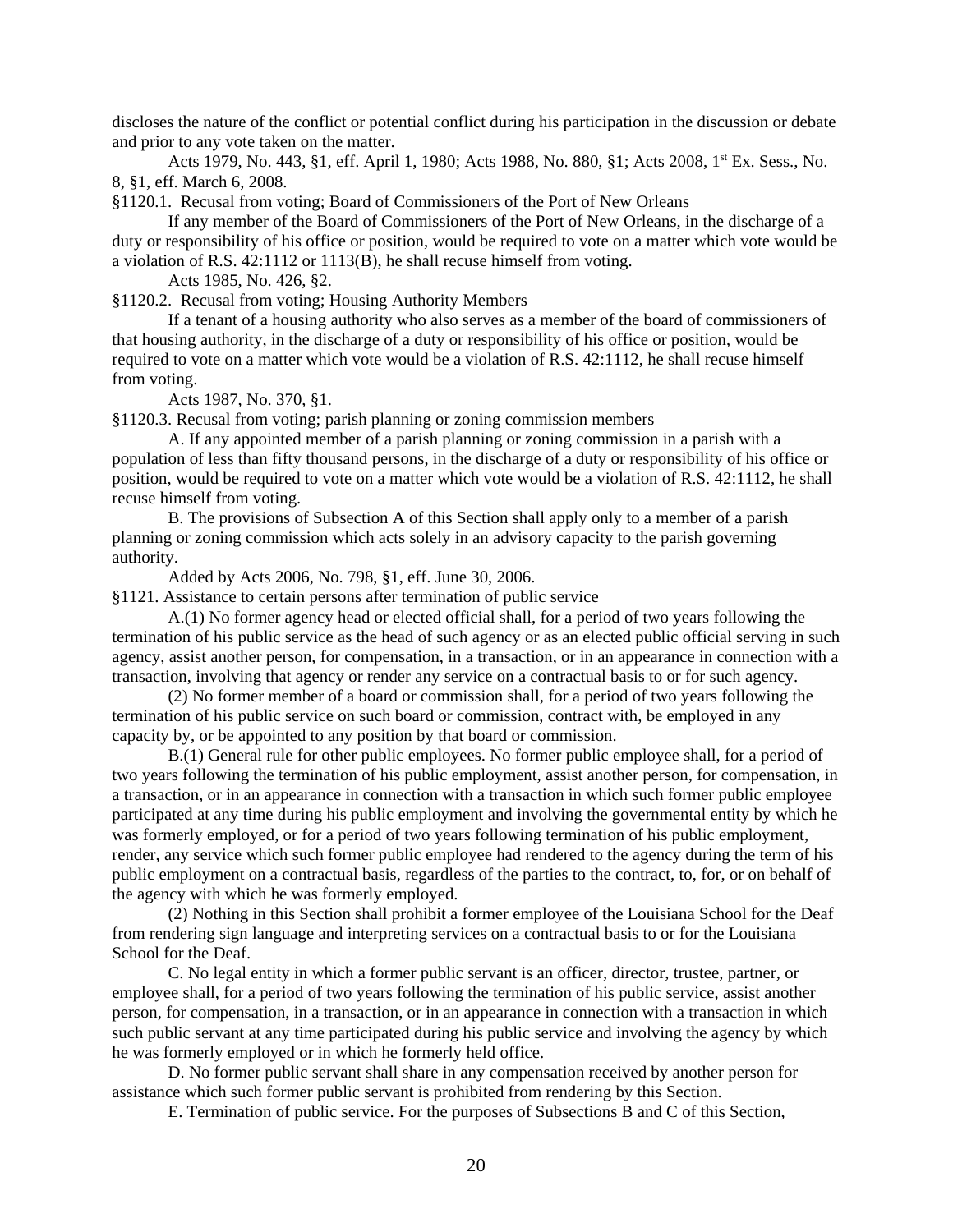discloses the nature of the conflict or potential conflict during his participation in the discussion or debate and prior to any vote taken on the matter.

Acts 1979, No. 443, §1, eff. April 1, 1980; Acts 1988, No. 880, §1; Acts 2008, 1st Ex. Sess., No. 8, §1, eff. March 6, 2008.

§1120.1. Recusal from voting; Board of Commissioners of the Port of New Orleans

If any member of the Board of Commissioners of the Port of New Orleans, in the discharge of a duty or responsibility of his office or position, would be required to vote on a matter which vote would be a violation of R.S. 42:1112 or 1113(B), he shall recuse himself from voting.

Acts 1985, No. 426, §2.

§1120.2. Recusal from voting; Housing Authority Members

If a tenant of a housing authority who also serves as a member of the board of commissioners of that housing authority, in the discharge of a duty or responsibility of his office or position, would be required to vote on a matter which vote would be a violation of R.S. 42:1112, he shall recuse himself from voting.

Acts 1987, No. 370, §1.

§1120.3. Recusal from voting; parish planning or zoning commission members

A. If any appointed member of a parish planning or zoning commission in a parish with a population of less than fifty thousand persons, in the discharge of a duty or responsibility of his office or position, would be required to vote on a matter which vote would be a violation of R.S. 42:1112, he shall recuse himself from voting.

B. The provisions of Subsection A of this Section shall apply only to a member of a parish planning or zoning commission which acts solely in an advisory capacity to the parish governing authority.

Added by Acts 2006, No. 798, §1, eff. June 30, 2006.

§1121. Assistance to certain persons after termination of public service

A.(1) No former agency head or elected official shall, for a period of two years following the termination of his public service as the head of such agency or as an elected public official serving in such agency, assist another person, for compensation, in a transaction, or in an appearance in connection with a transaction, involving that agency or render any service on a contractual basis to or for such agency.

(2) No former member of a board or commission shall, for a period of two years following the termination of his public service on such board or commission, contract with, be employed in any capacity by, or be appointed to any position by that board or commission.

B.(1) General rule for other public employees. No former public employee shall, for a period of two years following the termination of his public employment, assist another person, for compensation, in a transaction, or in an appearance in connection with a transaction in which such former public employee participated at any time during his public employment and involving the governmental entity by which he was formerly employed, or for a period of two years following termination of his public employment, render, any service which such former public employee had rendered to the agency during the term of his public employment on a contractual basis, regardless of the parties to the contract, to, for, or on behalf of the agency with which he was formerly employed.

(2) Nothing in this Section shall prohibit a former employee of the Louisiana School for the Deaf from rendering sign language and interpreting services on a contractual basis to or for the Louisiana School for the Deaf.

C. No legal entity in which a former public servant is an officer, director, trustee, partner, or employee shall, for a period of two years following the termination of his public service, assist another person, for compensation, in a transaction, or in an appearance in connection with a transaction in which such public servant at any time participated during his public service and involving the agency by which he was formerly employed or in which he formerly held office.

D. No former public servant shall share in any compensation received by another person for assistance which such former public servant is prohibited from rendering by this Section.

E. Termination of public service. For the purposes of Subsections B and C of this Section,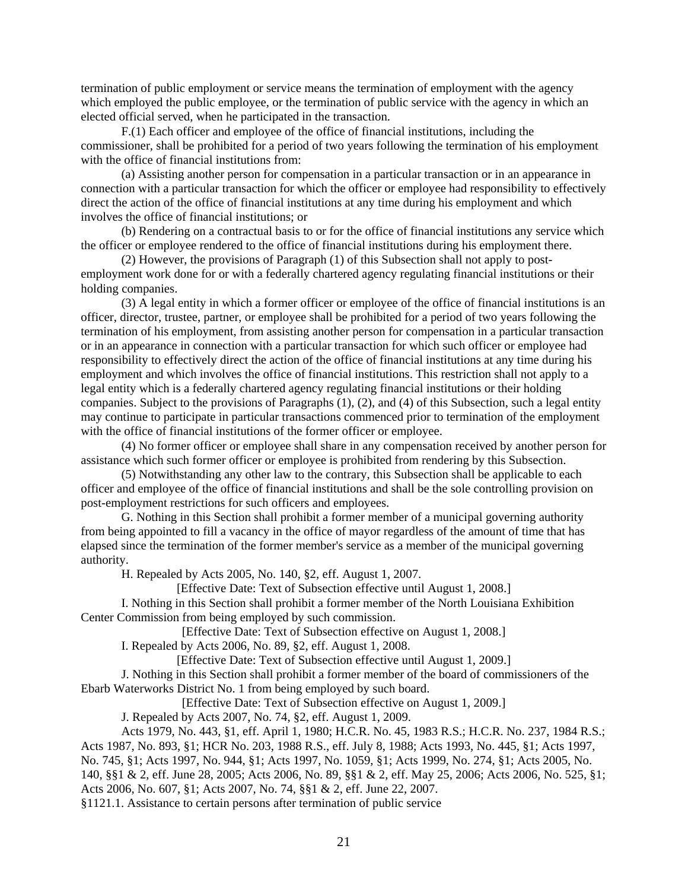termination of public employment or service means the termination of employment with the agency which employed the public employee, or the termination of public service with the agency in which an elected official served, when he participated in the transaction.

F.(1) Each officer and employee of the office of financial institutions, including the commissioner, shall be prohibited for a period of two years following the termination of his employment with the office of financial institutions from:

(a) Assisting another person for compensation in a particular transaction or in an appearance in connection with a particular transaction for which the officer or employee had responsibility to effectively direct the action of the office of financial institutions at any time during his employment and which involves the office of financial institutions; or

(b) Rendering on a contractual basis to or for the office of financial institutions any service which the officer or employee rendered to the office of financial institutions during his employment there.

(2) However, the provisions of Paragraph (1) of this Subsection shall not apply to post-employment work done for or with a federally chartered agency regulating financial institutions or their holding companies.

(3) A legal entity in which a former officer or employee of the office of financial institutions is an officer, director, trustee, partner, or employee shall be prohibited for a period of two years following the termination of his employment, from assisting another person for compensation in a particular transaction or in an appearance in connection with a particular transaction for which such officer or employee had responsibility to effectively direct the action of the office of financial institutions at any time during his employment and which involves the office of financial institutions. This restriction shall not apply to a legal entity which is a federally chartered agency regulating financial institutions or their holding companies. Subject to the provisions of Paragraphs (1), (2), and (4) of this Subsection, such a legal entity may continue to participate in particular transactions commenced prior to termination of the employment with the office of financial institutions of the former officer or employee.

(4) No former officer or employee shall share in any compensation received by another person for assistance which such former officer or employee is prohibited from rendering by this Subsection.

(5) Notwithstanding any other law to the contrary, this Subsection shall be applicable to each officer and employee of the office of financial institutions and shall be the sole controlling provision on post-employment restrictions for such officers and employees.

G. Nothing in this Section shall prohibit a former member of a municipal governing authority from being appointed to fill a vacancy in the office of mayor regardless of the amount of time that has elapsed since the termination of the former member's service as a member of the municipal governing authority.

H. Repealed by Acts 2005, No. 140, §2, eff. August 1, 2007.

[Effective Date: Text of Subsection effective until August 1, 2008.]

I. Nothing in this Section shall prohibit a former member of the North Louisiana Exhibition Center Commission from being employed by such commission.

[Effective Date: Text of Subsection effective on August 1, 2008.]

I. Repealed by Acts 2006, No. 89, §2, eff. August 1, 2008.

[Effective Date: Text of Subsection effective until August 1, 2009.]

J. Nothing in this Section shall prohibit a former member of the board of commissioners of the Ebarb Waterworks District No. 1 from being employed by such board.

[Effective Date: Text of Subsection effective on August 1, 2009.]

J. Repealed by Acts 2007, No. 74, §2, eff. August 1, 2009.

Acts 1979, No. 443, §1, eff. April 1, 1980; H.C.R. No. 45, 1983 R.S.; H.C.R. No. 237, 1984 R.S.; Acts 1987, No. 893, §1; HCR No. 203, 1988 R.S., eff. July 8, 1988; Acts 1993, No. 445, §1; Acts 1997, No. 745, §1; Acts 1997, No. 944, §1; Acts 1997, No. 1059, §1; Acts 1999, No. 274, §1; Acts 2005, No. 140, §§1 & 2, eff. June 28, 2005; Acts 2006, No. 89, §§1 & 2, eff. May 25, 2006; Acts 2006, No. 525, §1; Acts 2006, No. 607, §1; Acts 2007, No. 74, §§1 & 2, eff. June 22, 2007.

§1121.1. Assistance to certain persons after termination of public service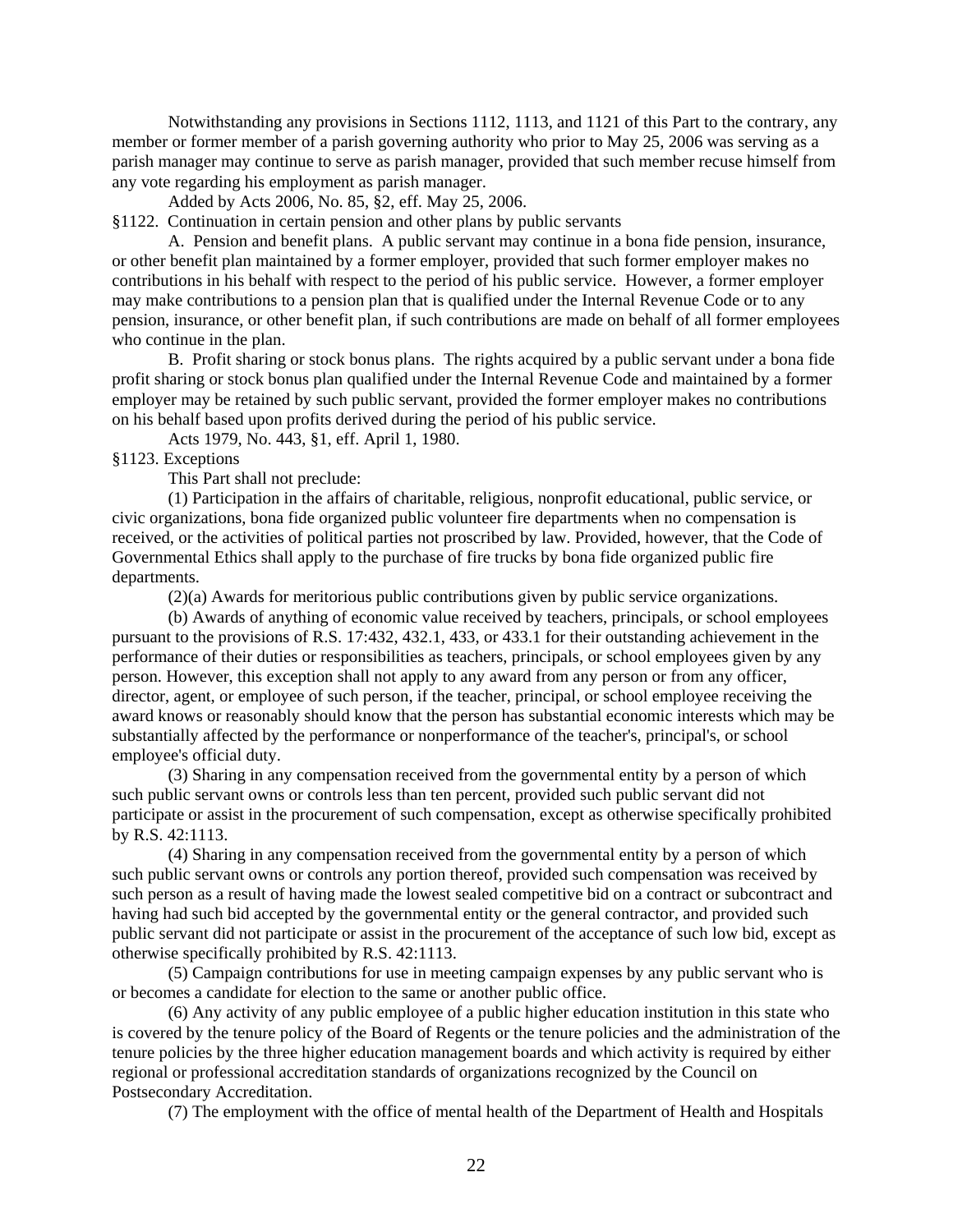Notwithstanding any provisions in Sections 1112, 1113, and 1121 of this Part to the contrary, any member or former member of a parish governing authority who prior to May 25, 2006 was serving as a parish manager may continue to serve as parish manager, provided that such member recuse himself from any vote regarding his employment as parish manager.

Added by Acts 2006, No. 85, §2, eff. May 25, 2006.

§1122. Continuation in certain pension and other plans by public servants

A. Pension and benefit plans. A public servant may continue in a bona fide pension, insurance, or other benefit plan maintained by a former employer, provided that such former employer makes no contributions in his behalf with respect to the period of his public service. However, a former employer may make contributions to a pension plan that is qualified under the Internal Revenue Code or to any pension, insurance, or other benefit plan, if such contributions are made on behalf of all former employees who continue in the plan.

B. Profit sharing or stock bonus plans. The rights acquired by a public servant under a bona fide profit sharing or stock bonus plan qualified under the Internal Revenue Code and maintained by a former employer may be retained by such public servant, provided the former employer makes no contributions on his behalf based upon profits derived during the period of his public service.

Acts 1979, No. 443, §1, eff. April 1, 1980.

§1123. Exceptions

This Part shall not preclude:

(1) Participation in the affairs of charitable, religious, nonprofit educational, public service, or civic organizations, bona fide organized public volunteer fire departments when no compensation is received, or the activities of political parties not proscribed by law. Provided, however, that the Code of Governmental Ethics shall apply to the purchase of fire trucks by bona fide organized public fire departments.

(2)(a) Awards for meritorious public contributions given by public service organizations.

(b) Awards of anything of economic value received by teachers, principals, or school employees pursuant to the provisions of R.S. 17:432, 432.1, 433, or 433.1 for their outstanding achievement in the performance of their duties or responsibilities as teachers, principals, or school employees given by any person. However, this exception shall not apply to any award from any person or from any officer, director, agent, or employee of such person, if the teacher, principal, or school employee receiving the award knows or reasonably should know that the person has substantial economic interests which may be substantially affected by the performance or nonperformance of the teacher's, principal's, or school employee's official duty.

(3) Sharing in any compensation received from the governmental entity by a person of which such public servant owns or controls less than ten percent, provided such public servant did not participate or assist in the procurement of such compensation, except as otherwise specifically prohibited by R.S. 42:1113.

(4) Sharing in any compensation received from the governmental entity by a person of which such public servant owns or controls any portion thereof, provided such compensation was received by such person as a result of having made the lowest sealed competitive bid on a contract or subcontract and having had such bid accepted by the governmental entity or the general contractor, and provided such public servant did not participate or assist in the procurement of the acceptance of such low bid, except as otherwise specifically prohibited by R.S. 42:1113.

(5) Campaign contributions for use in meeting campaign expenses by any public servant who is or becomes a candidate for election to the same or another public office.

(6) Any activity of any public employee of a public higher education institution in this state who is covered by the tenure policy of the Board of Regents or the tenure policies and the administration of the tenure policies by the three higher education management boards and which activity is required by either regional or professional accreditation standards of organizations recognized by the Council on Postsecondary Accreditation.

(7) The employment with the office of mental health of the Department of Health and Hospitals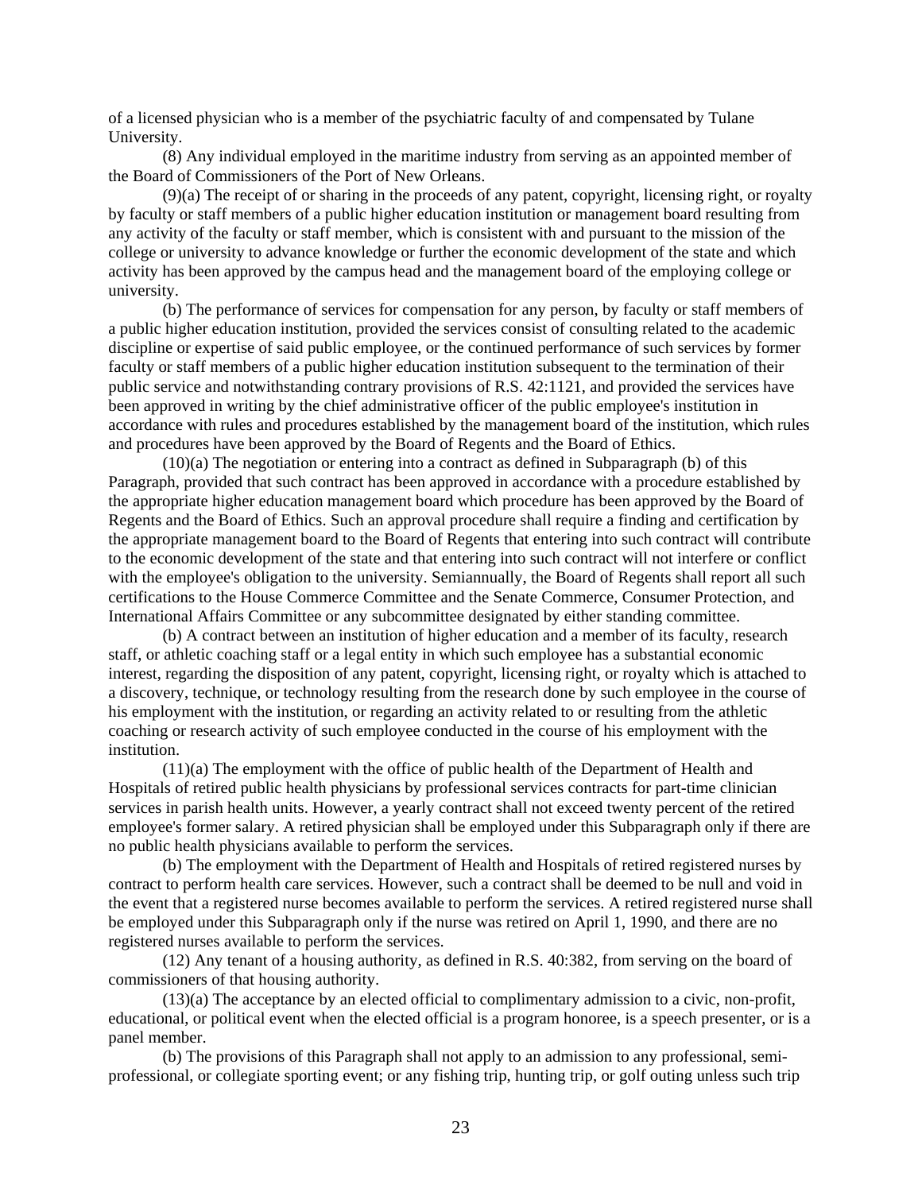of a licensed physician who is a member of the psychiatric faculty of and compensated by Tulane University.

(8) Any individual employed in the maritime industry from serving as an appointed member of the Board of Commissioners of the Port of New Orleans.

(9)(a) The receipt of or sharing in the proceeds of any patent, copyright, licensing right, or royalty by faculty or staff members of a public higher education institution or management board resulting from any activity of the faculty or staff member, which is consistent with and pursuant to the mission of the college or university to advance knowledge or further the economic development of the state and which activity has been approved by the campus head and the management board of the employing college or university.

(b) The performance of services for compensation for any person, by faculty or staff members of a public higher education institution, provided the services consist of consulting related to the academic discipline or expertise of said public employee, or the continued performance of such services by former faculty or staff members of a public higher education institution subsequent to the termination of their public service and notwithstanding contrary provisions of R.S. 42:1121, and provided the services have been approved in writing by the chief administrative officer of the public employee's institution in accordance with rules and procedures established by the management board of the institution, which rules and procedures have been approved by the Board of Regents and the Board of Ethics.

(10)(a) The negotiation or entering into a contract as defined in Subparagraph (b) of this Paragraph, provided that such contract has been approved in accordance with a procedure established by the appropriate higher education management board which procedure has been approved by the Board of Regents and the Board of Ethics. Such an approval procedure shall require a finding and certification by the appropriate management board to the Board of Regents that entering into such contract will contribute to the economic development of the state and that entering into such contract will not interfere or conflict with the employee's obligation to the university. Semiannually, the Board of Regents shall report all such certifications to the House Commerce Committee and the Senate Commerce, Consumer Protection, and International Affairs Committee or any subcommittee designated by either standing committee.

(b) A contract between an institution of higher education and a member of its faculty, research staff, or athletic coaching staff or a legal entity in which such employee has a substantial economic interest, regarding the disposition of any patent, copyright, licensing right, or royalty which is attached to a discovery, technique, or technology resulting from the research done by such employee in the course of his employment with the institution, or regarding an activity related to or resulting from the athletic coaching or research activity of such employee conducted in the course of his employment with the institution.

(11)(a) The employment with the office of public health of the Department of Health and Hospitals of retired public health physicians by professional services contracts for part-time clinician services in parish health units. However, a yearly contract shall not exceed twenty percent of the retired employee's former salary. A retired physician shall be employed under this Subparagraph only if there are no public health physicians available to perform the services.

(b) The employment with the Department of Health and Hospitals of retired registered nurses by contract to perform health care services. However, such a contract shall be deemed to be null and void in the event that a registered nurse becomes available to perform the services. A retired registered nurse shall be employed under this Subparagraph only if the nurse was retired on April 1, 1990, and there are no registered nurses available to perform the services.

(12) Any tenant of a housing authority, as defined in R.S. 40:382, from serving on the board of commissioners of that housing authority.

(13)(a) The acceptance by an elected official to complimentary admission to a civic, non-profit, educational, or political event when the elected official is a program honoree, is a speech presenter, or is a panel member.

(b) The provisions of this Paragraph shall not apply to an admission to any professional, semi-professional, or collegiate sporting event; or any fishing trip, hunting trip, or golf outing unless such trip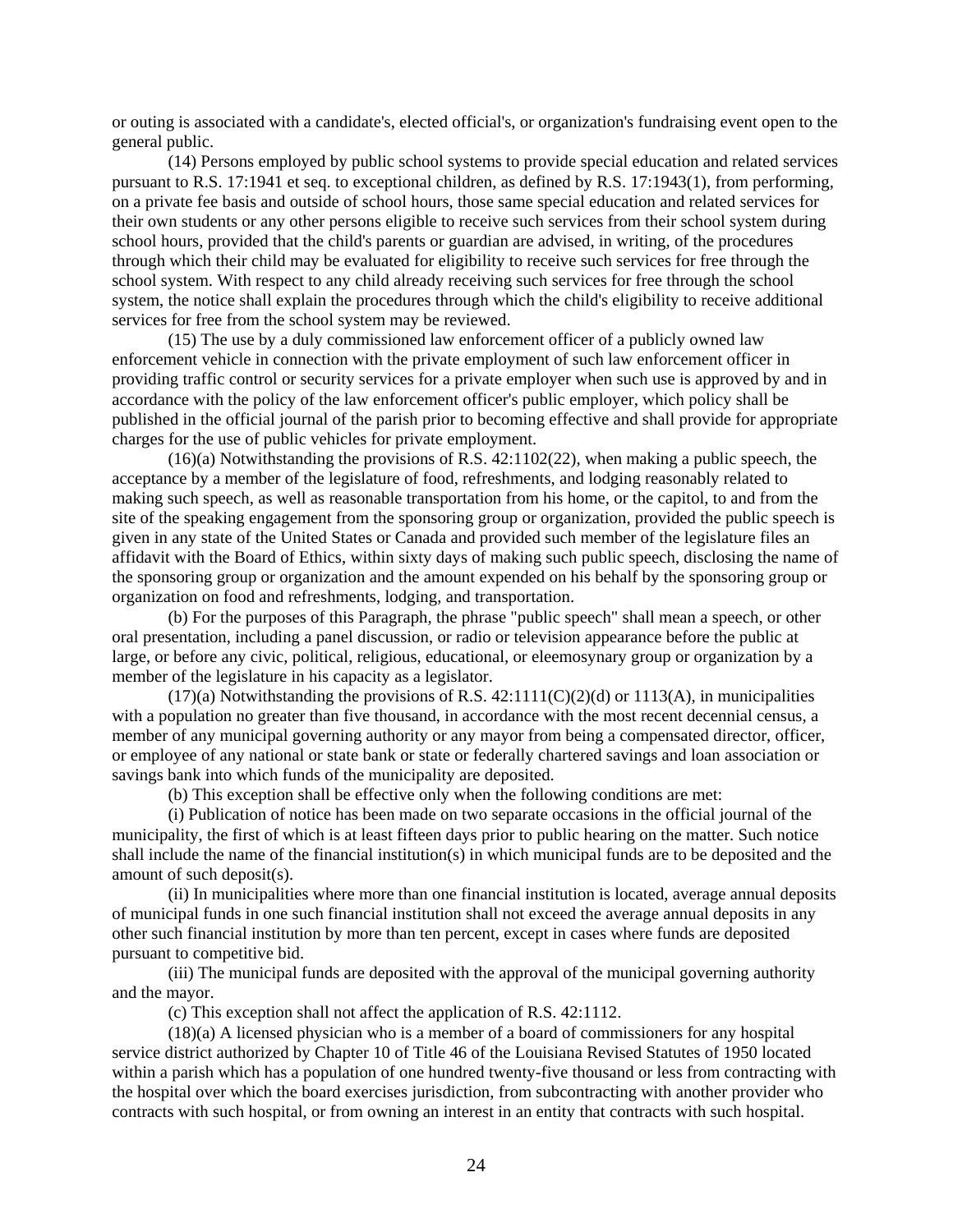or outing is associated with a candidate's, elected official's, or organization's fundraising event open to the general public.

(14) Persons employed by public school systems to provide special education and related services pursuant to R.S. 17:1941 et seq. to exceptional children, as defined by R.S. 17:1943(1), from performing, on a private fee basis and outside of school hours, those same special education and related services for their own students or any other persons eligible to receive such services from their school system during school hours, provided that the child's parents or guardian are advised, in writing, of the procedures through which their child may be evaluated for eligibility to receive such services for free through the school system. With respect to any child already receiving such services for free through the school system, the notice shall explain the procedures through which the child's eligibility to receive additional services for free from the school system may be reviewed.

(15) The use by a duly commissioned law enforcement officer of a publicly owned law enforcement vehicle in connection with the private employment of such law enforcement officer in providing traffic control or security services for a private employer when such use is approved by and in accordance with the policy of the law enforcement officer's public employer, which policy shall be published in the official journal of the parish prior to becoming effective and shall provide for appropriate charges for the use of public vehicles for private employment.

(16)(a) Notwithstanding the provisions of R.S. 42:1102(22), when making a public speech, the acceptance by a member of the legislature of food, refreshments, and lodging reasonably related to making such speech, as well as reasonable transportation from his home, or the capitol, to and from the site of the speaking engagement from the sponsoring group or organization, provided the public speech is given in any state of the United States or Canada and provided such member of the legislature files an affidavit with the Board of Ethics, within sixty days of making such public speech, disclosing the name of the sponsoring group or organization and the amount expended on his behalf by the sponsoring group or organization on food and refreshments, lodging, and transportation.

(b) For the purposes of this Paragraph, the phrase "public speech" shall mean a speech, or other oral presentation, including a panel discussion, or radio or television appearance before the public at large, or before any civic, political, religious, educational, or eleemosynary group or organization by a member of the legislature in his capacity as a legislator.

(17)(a) Notwithstanding the provisions of R.S. 42:1111(C)(2)(d) or 1113(A), in municipalities with a population no greater than five thousand, in accordance with the most recent decennial census, a member of any municipal governing authority or any mayor from being a compensated director, officer, or employee of any national or state bank or state or federally chartered savings and loan association or savings bank into which funds of the municipality are deposited.

(b) This exception shall be effective only when the following conditions are met:

(i) Publication of notice has been made on two separate occasions in the official journal of the municipality, the first of which is at least fifteen days prior to public hearing on the matter. Such notice shall include the name of the financial institution(s) in which municipal funds are to be deposited and the amount of such deposit(s).

(ii) In municipalities where more than one financial institution is located, average annual deposits of municipal funds in one such financial institution shall not exceed the average annual deposits in any other such financial institution by more than ten percent, except in cases where funds are deposited pursuant to competitive bid.

(iii) The municipal funds are deposited with the approval of the municipal governing authority and the mayor.

(c) This exception shall not affect the application of R.S. 42:1112.

(18)(a) A licensed physician who is a member of a board of commissioners for any hospital service district authorized by Chapter 10 of Title 46 of the Louisiana Revised Statutes of 1950 located within a parish which has a population of one hundred twenty-five thousand or less from contracting with the hospital over which the board exercises jurisdiction, from subcontracting with another provider who contracts with such hospital, or from owning an interest in an entity that contracts with such hospital.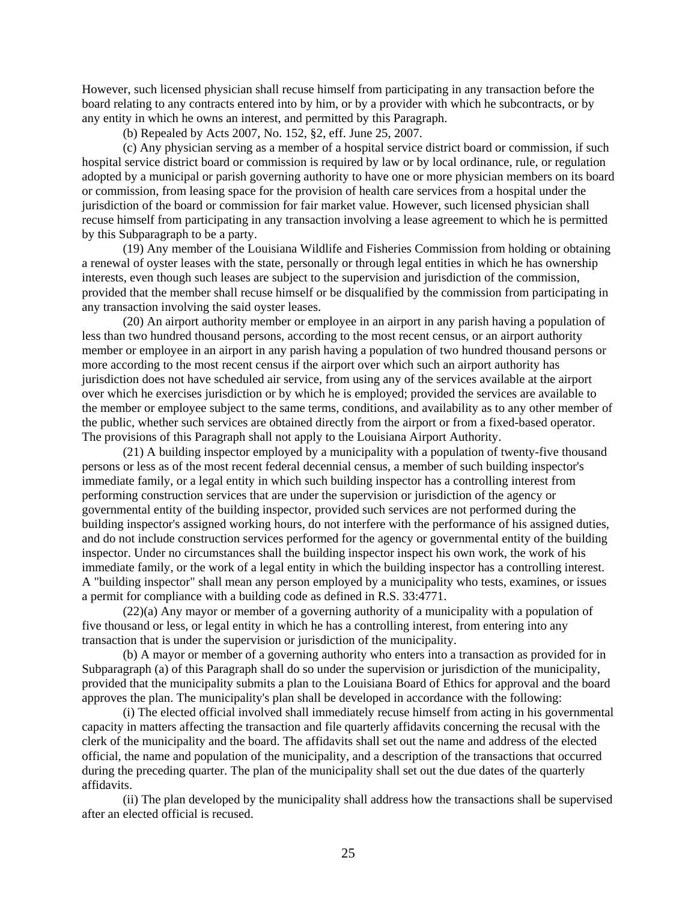However, such licensed physician shall recuse himself from participating in any transaction before the board relating to any contracts entered into by him, or by a provider with which he subcontracts, or by any entity in which he owns an interest, and permitted by this Paragraph.

(b) Repealed by Acts 2007, No. 152, §2, eff. June 25, 2007.

(c) Any physician serving as a member of a hospital service district board or commission, if such hospital service district board or commission is required by law or by local ordinance, rule, or regulation adopted by a municipal or parish governing authority to have one or more physician members on its board or commission, from leasing space for the provision of health care services from a hospital under the jurisdiction of the board or commission for fair market value. However, such licensed physician shall recuse himself from participating in any transaction involving a lease agreement to which he is permitted by this Subparagraph to be a party.

(19) Any member of the Louisiana Wildlife and Fisheries Commission from holding or obtaining a renewal of oyster leases with the state, personally or through legal entities in which he has ownership interests, even though such leases are subject to the supervision and jurisdiction of the commission, provided that the member shall recuse himself or be disqualified by the commission from participating in any transaction involving the said oyster leases.

(20) An airport authority member or employee in an airport in any parish having a population of less than two hundred thousand persons, according to the most recent census, or an airport authority member or employee in an airport in any parish having a population of two hundred thousand persons or more according to the most recent census if the airport over which such an airport authority has jurisdiction does not have scheduled air service, from using any of the services available at the airport over which he exercises jurisdiction or by which he is employed; provided the services are available to the member or employee subject to the same terms, conditions, and availability as to any other member of the public, whether such services are obtained directly from the airport or from a fixed-based operator. The provisions of this Paragraph shall not apply to the Louisiana Airport Authority.

(21) A building inspector employed by a municipality with a population of twenty-five thousand persons or less as of the most recent federal decennial census, a member of such building inspector's immediate family, or a legal entity in which such building inspector has a controlling interest from performing construction services that are under the supervision or jurisdiction of the agency or governmental entity of the building inspector, provided such services are not performed during the building inspector's assigned working hours, do not interfere with the performance of his assigned duties, and do not include construction services performed for the agency or governmental entity of the building inspector. Under no circumstances shall the building inspector inspect his own work, the work of his immediate family, or the work of a legal entity in which the building inspector has a controlling interest. A "building inspector" shall mean any person employed by a municipality who tests, examines, or issues a permit for compliance with a building code as defined in R.S. 33:4771.

(22)(a) Any mayor or member of a governing authority of a municipality with a population of five thousand or less, or legal entity in which he has a controlling interest, from entering into any transaction that is under the supervision or jurisdiction of the municipality.

(b) A mayor or member of a governing authority who enters into a transaction as provided for in Subparagraph (a) of this Paragraph shall do so under the supervision or jurisdiction of the municipality, provided that the municipality submits a plan to the Louisiana Board of Ethics for approval and the board approves the plan. The municipality's plan shall be developed in accordance with the following:

(i) The elected official involved shall immediately recuse himself from acting in his governmental capacity in matters affecting the transaction and file quarterly affidavits concerning the recusal with the clerk of the municipality and the board. The affidavits shall set out the name and address of the elected official, the name and population of the municipality, and a description of the transactions that occurred during the preceding quarter. The plan of the municipality shall set out the due dates of the quarterly affidavits.

(ii) The plan developed by the municipality shall address how the transactions shall be supervised after an elected official is recused.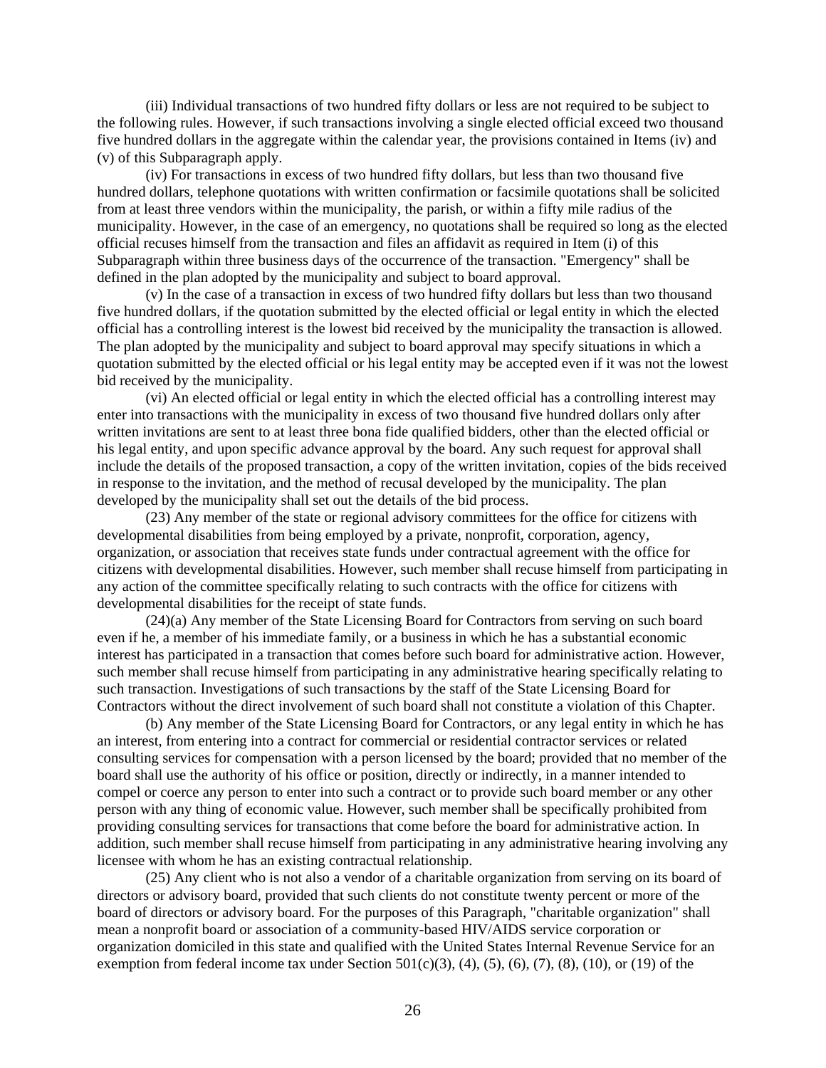(iii) Individual transactions of two hundred fifty dollars or less are not required to be subject to the following rules. However, if such transactions involving a single elected official exceed two thousand five hundred dollars in the aggregate within the calendar year, the provisions contained in Items (iv) and (v) of this Subparagraph apply.

(iv) For transactions in excess of two hundred fifty dollars, but less than two thousand five hundred dollars, telephone quotations with written confirmation or facsimile quotations shall be solicited from at least three vendors within the municipality, the parish, or within a fifty mile radius of the municipality. However, in the case of an emergency, no quotations shall be required so long as the elected official recuses himself from the transaction and files an affidavit as required in Item (i) of this Subparagraph within three business days of the occurrence of the transaction. "Emergency" shall be defined in the plan adopted by the municipality and subject to board approval.

(v) In the case of a transaction in excess of two hundred fifty dollars but less than two thousand five hundred dollars, if the quotation submitted by the elected official or legal entity in which the elected official has a controlling interest is the lowest bid received by the municipality the transaction is allowed. The plan adopted by the municipality and subject to board approval may specify situations in which a quotation submitted by the elected official or his legal entity may be accepted even if it was not the lowest bid received by the municipality.

(vi) An elected official or legal entity in which the elected official has a controlling interest may enter into transactions with the municipality in excess of two thousand five hundred dollars only after written invitations are sent to at least three bona fide qualified bidders, other than the elected official or his legal entity, and upon specific advance approval by the board. Any such request for approval shall include the details of the proposed transaction, a copy of the written invitation, copies of the bids received in response to the invitation, and the method of recusal developed by the municipality. The plan developed by the municipality shall set out the details of the bid process.

(23) Any member of the state or regional advisory committees for the office for citizens with developmental disabilities from being employed by a private, nonprofit, corporation, agency, organization, or association that receives state funds under contractual agreement with the office for citizens with developmental disabilities. However, such member shall recuse himself from participating in any action of the committee specifically relating to such contracts with the office for citizens with developmental disabilities for the receipt of state funds.

(24)(a) Any member of the State Licensing Board for Contractors from serving on such board even if he, a member of his immediate family, or a business in which he has a substantial economic interest has participated in a transaction that comes before such board for administrative action. However, such member shall recuse himself from participating in any administrative hearing specifically relating to such transaction. Investigations of such transactions by the staff of the State Licensing Board for Contractors without the direct involvement of such board shall not constitute a violation of this Chapter.

(b) Any member of the State Licensing Board for Contractors, or any legal entity in which he has an interest, from entering into a contract for commercial or residential contractor services or related consulting services for compensation with a person licensed by the board; provided that no member of the board shall use the authority of his office or position, directly or indirectly, in a manner intended to compel or coerce any person to enter into such a contract or to provide such board member or any other person with any thing of economic value. However, such member shall be specifically prohibited from providing consulting services for transactions that come before the board for administrative action. In addition, such member shall recuse himself from participating in any administrative hearing involving any licensee with whom he has an existing contractual relationship.

(25) Any client who is not also a vendor of a charitable organization from serving on its board of directors or advisory board, provided that such clients do not constitute twenty percent or more of the board of directors or advisory board. For the purposes of this Paragraph, "charitable organization" shall mean a nonprofit board or association of a community-based HIV/AIDS service corporation or organization domiciled in this state and qualified with the United States Internal Revenue Service for an exemption from federal income tax under Section 501(c)(3), (4), (5), (6), (7), (8), (10), or (19) of the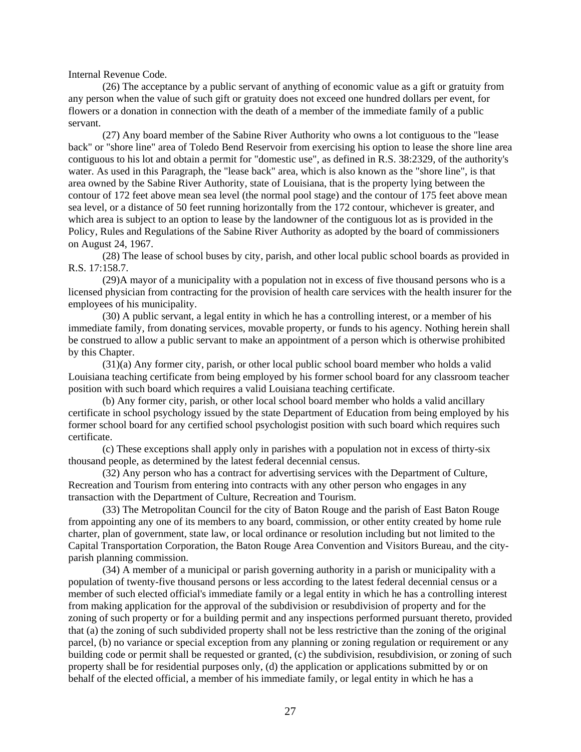Internal Revenue Code.

(26) The acceptance by a public servant of anything of economic value as a gift or gratuity from any person when the value of such gift or gratuity does not exceed one hundred dollars per event, for flowers or a donation in connection with the death of a member of the immediate family of a public servant.

(27) Any board member of the Sabine River Authority who owns a lot contiguous to the "lease back" or "shore line" area of Toledo Bend Reservoir from exercising his option to lease the shore line area contiguous to his lot and obtain a permit for "domestic use", as defined in R.S. 38:2329, of the authority's water. As used in this Paragraph, the "lease back" area, which is also known as the "shore line", is that area owned by the Sabine River Authority, state of Louisiana, that is the property lying between the contour of 172 feet above mean sea level (the normal pool stage) and the contour of 175 feet above mean sea level, or a distance of 50 feet running horizontally from the 172 contour, whichever is greater, and which area is subject to an option to lease by the landowner of the contiguous lot as is provided in the Policy, Rules and Regulations of the Sabine River Authority as adopted by the board of commissioners on August 24, 1967.

(28) The lease of school buses by city, parish, and other local public school boards as provided in R.S. 17:158.7.

(29)A mayor of a municipality with a population not in excess of five thousand persons who is a licensed physician from contracting for the provision of health care services with the health insurer for the employees of his municipality.

(30) A public servant, a legal entity in which he has a controlling interest, or a member of his immediate family, from donating services, movable property, or funds to his agency. Nothing herein shall be construed to allow a public servant to make an appointment of a person which is otherwise prohibited by this Chapter.

(31)(a) Any former city, parish, or other local public school board member who holds a valid Louisiana teaching certificate from being employed by his former school board for any classroom teacher position with such board which requires a valid Louisiana teaching certificate.

(b) Any former city, parish, or other local school board member who holds a valid ancillary certificate in school psychology issued by the state Department of Education from being employed by his former school board for any certified school psychologist position with such board which requires such certificate.

(c) These exceptions shall apply only in parishes with a population not in excess of thirty-six thousand people, as determined by the latest federal decennial census.

(32) Any person who has a contract for advertising services with the Department of Culture, Recreation and Tourism from entering into contracts with any other person who engages in any transaction with the Department of Culture, Recreation and Tourism.

(33) The Metropolitan Council for the city of Baton Rouge and the parish of East Baton Rouge from appointing any one of its members to any board, commission, or other entity created by home rule charter, plan of government, state law, or local ordinance or resolution including but not limited to the Capital Transportation Corporation, the Baton Rouge Area Convention and Visitors Bureau, and the city-parish planning commission.

(34) A member of a municipal or parish governing authority in a parish or municipality with a population of twenty-five thousand persons or less according to the latest federal decennial census or a member of such elected official's immediate family or a legal entity in which he has a controlling interest from making application for the approval of the subdivision or resubdivision of property and for the zoning of such property or for a building permit and any inspections performed pursuant thereto, provided that (a) the zoning of such subdivided property shall not be less restrictive than the zoning of the original parcel, (b) no variance or special exception from any planning or zoning regulation or requirement or any building code or permit shall be requested or granted, (c) the subdivision, resubdivision, or zoning of such property shall be for residential purposes only, (d) the application or applications submitted by or on behalf of the elected official, a member of his immediate family, or legal entity in which he has a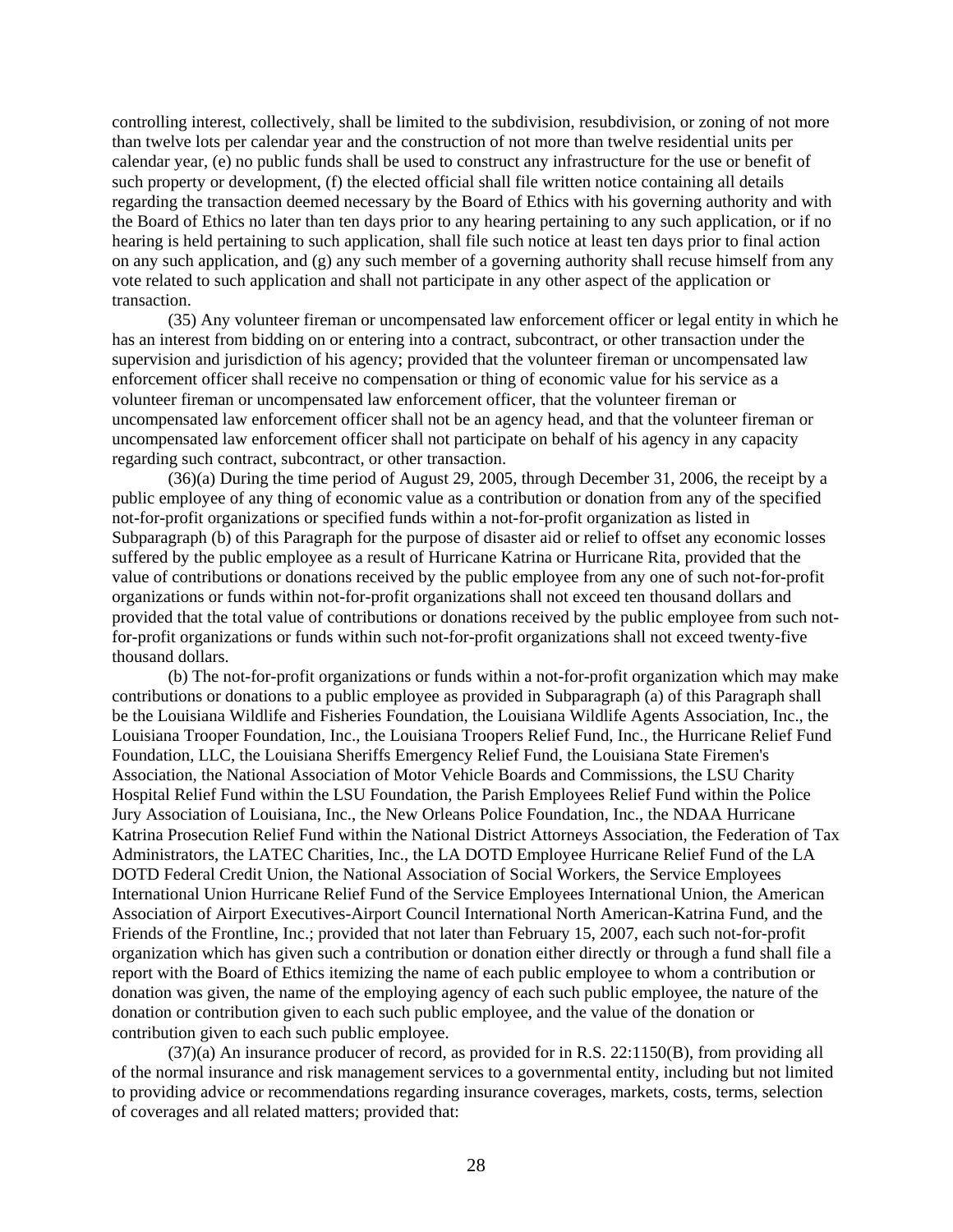controlling interest, collectively, shall be limited to the subdivision, resubdivision, or zoning of not more than twelve lots per calendar year and the construction of not more than twelve residential units per calendar year, (e) no public funds shall be used to construct any infrastructure for the use or benefit of such property or development, (f) the elected official shall file written notice containing all details regarding the transaction deemed necessary by the Board of Ethics with his governing authority and with the Board of Ethics no later than ten days prior to any hearing pertaining to any such application, or if no hearing is held pertaining to such application, shall file such notice at least ten days prior to final action on any such application, and (g) any such member of a governing authority shall recuse himself from any vote related to such application and shall not participate in any other aspect of the application or transaction.

(35) Any volunteer fireman or uncompensated law enforcement officer or legal entity in which he has an interest from bidding on or entering into a contract, subcontract, or other transaction under the supervision and jurisdiction of his agency; provided that the volunteer fireman or uncompensated law enforcement officer shall receive no compensation or thing of economic value for his service as a volunteer fireman or uncompensated law enforcement officer, that the volunteer fireman or uncompensated law enforcement officer shall not be an agency head, and that the volunteer fireman or uncompensated law enforcement officer shall not participate on behalf of his agency in any capacity regarding such contract, subcontract, or other transaction.

(36)(a) During the time period of August 29, 2005, through December 31, 2006, the receipt by a public employee of any thing of economic value as a contribution or donation from any of the specified not-for-profit organizations or specified funds within a not-for-profit organization as listed in Subparagraph (b) of this Paragraph for the purpose of disaster aid or relief to offset any economic losses suffered by the public employee as a result of Hurricane Katrina or Hurricane Rita, provided that the value of contributions or donations received by the public employee from any one of such not-for-profit organizations or funds within not-for-profit organizations shall not exceed ten thousand dollars and provided that the total value of contributions or donations received by the public employee from such not-for-profit organizations or funds within such not-for-profit organizations shall not exceed twenty-five thousand dollars.

(b) The not-for-profit organizations or funds within a not-for-profit organization which may make contributions or donations to a public employee as provided in Subparagraph (a) of this Paragraph shall be the Louisiana Wildlife and Fisheries Foundation, the Louisiana Wildlife Agents Association, Inc., the Louisiana Trooper Foundation, Inc., the Louisiana Troopers Relief Fund, Inc., the Hurricane Relief Fund Foundation, LLC, the Louisiana Sheriffs Emergency Relief Fund, the Louisiana State Firemen's Association, the National Association of Motor Vehicle Boards and Commissions, the LSU Charity Hospital Relief Fund within the LSU Foundation, the Parish Employees Relief Fund within the Police Jury Association of Louisiana, Inc., the New Orleans Police Foundation, Inc., the NDAA Hurricane Katrina Prosecution Relief Fund within the National District Attorneys Association, the Federation of Tax Administrators, the LATEC Charities, Inc., the LA DOTD Employee Hurricane Relief Fund of the LA DOTD Federal Credit Union, the National Association of Social Workers, the Service Employees International Union Hurricane Relief Fund of the Service Employees International Union, the American Association of Airport Executives-Airport Council International North American-Katrina Fund, and the Friends of the Frontline, Inc.; provided that not later than February 15, 2007, each such not-for-profit organization which has given such a contribution or donation either directly or through a fund shall file a report with the Board of Ethics itemizing the name of each public employee to whom a contribution or donation was given, the name of the employing agency of each such public employee, the nature of the donation or contribution given to each such public employee, and the value of the donation or contribution given to each such public employee.

(37)(a) An insurance producer of record, as provided for in R.S. 22:1150(B), from providing all of the normal insurance and risk management services to a governmental entity, including but not limited to providing advice or recommendations regarding insurance coverages, markets, costs, terms, selection of coverages and all related matters; provided that: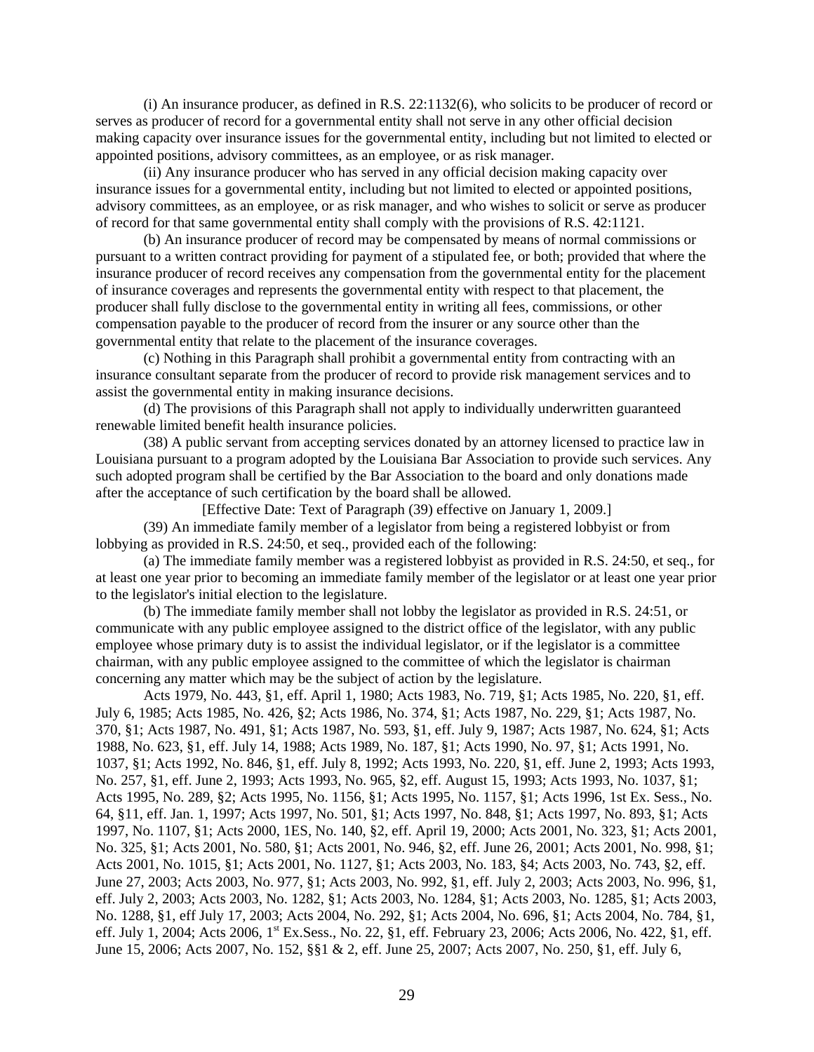(i) An insurance producer, as defined in R.S. 22:1132(6), who solicits to be producer of record or serves as producer of record for a governmental entity shall not serve in any other official decision making capacity over insurance issues for the governmental entity, including but not limited to elected or appointed positions, advisory committees, as an employee, or as risk manager.

(ii) Any insurance producer who has served in any official decision making capacity over insurance issues for a governmental entity, including but not limited to elected or appointed positions, advisory committees, as an employee, or as risk manager, and who wishes to solicit or serve as producer of record for that same governmental entity shall comply with the provisions of R.S. 42:1121.

(b) An insurance producer of record may be compensated by means of normal commissions or pursuant to a written contract providing for payment of a stipulated fee, or both; provided that where the insurance producer of record receives any compensation from the governmental entity for the placement of insurance coverages and represents the governmental entity with respect to that placement, the producer shall fully disclose to the governmental entity in writing all fees, commissions, or other compensation payable to the producer of record from the insurer or any source other than the governmental entity that relate to the placement of the insurance coverages.

(c) Nothing in this Paragraph shall prohibit a governmental entity from contracting with an insurance consultant separate from the producer of record to provide risk management services and to assist the governmental entity in making insurance decisions.

(d) The provisions of this Paragraph shall not apply to individually underwritten guaranteed renewable limited benefit health insurance policies.

(38) A public servant from accepting services donated by an attorney licensed to practice law in Louisiana pursuant to a program adopted by the Louisiana Bar Association to provide such services. Any such adopted program shall be certified by the Bar Association to the board and only donations made after the acceptance of such certification by the board shall be allowed.

[Effective Date: Text of Paragraph (39) effective on January 1, 2009.]

(39) An immediate family member of a legislator from being a registered lobbyist or from lobbying as provided in R.S. 24:50, et seq., provided each of the following:

(a) The immediate family member was a registered lobbyist as provided in R.S. 24:50, et seq., for at least one year prior to becoming an immediate family member of the legislator or at least one year prior to the legislator's initial election to the legislature.

(b) The immediate family member shall not lobby the legislator as provided in R.S. 24:51, or communicate with any public employee assigned to the district office of the legislator, with any public employee whose primary duty is to assist the individual legislator, or if the legislator is a committee chairman, with any public employee assigned to the committee of which the legislator is chairman concerning any matter which may be the subject of action by the legislature.

Acts 1979, No. 443, §1, eff. April 1, 1980; Acts 1983, No. 719, §1; Acts 1985, No. 220, §1, eff. July 6, 1985; Acts 1985, No. 426, §2; Acts 1986, No. 374, §1; Acts 1987, No. 229, §1; Acts 1987, No. 370, §1; Acts 1987, No. 491, §1; Acts 1987, No. 593, §1, eff. July 9, 1987; Acts 1987, No. 624, §1; Acts 1988, No. 623, §1, eff. July 14, 1988; Acts 1989, No. 187, §1; Acts 1990, No. 97, §1; Acts 1991, No. 1037, §1; Acts 1992, No. 846, §1, eff. July 8, 1992; Acts 1993, No. 220, §1, eff. June 2, 1993; Acts 1993, No. 257, §1, eff. June 2, 1993; Acts 1993, No. 965, §2, eff. August 15, 1993; Acts 1993, No. 1037, §1; Acts 1995, No. 289, §2; Acts 1995, No. 1156, §1; Acts 1995, No. 1157, §1; Acts 1996, 1st Ex. Sess., No. 64, §11, eff. Jan. 1, 1997; Acts 1997, No. 501, §1; Acts 1997, No. 848, §1; Acts 1997, No. 893, §1; Acts 1997, No. 1107, §1; Acts 2000, 1ES, No. 140, §2, eff. April 19, 2000; Acts 2001, No. 323, §1; Acts 2001, No. 325, §1; Acts 2001, No. 580, §1; Acts 2001, No. 946, §2, eff. June 26, 2001; Acts 2001, No. 998, §1; Acts 2001, No. 1015, §1; Acts 2001, No. 1127, §1; Acts 2003, No. 183, §4; Acts 2003, No. 743, §2, eff. June 27, 2003; Acts 2003, No. 977, §1; Acts 2003, No. 992, §1, eff. July 2, 2003; Acts 2003, No. 996, §1, eff. July 2, 2003; Acts 2003, No. 1282, §1; Acts 2003, No. 1284, §1; Acts 2003, No. 1285, §1; Acts 2003, No. 1288, §1, eff July 17, 2003; Acts 2004, No. 292, §1; Acts 2004, No. 696, §1; Acts 2004, No. 784, §1, eff. July 1, 2004; Acts 2006, 1st Ex.Sess., No. 22, §1, eff. February 23, 2006; Acts 2006, No. 422, §1, eff. June 15, 2006; Acts 2007, No. 152, §§1 & 2, eff. June 25, 2007; Acts 2007, No. 250, §1, eff. July 6,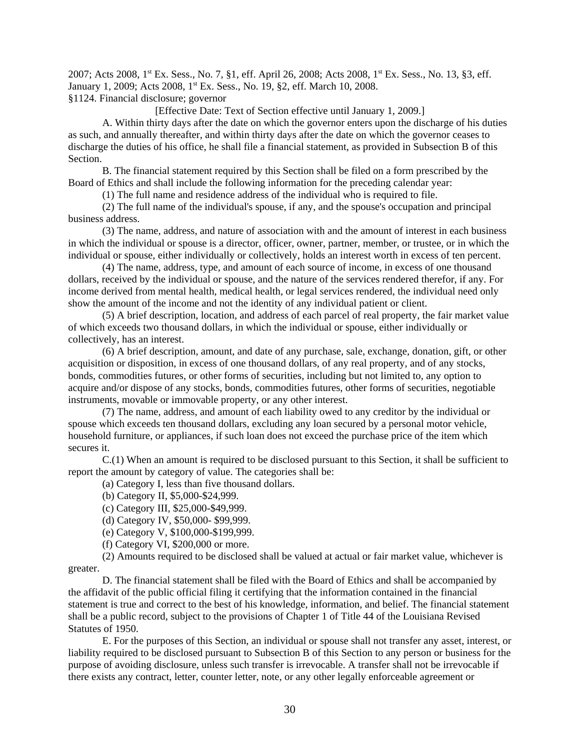2007; Acts 2008, 1st Ex. Sess., No. 7, §1, eff. April 26, 2008; Acts 2008, 1st Ex. Sess., No. 13, §3, eff. January 1, 2009; Acts 2008, 1st Ex. Sess., No. 19, §2, eff. March 10, 2008.

§1124. Financial disclosure; governor

[Effective Date: Text of Section effective until January 1, 2009.]

A. Within thirty days after the date on which the governor enters upon the discharge of his duties as such, and annually thereafter, and within thirty days after the date on which the governor ceases to discharge the duties of his office, he shall file a financial statement, as provided in Subsection B of this Section.

B. The financial statement required by this Section shall be filed on a form prescribed by the Board of Ethics and shall include the following information for the preceding calendar year:

(1) The full name and residence address of the individual who is required to file.

(2) The full name of the individual's spouse, if any, and the spouse's occupation and principal business address.

(3) The name, address, and nature of association with and the amount of interest in each business in which the individual or spouse is a director, officer, owner, partner, member, or trustee, or in which the individual or spouse, either individually or collectively, holds an interest worth in excess of ten percent.

(4) The name, address, type, and amount of each source of income, in excess of one thousand dollars, received by the individual or spouse, and the nature of the services rendered therefor, if any. For income derived from mental health, medical health, or legal services rendered, the individual need only show the amount of the income and not the identity of any individual patient or client.

(5) A brief description, location, and address of each parcel of real property, the fair market value of which exceeds two thousand dollars, in which the individual or spouse, either individually or collectively, has an interest.

(6) A brief description, amount, and date of any purchase, sale, exchange, donation, gift, or other acquisition or disposition, in excess of one thousand dollars, of any real property, and of any stocks, bonds, commodities futures, or other forms of securities, including but not limited to, any option to acquire and/or dispose of any stocks, bonds, commodities futures, other forms of securities, negotiable instruments, movable or immovable property, or any other interest.

(7) The name, address, and amount of each liability owed to any creditor by the individual or spouse which exceeds ten thousand dollars, excluding any loan secured by a personal motor vehicle, household furniture, or appliances, if such loan does not exceed the purchase price of the item which secures it.

C.(1) When an amount is required to be disclosed pursuant to this Section, it shall be sufficient to report the amount by category of value. The categories shall be:

(a) Category I, less than five thousand dollars.

(b) Category II, $5,000-$24,999.

(c) Category III, $25,000-$49,999.

(d) Category IV, $50,000- $99,999.

(e) Category V, $100,000-$199,999.

(f) Category VI, $200,000 or more.

(2) Amounts required to be disclosed shall be valued at actual or fair market value, whichever is greater.

D. The financial statement shall be filed with the Board of Ethics and shall be accompanied by the affidavit of the public official filing it certifying that the information contained in the financial statement is true and correct to the best of his knowledge, information, and belief. The financial statement shall be a public record, subject to the provisions of Chapter 1 of Title 44 of the Louisiana Revised Statutes of 1950.

E. For the purposes of this Section, an individual or spouse shall not transfer any asset, interest, or liability required to be disclosed pursuant to Subsection B of this Section to any person or business for the purpose of avoiding disclosure, unless such transfer is irrevocable. A transfer shall not be irrevocable if there exists any contract, letter, counter letter, note, or any other legally enforceable agreement or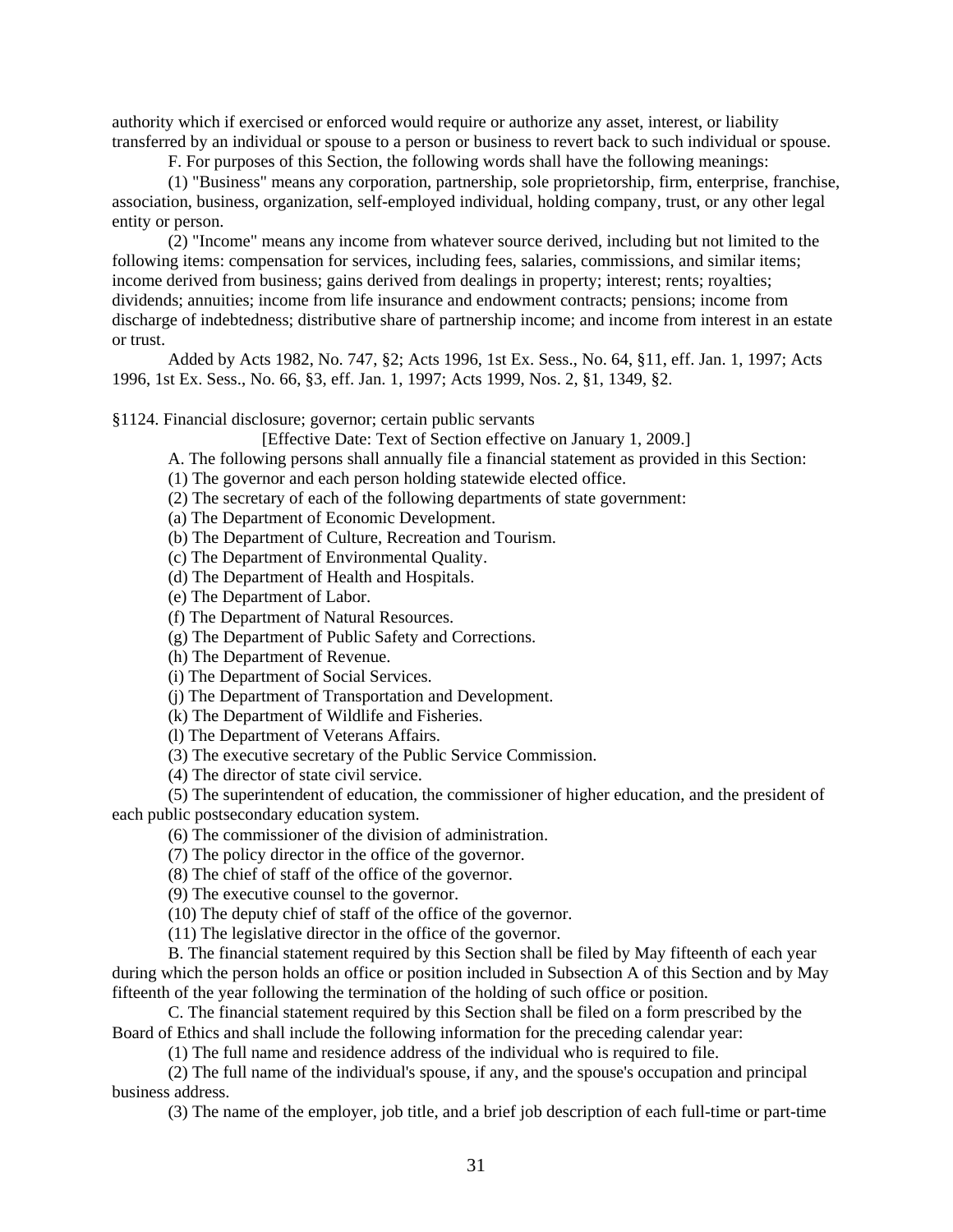authority which if exercised or enforced would require or authorize any asset, interest, or liability transferred by an individual or spouse to a person or business to revert back to such individual or spouse.

F. For purposes of this Section, the following words shall have the following meanings:

(1) "Business" means any corporation, partnership, sole proprietorship, firm, enterprise, franchise, association, business, organization, self-employed individual, holding company, trust, or any other legal entity or person.

(2) "Income" means any income from whatever source derived, including but not limited to the following items: compensation for services, including fees, salaries, commissions, and similar items; income derived from business; gains derived from dealings in property; interest; rents; royalties; dividends; annuities; income from life insurance and endowment contracts; pensions; income from discharge of indebtedness; distributive share of partnership income; and income from interest in an estate or trust.

Added by Acts 1982, No. 747, §2; Acts 1996, 1st Ex. Sess., No. 64, §11, eff. Jan. 1, 1997; Acts 1996, 1st Ex. Sess., No. 66, §3, eff. Jan. 1, 1997; Acts 1999, Nos. 2, §1, 1349, §2.

§1124. Financial disclosure; governor; certain public servants

[Effective Date: Text of Section effective on January 1, 2009.]

A. The following persons shall annually file a financial statement as provided in this Section:

(1) The governor and each person holding statewide elected office.

(2) The secretary of each of the following departments of state government:

(a) The Department of Economic Development.

(b) The Department of Culture, Recreation and Tourism.

(c) The Department of Environmental Quality.

(d) The Department of Health and Hospitals.

(e) The Department of Labor.

(f) The Department of Natural Resources.

(g) The Department of Public Safety and Corrections.

(h) The Department of Revenue.

(i) The Department of Social Services.

(j) The Department of Transportation and Development.

(k) The Department of Wildlife and Fisheries.

(l) The Department of Veterans Affairs.

(3) The executive secretary of the Public Service Commission.

(4) The director of state civil service.

(5) The superintendent of education, the commissioner of higher education, and the president of each public postsecondary education system.

(6) The commissioner of the division of administration.

(7) The policy director in the office of the governor.

(8) The chief of staff of the office of the governor.

(9) The executive counsel to the governor.

(10) The deputy chief of staff of the office of the governor.

(11) The legislative director in the office of the governor.

B. The financial statement required by this Section shall be filed by May fifteenth of each year during which the person holds an office or position included in Subsection A of this Section and by May fifteenth of the year following the termination of the holding of such office or position.

C. The financial statement required by this Section shall be filed on a form prescribed by the Board of Ethics and shall include the following information for the preceding calendar year:

(1) The full name and residence address of the individual who is required to file.

(2) The full name of the individual's spouse, if any, and the spouse's occupation and principal business address.

(3) The name of the employer, job title, and a brief job description of each full-time or part-time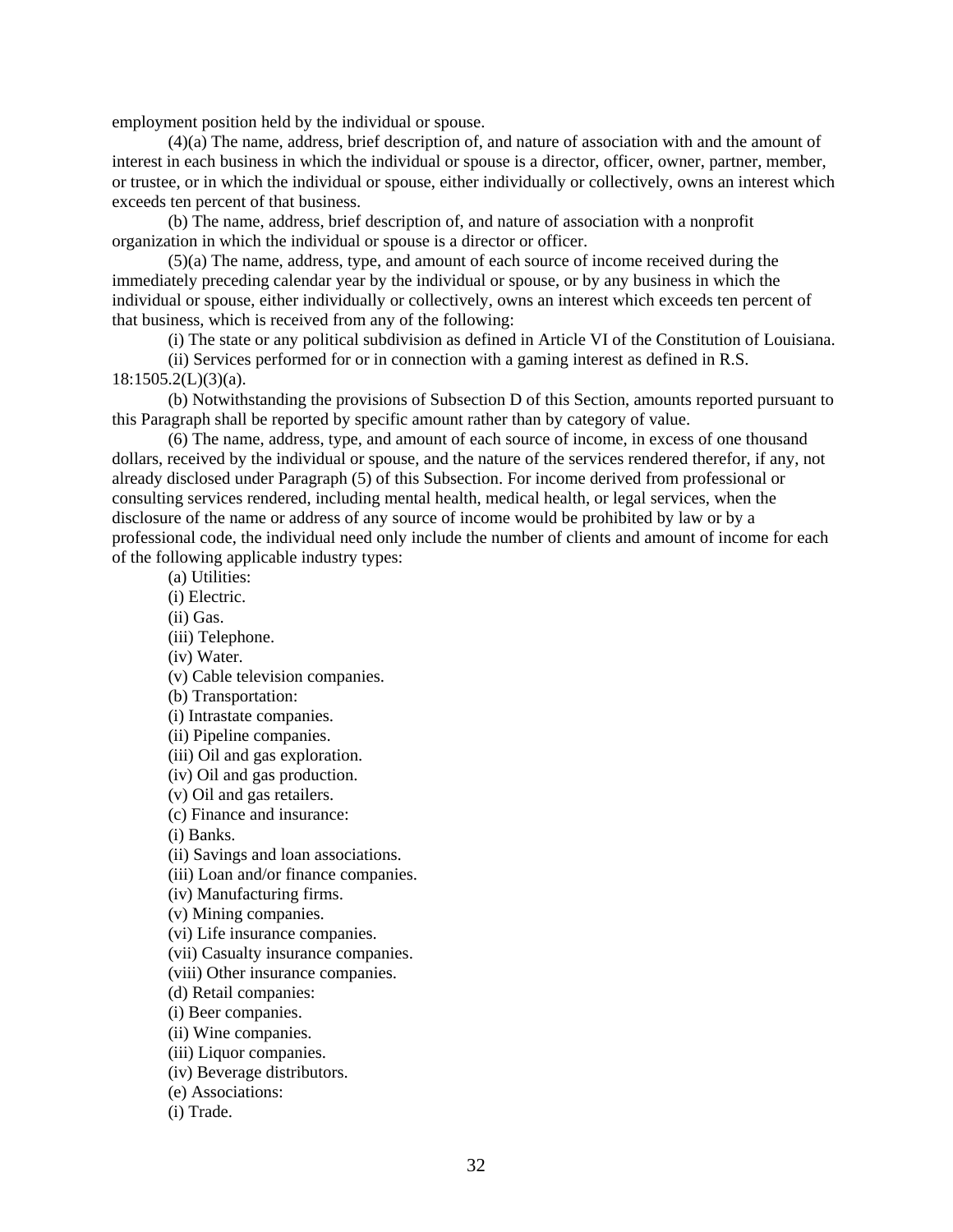employment position held by the individual or spouse.

(4)(a) The name, address, brief description of, and nature of association with and the amount of interest in each business in which the individual or spouse is a director, officer, owner, partner, member, or trustee, or in which the individual or spouse, either individually or collectively, owns an interest which exceeds ten percent of that business.

(b) The name, address, brief description of, and nature of association with a nonprofit organization in which the individual or spouse is a director or officer.

(5)(a) The name, address, type, and amount of each source of income received during the immediately preceding calendar year by the individual or spouse, or by any business in which the individual or spouse, either individually or collectively, owns an interest which exceeds ten percent of that business, which is received from any of the following:

(i) The state or any political subdivision as defined in Article VI of the Constitution of Louisiana.

(ii) Services performed for or in connection with a gaming interest as defined in R.S. 18:1505.2(L)(3)(a).

(b) Notwithstanding the provisions of Subsection D of this Section, amounts reported pursuant to this Paragraph shall be reported by specific amount rather than by category of value.

(6) The name, address, type, and amount of each source of income, in excess of one thousand dollars, received by the individual or spouse, and the nature of the services rendered therefor, if any, not already disclosed under Paragraph (5) of this Subsection. For income derived from professional or consulting services rendered, including mental health, medical health, or legal services, when the disclosure of the name or address of any source of income would be prohibited by law or by a professional code, the individual need only include the number of clients and amount of income for each of the following applicable industry types:

(a) Utilities:

(i) Electric.

(ii) Gas.

(iii) Telephone.

(iv) Water.

(v) Cable television companies.

(b) Transportation:

(i) Intrastate companies.

(ii) Pipeline companies.

(iii) Oil and gas exploration.

(iv) Oil and gas production.

(v) Oil and gas retailers.

(c) Finance and insurance:

(i) Banks.

(ii) Savings and loan associations.

(iii) Loan and/or finance companies.

(iv) Manufacturing firms.

(v) Mining companies.

(vi) Life insurance companies.

(vii) Casualty insurance companies.

(viii) Other insurance companies.

(d) Retail companies:

(i) Beer companies.

(ii) Wine companies.

(iii) Liquor companies.

(iv) Beverage distributors.

(e) Associations:

(i) Trade.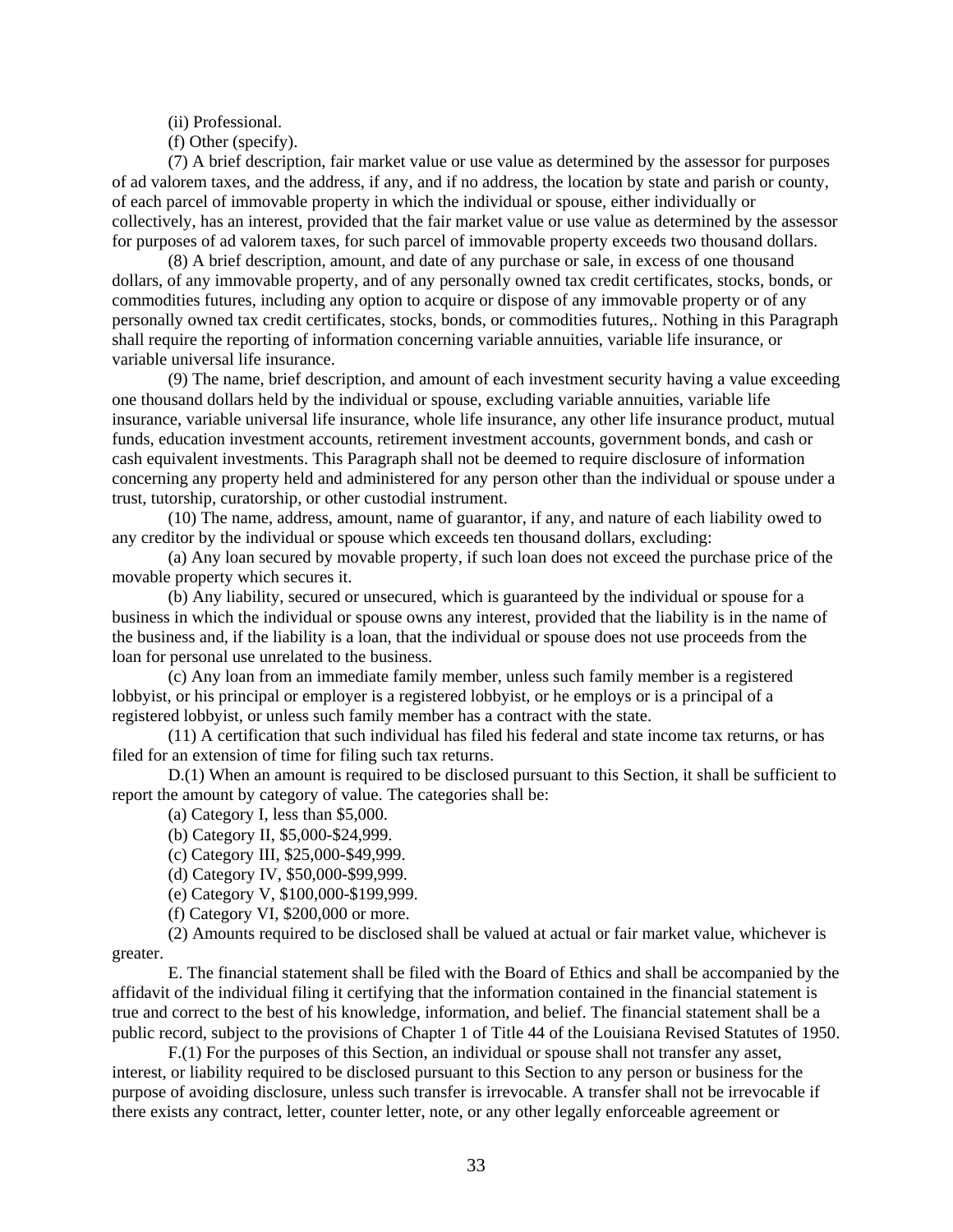(ii) Professional.

(f) Other (specify).

(7) A brief description, fair market value or use value as determined by the assessor for purposes of ad valorem taxes, and the address, if any, and if no address, the location by state and parish or county, of each parcel of immovable property in which the individual or spouse, either individually or collectively, has an interest, provided that the fair market value or use value as determined by the assessor for purposes of ad valorem taxes, for such parcel of immovable property exceeds two thousand dollars.

(8) A brief description, amount, and date of any purchase or sale, in excess of one thousand dollars, of any immovable property, and of any personally owned tax credit certificates, stocks, bonds, or commodities futures, including any option to acquire or dispose of any immovable property or of any personally owned tax credit certificates, stocks, bonds, or commodities futures,. Nothing in this Paragraph shall require the reporting of information concerning variable annuities, variable life insurance, or variable universal life insurance.

(9) The name, brief description, and amount of each investment security having a value exceeding one thousand dollars held by the individual or spouse, excluding variable annuities, variable life insurance, variable universal life insurance, whole life insurance, any other life insurance product, mutual funds, education investment accounts, retirement investment accounts, government bonds, and cash or cash equivalent investments. This Paragraph shall not be deemed to require disclosure of information concerning any property held and administered for any person other than the individual or spouse under a trust, tutorship, curatorship, or other custodial instrument.

(10) The name, address, amount, name of guarantor, if any, and nature of each liability owed to any creditor by the individual or spouse which exceeds ten thousand dollars, excluding:

(a) Any loan secured by movable property, if such loan does not exceed the purchase price of the movable property which secures it.

(b) Any liability, secured or unsecured, which is guaranteed by the individual or spouse for a business in which the individual or spouse owns any interest, provided that the liability is in the name of the business and, if the liability is a loan, that the individual or spouse does not use proceeds from the loan for personal use unrelated to the business.

(c) Any loan from an immediate family member, unless such family member is a registered lobbyist, or his principal or employer is a registered lobbyist, or he employs or is a principal of a registered lobbyist, or unless such family member has a contract with the state.

(11) A certification that such individual has filed his federal and state income tax returns, or has filed for an extension of time for filing such tax returns.

D.(1) When an amount is required to be disclosed pursuant to this Section, it shall be sufficient to report the amount by category of value. The categories shall be:

(a) Category I, less than $5,000.

(b) Category II, $5,000-$24,999.

(c) Category III, $25,000-$49,999.

(d) Category IV, $50,000-$99,999.

(e) Category V, $100,000-$199,999.

(f) Category VI, $200,000 or more.

(2) Amounts required to be disclosed shall be valued at actual or fair market value, whichever is greater.

E. The financial statement shall be filed with the Board of Ethics and shall be accompanied by the affidavit of the individual filing it certifying that the information contained in the financial statement is true and correct to the best of his knowledge, information, and belief. The financial statement shall be a public record, subject to the provisions of Chapter 1 of Title 44 of the Louisiana Revised Statutes of 1950.

F.(1) For the purposes of this Section, an individual or spouse shall not transfer any asset, interest, or liability required to be disclosed pursuant to this Section to any person or business for the purpose of avoiding disclosure, unless such transfer is irrevocable. A transfer shall not be irrevocable if there exists any contract, letter, counter letter, note, or any other legally enforceable agreement or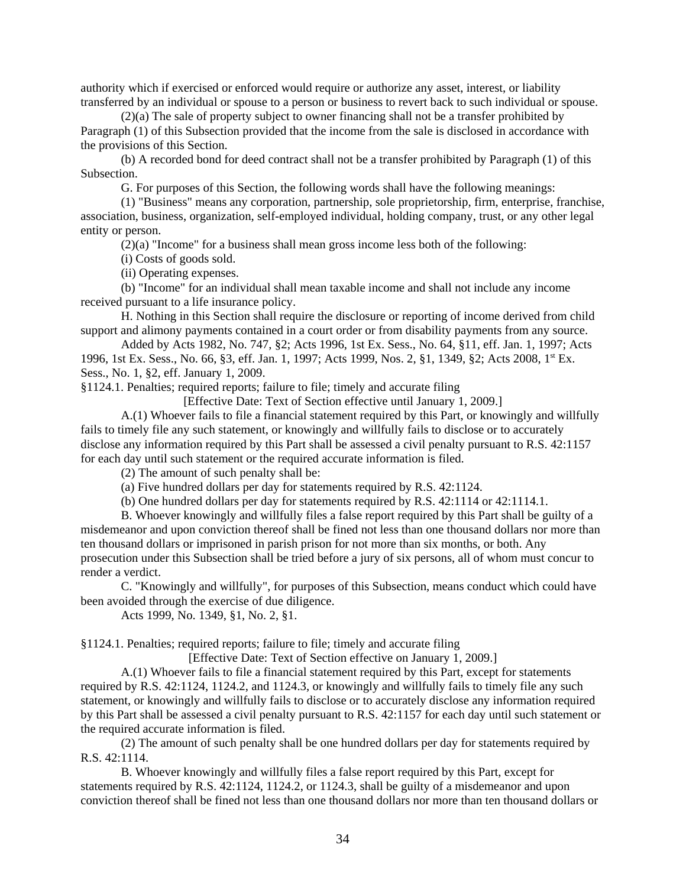authority which if exercised or enforced would require or authorize any asset, interest, or liability transferred by an individual or spouse to a person or business to revert back to such individual or spouse.

(2)(a) The sale of property subject to owner financing shall not be a transfer prohibited by Paragraph (1) of this Subsection provided that the income from the sale is disclosed in accordance with the provisions of this Section.

(b) A recorded bond for deed contract shall not be a transfer prohibited by Paragraph (1) of this Subsection.

G. For purposes of this Section, the following words shall have the following meanings:

(1) "Business" means any corporation, partnership, sole proprietorship, firm, enterprise, franchise, association, business, organization, self-employed individual, holding company, trust, or any other legal entity or person.

(2)(a) "Income" for a business shall mean gross income less both of the following:

(i) Costs of goods sold.

(ii) Operating expenses.

(b) "Income" for an individual shall mean taxable income and shall not include any income received pursuant to a life insurance policy.

H. Nothing in this Section shall require the disclosure or reporting of income derived from child support and alimony payments contained in a court order or from disability payments from any source.

Added by Acts 1982, No. 747, §2; Acts 1996, 1st Ex. Sess., No. 64, §11, eff. Jan. 1, 1997; Acts 1996, 1st Ex. Sess., No. 66, §3, eff. Jan. 1, 1997; Acts 1999, Nos. 2, §1, 1349, §2; Acts 2008, 1st Ex. Sess., No. 1, §2, eff. January 1, 2009.

§1124.1. Penalties; required reports; failure to file; timely and accurate filing

[Effective Date: Text of Section effective until January 1, 2009.]

A.(1) Whoever fails to file a financial statement required by this Part, or knowingly and willfully fails to timely file any such statement, or knowingly and willfully fails to disclose or to accurately disclose any information required by this Part shall be assessed a civil penalty pursuant to R.S. 42:1157 for each day until such statement or the required accurate information is filed.

(2) The amount of such penalty shall be:

(a) Five hundred dollars per day for statements required by R.S. 42:1124.

(b) One hundred dollars per day for statements required by R.S. 42:1114 or 42:1114.1.

B. Whoever knowingly and willfully files a false report required by this Part shall be guilty of a misdemeanor and upon conviction thereof shall be fined not less than one thousand dollars nor more than ten thousand dollars or imprisoned in parish prison for not more than six months, or both. Any prosecution under this Subsection shall be tried before a jury of six persons, all of whom must concur to render a verdict.

C. "Knowingly and willfully", for purposes of this Subsection, means conduct which could have been avoided through the exercise of due diligence.

Acts 1999, No. 1349, §1, No. 2, §1.

§1124.1. Penalties; required reports; failure to file; timely and accurate filing

[Effective Date: Text of Section effective on January 1, 2009.]

A.(1) Whoever fails to file a financial statement required by this Part, except for statements required by R.S. 42:1124, 1124.2, and 1124.3, or knowingly and willfully fails to timely file any such statement, or knowingly and willfully fails to disclose or to accurately disclose any information required by this Part shall be assessed a civil penalty pursuant to R.S. 42:1157 for each day until such statement or the required accurate information is filed.

(2) The amount of such penalty shall be one hundred dollars per day for statements required by R.S. 42:1114.

B. Whoever knowingly and willfully files a false report required by this Part, except for statements required by R.S. 42:1124, 1124.2, or 1124.3, shall be guilty of a misdemeanor and upon conviction thereof shall be fined not less than one thousand dollars nor more than ten thousand dollars or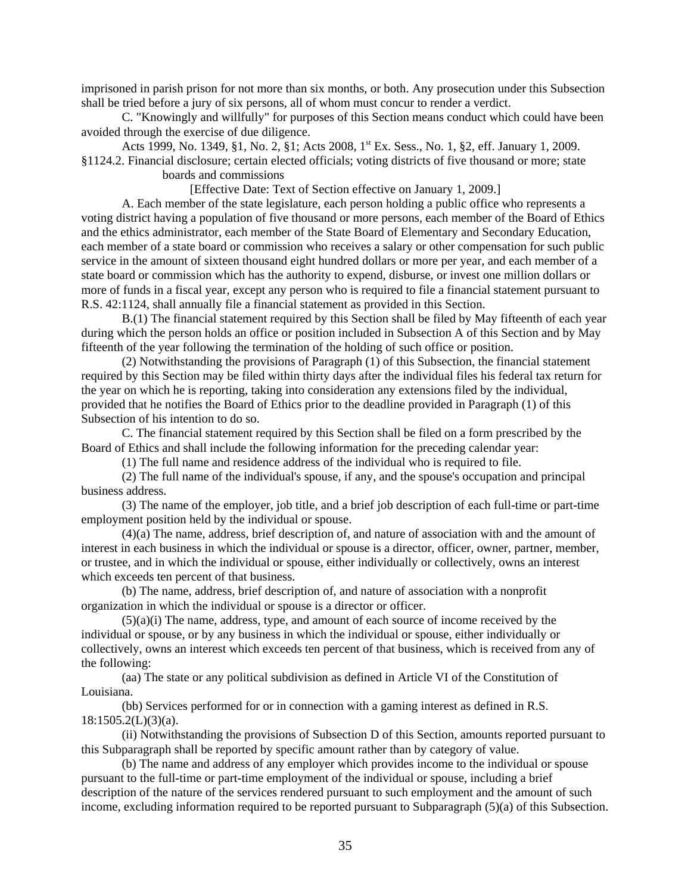imprisoned in parish prison for not more than six months, or both. Any prosecution under this Subsection shall be tried before a jury of six persons, all of whom must concur to render a verdict.

C. "Knowingly and willfully" for purposes of this Section means conduct which could have been avoided through the exercise of due diligence.

Acts 1999, No. 1349, §1, No. 2, §1; Acts 2008, 1st Ex. Sess., No. 1, §2, eff. January 1, 2009.

§1124.2. Financial disclosure; certain elected officials; voting districts of five thousand or more; state boards and commissions

[Effective Date: Text of Section effective on January 1, 2009.]

A. Each member of the state legislature, each person holding a public office who represents a voting district having a population of five thousand or more persons, each member of the Board of Ethics and the ethics administrator, each member of the State Board of Elementary and Secondary Education, each member of a state board or commission who receives a salary or other compensation for such public service in the amount of sixteen thousand eight hundred dollars or more per year, and each member of a state board or commission which has the authority to expend, disburse, or invest one million dollars or more of funds in a fiscal year, except any person who is required to file a financial statement pursuant to R.S. 42:1124, shall annually file a financial statement as provided in this Section.

B.(1) The financial statement required by this Section shall be filed by May fifteenth of each year during which the person holds an office or position included in Subsection A of this Section and by May fifteenth of the year following the termination of the holding of such office or position.

(2) Notwithstanding the provisions of Paragraph (1) of this Subsection, the financial statement required by this Section may be filed within thirty days after the individual files his federal tax return for the year on which he is reporting, taking into consideration any extensions filed by the individual, provided that he notifies the Board of Ethics prior to the deadline provided in Paragraph (1) of this Subsection of his intention to do so.

C. The financial statement required by this Section shall be filed on a form prescribed by the Board of Ethics and shall include the following information for the preceding calendar year:

(1) The full name and residence address of the individual who is required to file.

(2) The full name of the individual's spouse, if any, and the spouse's occupation and principal business address.

(3) The name of the employer, job title, and a brief job description of each full-time or part-time employment position held by the individual or spouse.

(4)(a) The name, address, brief description of, and nature of association with and the amount of interest in each business in which the individual or spouse is a director, officer, owner, partner, member, or trustee, and in which the individual or spouse, either individually or collectively, owns an interest which exceeds ten percent of that business.

(b) The name, address, brief description of, and nature of association with a nonprofit organization in which the individual or spouse is a director or officer.

(5)(a)(i) The name, address, type, and amount of each source of income received by the individual or spouse, or by any business in which the individual or spouse, either individually or collectively, owns an interest which exceeds ten percent of that business, which is received from any of the following:

(aa) The state or any political subdivision as defined in Article VI of the Constitution of Louisiana.

(bb) Services performed for or in connection with a gaming interest as defined in R.S. 18:1505.2(L)(3)(a).

(ii) Notwithstanding the provisions of Subsection D of this Section, amounts reported pursuant to this Subparagraph shall be reported by specific amount rather than by category of value.

(b) The name and address of any employer which provides income to the individual or spouse pursuant to the full-time or part-time employment of the individual or spouse, including a brief description of the nature of the services rendered pursuant to such employment and the amount of such income, excluding information required to be reported pursuant to Subparagraph (5)(a) of this Subsection.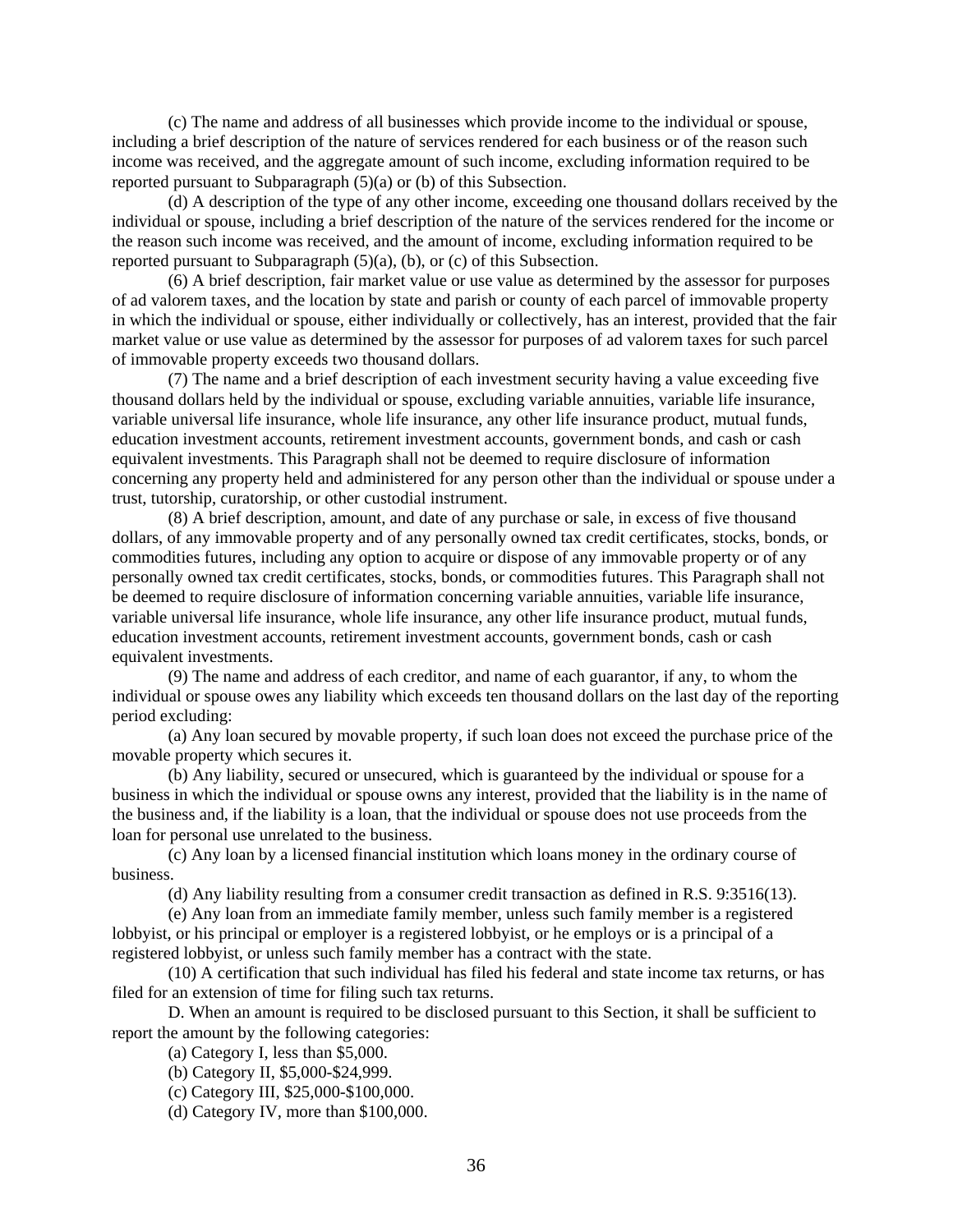(c) The name and address of all businesses which provide income to the individual or spouse, including a brief description of the nature of services rendered for each business or of the reason such income was received, and the aggregate amount of such income, excluding information required to be reported pursuant to Subparagraph (5)(a) or (b) of this Subsection.

(d) A description of the type of any other income, exceeding one thousand dollars received by the individual or spouse, including a brief description of the nature of the services rendered for the income or the reason such income was received, and the amount of income, excluding information required to be reported pursuant to Subparagraph (5)(a), (b), or (c) of this Subsection.

(6) A brief description, fair market value or use value as determined by the assessor for purposes of ad valorem taxes, and the location by state and parish or county of each parcel of immovable property in which the individual or spouse, either individually or collectively, has an interest, provided that the fair market value or use value as determined by the assessor for purposes of ad valorem taxes for such parcel of immovable property exceeds two thousand dollars.

(7) The name and a brief description of each investment security having a value exceeding five thousand dollars held by the individual or spouse, excluding variable annuities, variable life insurance, variable universal life insurance, whole life insurance, any other life insurance product, mutual funds, education investment accounts, retirement investment accounts, government bonds, and cash or cash equivalent investments. This Paragraph shall not be deemed to require disclosure of information concerning any property held and administered for any person other than the individual or spouse under a trust, tutorship, curatorship, or other custodial instrument.

(8) A brief description, amount, and date of any purchase or sale, in excess of five thousand dollars, of any immovable property and of any personally owned tax credit certificates, stocks, bonds, or commodities futures, including any option to acquire or dispose of any immovable property or of any personally owned tax credit certificates, stocks, bonds, or commodities futures. This Paragraph shall not be deemed to require disclosure of information concerning variable annuities, variable life insurance, variable universal life insurance, whole life insurance, any other life insurance product, mutual funds, education investment accounts, retirement investment accounts, government bonds, cash or cash equivalent investments.

(9) The name and address of each creditor, and name of each guarantor, if any, to whom the individual or spouse owes any liability which exceeds ten thousand dollars on the last day of the reporting period excluding:

(a) Any loan secured by movable property, if such loan does not exceed the purchase price of the movable property which secures it.

(b) Any liability, secured or unsecured, which is guaranteed by the individual or spouse for a business in which the individual or spouse owns any interest, provided that the liability is in the name of the business and, if the liability is a loan, that the individual or spouse does not use proceeds from the loan for personal use unrelated to the business.

(c) Any loan by a licensed financial institution which loans money in the ordinary course of business.

(d) Any liability resulting from a consumer credit transaction as defined in R.S. 9:3516(13).

(e) Any loan from an immediate family member, unless such family member is a registered lobbyist, or his principal or employer is a registered lobbyist, or he employs or is a principal of a registered lobbyist, or unless such family member has a contract with the state.

(10) A certification that such individual has filed his federal and state income tax returns, or has filed for an extension of time for filing such tax returns.

D. When an amount is required to be disclosed pursuant to this Section, it shall be sufficient to report the amount by the following categories:

(a) Category I, less than $5,000.

(b) Category II, $5,000-$24,999.

(c) Category III, $25,000-$100,000.

(d) Category IV, more than $100,000.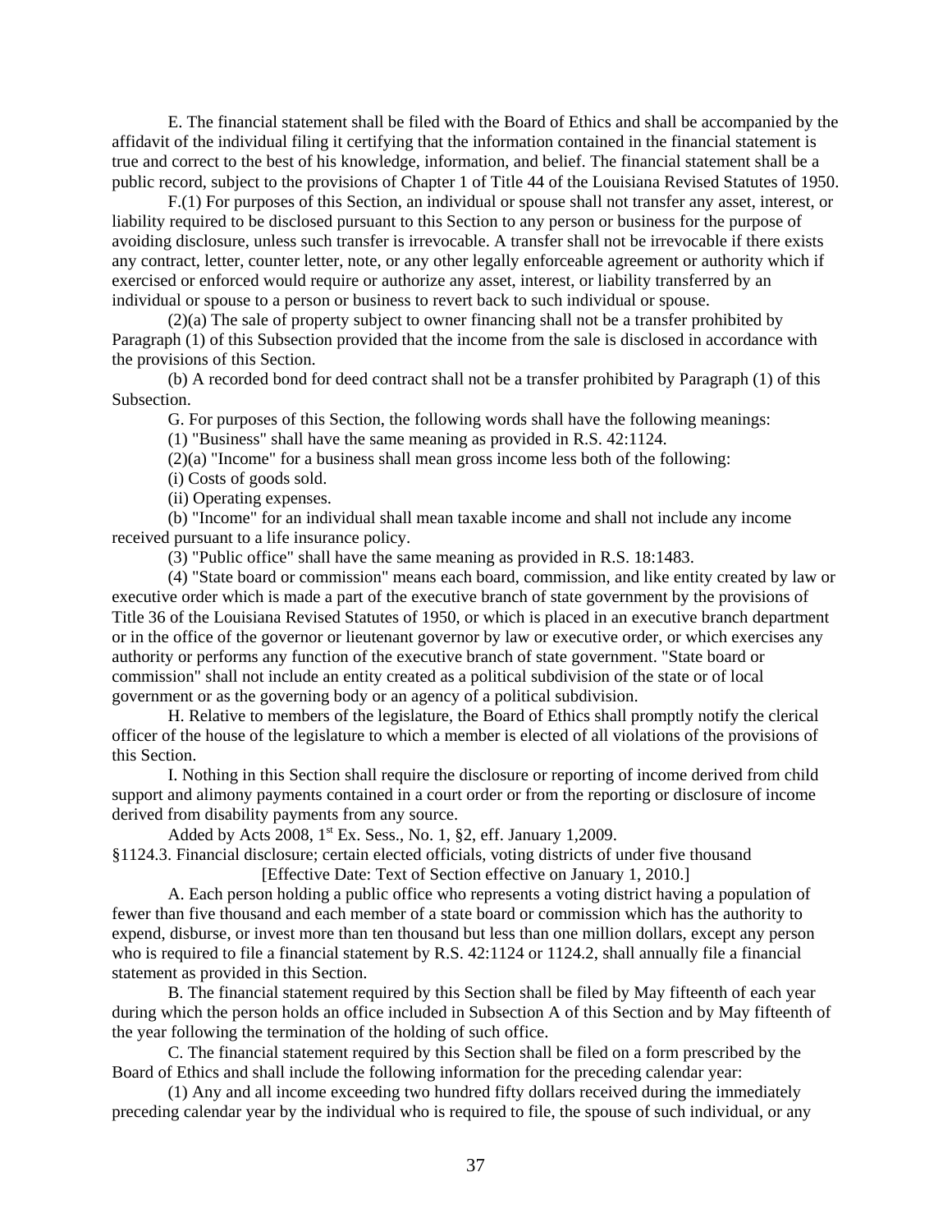E. The financial statement shall be filed with the Board of Ethics and shall be accompanied by the affidavit of the individual filing it certifying that the information contained in the financial statement is true and correct to the best of his knowledge, information, and belief. The financial statement shall be a public record, subject to the provisions of Chapter 1 of Title 44 of the Louisiana Revised Statutes of 1950.

F.(1) For purposes of this Section, an individual or spouse shall not transfer any asset, interest, or liability required to be disclosed pursuant to this Section to any person or business for the purpose of avoiding disclosure, unless such transfer is irrevocable. A transfer shall not be irrevocable if there exists any contract, letter, counter letter, note, or any other legally enforceable agreement or authority which if exercised or enforced would require or authorize any asset, interest, or liability transferred by an individual or spouse to a person or business to revert back to such individual or spouse.

(2)(a) The sale of property subject to owner financing shall not be a transfer prohibited by Paragraph (1) of this Subsection provided that the income from the sale is disclosed in accordance with the provisions of this Section.

(b) A recorded bond for deed contract shall not be a transfer prohibited by Paragraph (1) of this Subsection.

G. For purposes of this Section, the following words shall have the following meanings:

(1) "Business" shall have the same meaning as provided in R.S. 42:1124.

(2)(a) "Income" for a business shall mean gross income less both of the following:

(i) Costs of goods sold.

(ii) Operating expenses.

(b) "Income" for an individual shall mean taxable income and shall not include any income received pursuant to a life insurance policy.

(3) "Public office" shall have the same meaning as provided in R.S. 18:1483.

(4) "State board or commission" means each board, commission, and like entity created by law or executive order which is made a part of the executive branch of state government by the provisions of Title 36 of the Louisiana Revised Statutes of 1950, or which is placed in an executive branch department or in the office of the governor or lieutenant governor by law or executive order, or which exercises any authority or performs any function of the executive branch of state government. "State board or commission" shall not include an entity created as a political subdivision of the state or of local government or as the governing body or an agency of a political subdivision.

H. Relative to members of the legislature, the Board of Ethics shall promptly notify the clerical officer of the house of the legislature to which a member is elected of all violations of the provisions of this Section.

I. Nothing in this Section shall require the disclosure or reporting of income derived from child support and alimony payments contained in a court order or from the reporting or disclosure of income derived from disability payments from any source.

Added by Acts 2008, 1st Ex. Sess., No. 1, §2, eff. January 1,2009.

§1124.3. Financial disclosure; certain elected officials, voting districts of under five thousand

[Effective Date: Text of Section effective on January 1, 2010.]

A. Each person holding a public office who represents a voting district having a population of fewer than five thousand and each member of a state board or commission which has the authority to expend, disburse, or invest more than ten thousand but less than one million dollars, except any person who is required to file a financial statement by R.S. 42:1124 or 1124.2, shall annually file a financial statement as provided in this Section.

B. The financial statement required by this Section shall be filed by May fifteenth of each year during which the person holds an office included in Subsection A of this Section and by May fifteenth of the year following the termination of the holding of such office.

C. The financial statement required by this Section shall be filed on a form prescribed by the Board of Ethics and shall include the following information for the preceding calendar year:

(1) Any and all income exceeding two hundred fifty dollars received during the immediately preceding calendar year by the individual who is required to file, the spouse of such individual, or any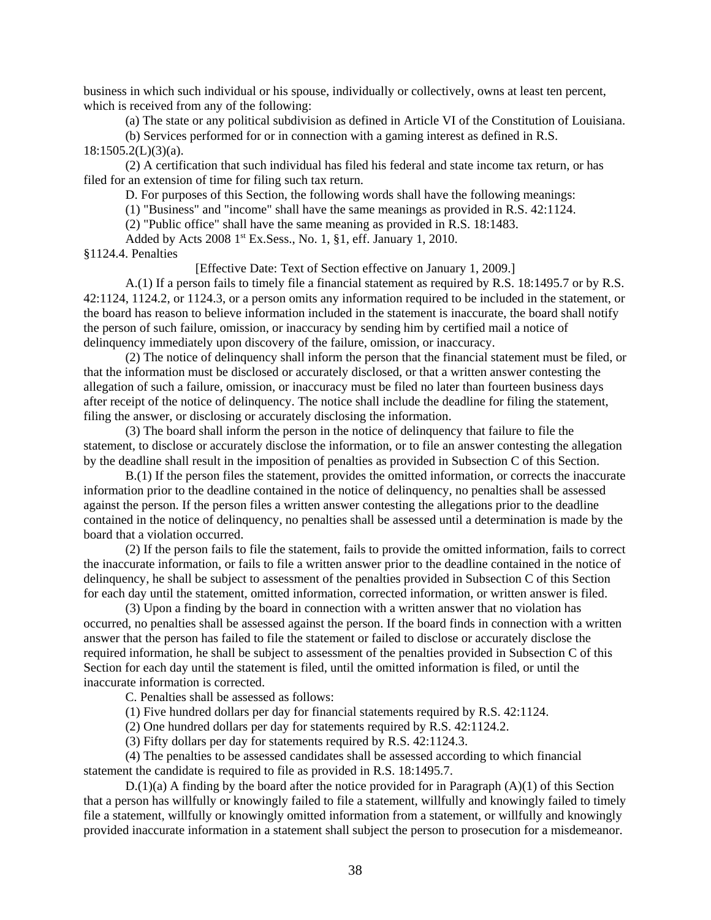business in which such individual or his spouse, individually or collectively, owns at least ten percent, which is received from any of the following:

(a) The state or any political subdivision as defined in Article VI of the Constitution of Louisiana.

(b) Services performed for or in connection with a gaming interest as defined in R.S. 18:1505.2(L)(3)(a).

(2) A certification that such individual has filed his federal and state income tax return, or has filed for an extension of time for filing such tax return.

D. For purposes of this Section, the following words shall have the following meanings:

(1) "Business" and "income" shall have the same meanings as provided in R.S. 42:1124.

(2) "Public office" shall have the same meaning as provided in R.S. 18:1483.

Added by Acts 2008 1st Ex.Sess., No. 1, §1, eff. January 1, 2010.

§1124.4. Penalties

[Effective Date: Text of Section effective on January 1, 2009.]

A.(1) If a person fails to timely file a financial statement as required by R.S. 18:1495.7 or by R.S. 42:1124, 1124.2, or 1124.3, or a person omits any information required to be included in the statement, or the board has reason to believe information included in the statement is inaccurate, the board shall notify the person of such failure, omission, or inaccuracy by sending him by certified mail a notice of delinquency immediately upon discovery of the failure, omission, or inaccuracy.

(2) The notice of delinquency shall inform the person that the financial statement must be filed, or that the information must be disclosed or accurately disclosed, or that a written answer contesting the allegation of such a failure, omission, or inaccuracy must be filed no later than fourteen business days after receipt of the notice of delinquency. The notice shall include the deadline for filing the statement, filing the answer, or disclosing or accurately disclosing the information.

(3) The board shall inform the person in the notice of delinquency that failure to file the statement, to disclose or accurately disclose the information, or to file an answer contesting the allegation by the deadline shall result in the imposition of penalties as provided in Subsection C of this Section.

B.(1) If the person files the statement, provides the omitted information, or corrects the inaccurate information prior to the deadline contained in the notice of delinquency, no penalties shall be assessed against the person. If the person files a written answer contesting the allegations prior to the deadline contained in the notice of delinquency, no penalties shall be assessed until a determination is made by the board that a violation occurred.

(2) If the person fails to file the statement, fails to provide the omitted information, fails to correct the inaccurate information, or fails to file a written answer prior to the deadline contained in the notice of delinquency, he shall be subject to assessment of the penalties provided in Subsection C of this Section for each day until the statement, omitted information, corrected information, or written answer is filed.

(3) Upon a finding by the board in connection with a written answer that no violation has occurred, no penalties shall be assessed against the person. If the board finds in connection with a written answer that the person has failed to file the statement or failed to disclose or accurately disclose the required information, he shall be subject to assessment of the penalties provided in Subsection C of this Section for each day until the statement is filed, until the omitted information is filed, or until the inaccurate information is corrected.

C. Penalties shall be assessed as follows:

(1) Five hundred dollars per day for financial statements required by R.S. 42:1124.

(2) One hundred dollars per day for statements required by R.S. 42:1124.2.

(3) Fifty dollars per day for statements required by R.S. 42:1124.3.

(4) The penalties to be assessed candidates shall be assessed according to which financial statement the candidate is required to file as provided in R.S. 18:1495.7.

D.(1)(a) A finding by the board after the notice provided for in Paragraph (A)(1) of this Section that a person has willfully or knowingly failed to file a statement, willfully and knowingly failed to timely file a statement, willfully or knowingly omitted information from a statement, or willfully and knowingly provided inaccurate information in a statement shall subject the person to prosecution for a misdemeanor.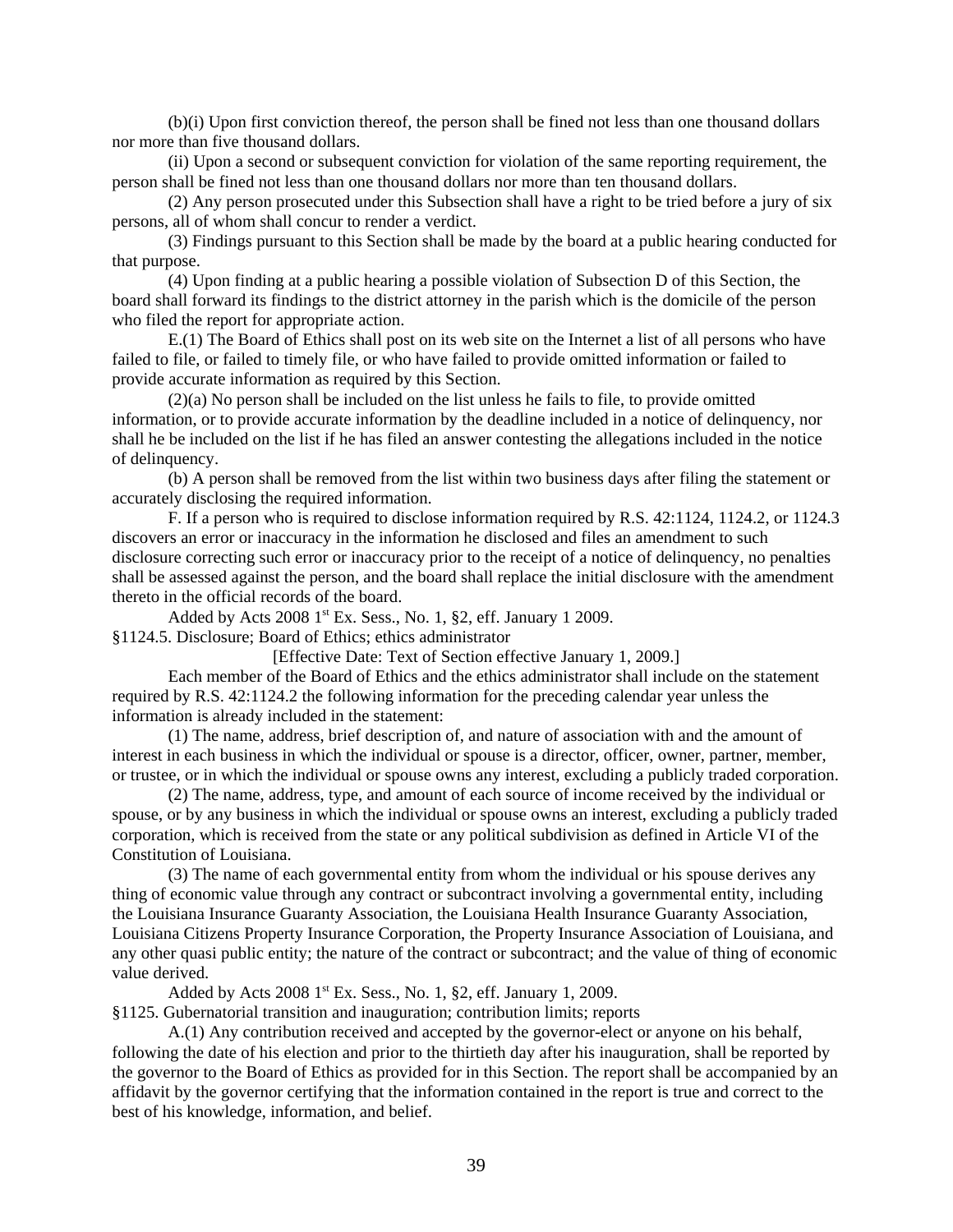(b)(i) Upon first conviction thereof, the person shall be fined not less than one thousand dollars nor more than five thousand dollars.

(ii) Upon a second or subsequent conviction for violation of the same reporting requirement, the person shall be fined not less than one thousand dollars nor more than ten thousand dollars.

(2) Any person prosecuted under this Subsection shall have a right to be tried before a jury of six persons, all of whom shall concur to render a verdict.

(3) Findings pursuant to this Section shall be made by the board at a public hearing conducted for that purpose.

(4) Upon finding at a public hearing a possible violation of Subsection D of this Section, the board shall forward its findings to the district attorney in the parish which is the domicile of the person who filed the report for appropriate action.

E.(1) The Board of Ethics shall post on its web site on the Internet a list of all persons who have failed to file, or failed to timely file, or who have failed to provide omitted information or failed to provide accurate information as required by this Section.

(2)(a) No person shall be included on the list unless he fails to file, to provide omitted information, or to provide accurate information by the deadline included in a notice of delinquency, nor shall he be included on the list if he has filed an answer contesting the allegations included in the notice of delinquency.

(b) A person shall be removed from the list within two business days after filing the statement or accurately disclosing the required information.

F. If a person who is required to disclose information required by R.S. 42:1124, 1124.2, or 1124.3 discovers an error or inaccuracy in the information he disclosed and files an amendment to such disclosure correcting such error or inaccuracy prior to the receipt of a notice of delinquency, no penalties shall be assessed against the person, and the board shall replace the initial disclosure with the amendment thereto in the official records of the board.

Added by Acts 2008 1st Ex. Sess., No. 1, §2, eff. January 1 2009.

§1124.5. Disclosure; Board of Ethics; ethics administrator

[Effective Date: Text of Section effective January 1, 2009.]

Each member of the Board of Ethics and the ethics administrator shall include on the statement required by R.S. 42:1124.2 the following information for the preceding calendar year unless the information is already included in the statement:

(1) The name, address, brief description of, and nature of association with and the amount of interest in each business in which the individual or spouse is a director, officer, owner, partner, member, or trustee, or in which the individual or spouse owns any interest, excluding a publicly traded corporation.

(2) The name, address, type, and amount of each source of income received by the individual or spouse, or by any business in which the individual or spouse owns an interest, excluding a publicly traded corporation, which is received from the state or any political subdivision as defined in Article VI of the Constitution of Louisiana.

(3) The name of each governmental entity from whom the individual or his spouse derives any thing of economic value through any contract or subcontract involving a governmental entity, including the Louisiana Insurance Guaranty Association, the Louisiana Health Insurance Guaranty Association, Louisiana Citizens Property Insurance Corporation, the Property Insurance Association of Louisiana, and any other quasi public entity; the nature of the contract or subcontract; and the value of thing of economic value derived.

Added by Acts 2008 1st Ex. Sess., No. 1, §2, eff. January 1, 2009.

§1125. Gubernatorial transition and inauguration; contribution limits; reports

A.(1) Any contribution received and accepted by the governor-elect or anyone on his behalf, following the date of his election and prior to the thirtieth day after his inauguration, shall be reported by the governor to the Board of Ethics as provided for in this Section. The report shall be accompanied by an affidavit by the governor certifying that the information contained in the report is true and correct to the best of his knowledge, information, and belief.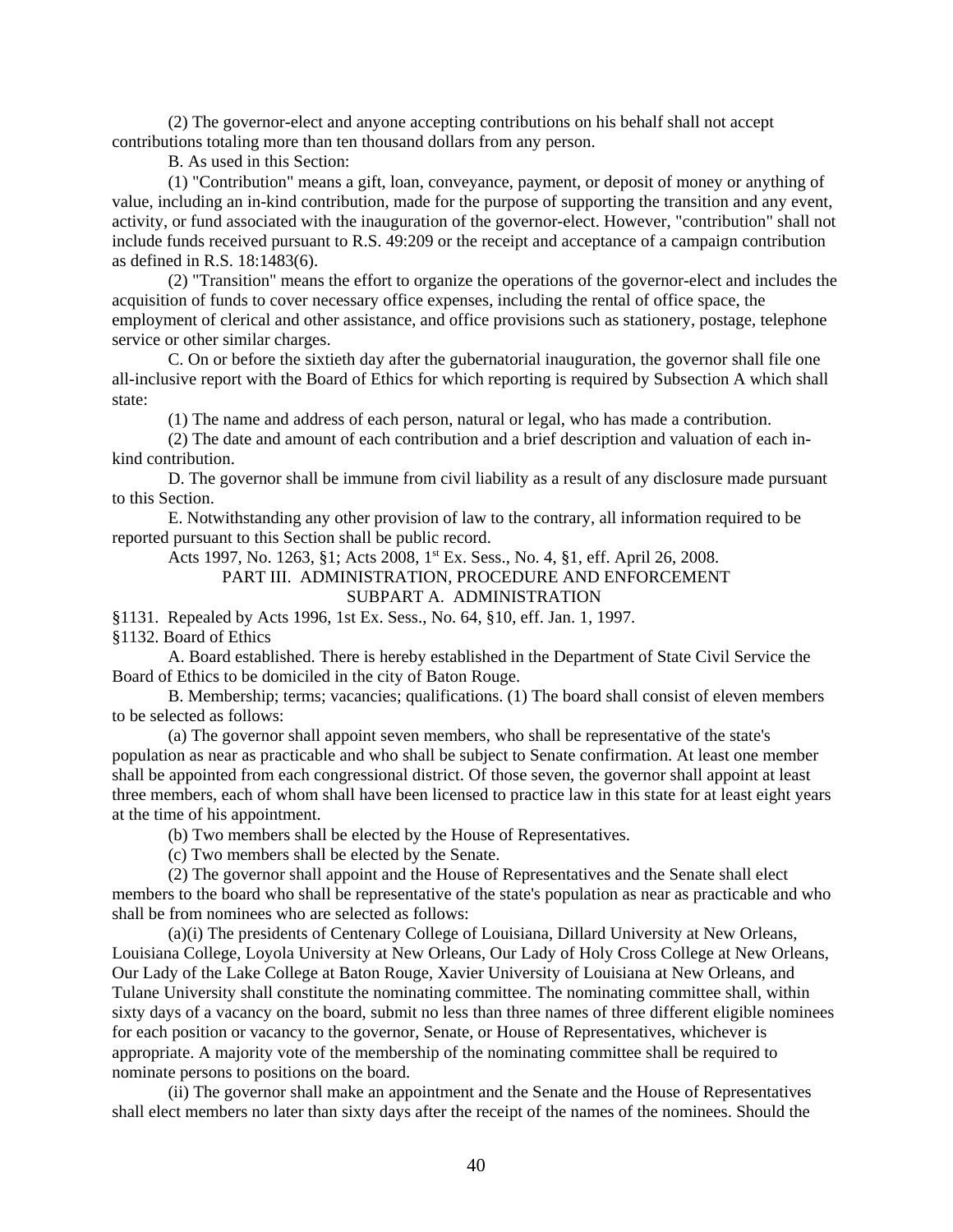(2) The governor-elect and anyone accepting contributions on his behalf shall not accept contributions totaling more than ten thousand dollars from any person.

B. As used in this Section:

(1) "Contribution" means a gift, loan, conveyance, payment, or deposit of money or anything of value, including an in-kind contribution, made for the purpose of supporting the transition and any event, activity, or fund associated with the inauguration of the governor-elect. However, "contribution" shall not include funds received pursuant to R.S. 49:209 or the receipt and acceptance of a campaign contribution as defined in R.S. 18:1483(6).

(2) "Transition" means the effort to organize the operations of the governor-elect and includes the acquisition of funds to cover necessary office expenses, including the rental of office space, the employment of clerical and other assistance, and office provisions such as stationery, postage, telephone service or other similar charges.

C. On or before the sixtieth day after the gubernatorial inauguration, the governor shall file one all-inclusive report with the Board of Ethics for which reporting is required by Subsection A which shall state:

(1) The name and address of each person, natural or legal, who has made a contribution.

(2) The date and amount of each contribution and a brief description and valuation of each in-kind contribution.

D. The governor shall be immune from civil liability as a result of any disclosure made pursuant to this Section.

E. Notwithstanding any other provision of law to the contrary, all information required to be reported pursuant to this Section shall be public record.

Acts 1997, No. 1263, §1; Acts 2008, 1st Ex. Sess., No. 4, §1, eff. April 26, 2008.

## PART III. ADMINISTRATION, PROCEDURE AND ENFORCEMENT

### SUBPART A. ADMINISTRATION

§1131. Repealed by Acts 1996, 1st Ex. Sess., No. 64, §10, eff. Jan. 1, 1997.

§1132. Board of Ethics

A. Board established. There is hereby established in the Department of State Civil Service the Board of Ethics to be domiciled in the city of Baton Rouge.

B. Membership; terms; vacancies; qualifications. (1) The board shall consist of eleven members to be selected as follows:

(a) The governor shall appoint seven members, who shall be representative of the state's population as near as practicable and who shall be subject to Senate confirmation. At least one member shall be appointed from each congressional district. Of those seven, the governor shall appoint at least three members, each of whom shall have been licensed to practice law in this state for at least eight years at the time of his appointment.

(b) Two members shall be elected by the House of Representatives.

(c) Two members shall be elected by the Senate.

(2) The governor shall appoint and the House of Representatives and the Senate shall elect members to the board who shall be representative of the state's population as near as practicable and who shall be from nominees who are selected as follows:

(a)(i) The presidents of Centenary College of Louisiana, Dillard University at New Orleans, Louisiana College, Loyola University at New Orleans, Our Lady of Holy Cross College at New Orleans, Our Lady of the Lake College at Baton Rouge, Xavier University of Louisiana at New Orleans, and Tulane University shall constitute the nominating committee. The nominating committee shall, within sixty days of a vacancy on the board, submit no less than three names of three different eligible nominees for each position or vacancy to the governor, Senate, or House of Representatives, whichever is appropriate. A majority vote of the membership of the nominating committee shall be required to nominate persons to positions on the board.

(ii) The governor shall make an appointment and the Senate and the House of Representatives shall elect members no later than sixty days after the receipt of the names of the nominees. Should the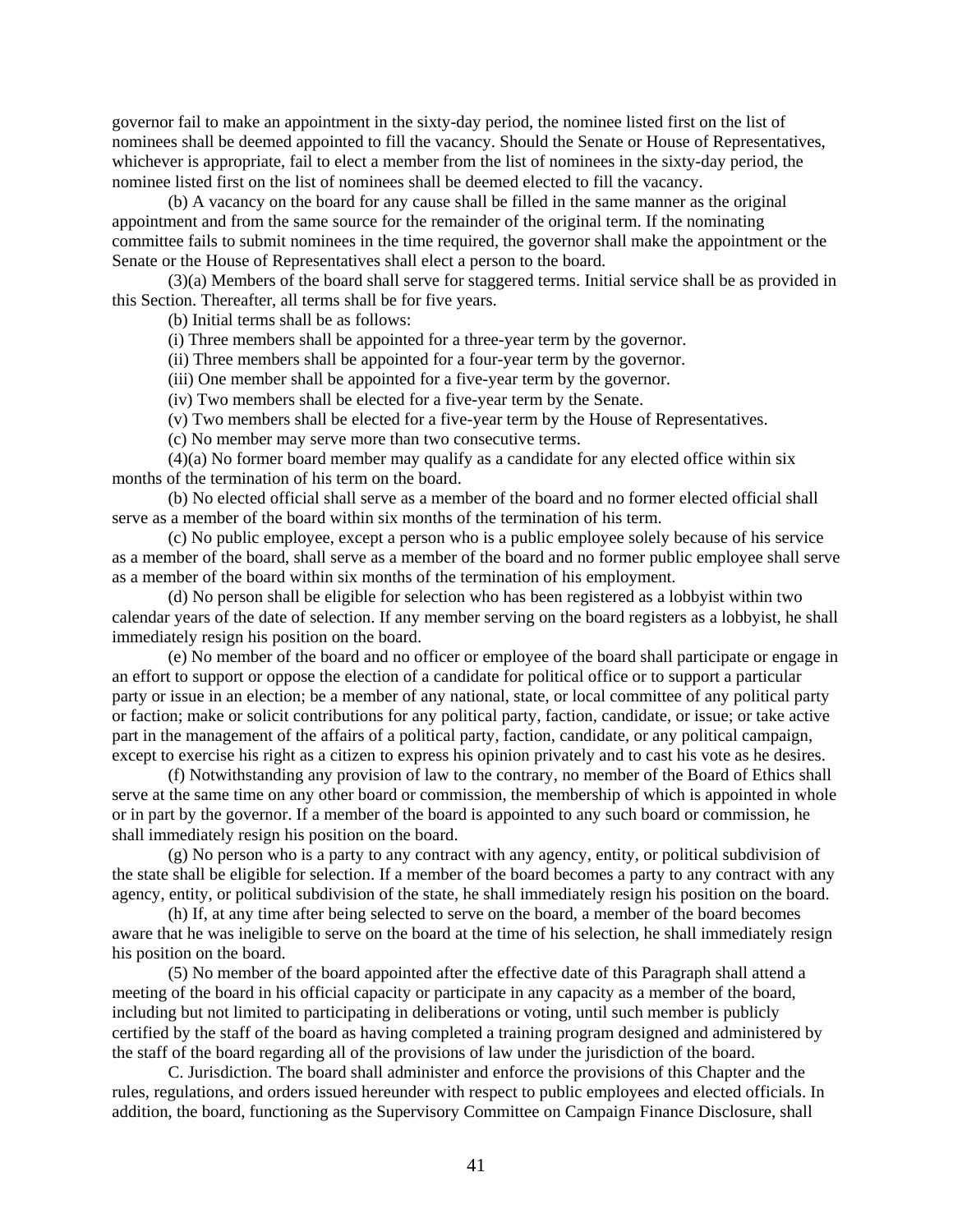governor fail to make an appointment in the sixty-day period, the nominee listed first on the list of nominees shall be deemed appointed to fill the vacancy. Should the Senate or House of Representatives, whichever is appropriate, fail to elect a member from the list of nominees in the sixty-day period, the nominee listed first on the list of nominees shall be deemed elected to fill the vacancy.

(b) A vacancy on the board for any cause shall be filled in the same manner as the original appointment and from the same source for the remainder of the original term. If the nominating committee fails to submit nominees in the time required, the governor shall make the appointment or the Senate or the House of Representatives shall elect a person to the board.

(3)(a) Members of the board shall serve for staggered terms. Initial service shall be as provided in this Section. Thereafter, all terms shall be for five years.

(b) Initial terms shall be as follows:

(i) Three members shall be appointed for a three-year term by the governor.

(ii) Three members shall be appointed for a four-year term by the governor.

(iii) One member shall be appointed for a five-year term by the governor.

(iv) Two members shall be elected for a five-year term by the Senate.

(v) Two members shall be elected for a five-year term by the House of Representatives.

(c) No member may serve more than two consecutive terms.

(4)(a) No former board member may qualify as a candidate for any elected office within six months of the termination of his term on the board.

(b) No elected official shall serve as a member of the board and no former elected official shall serve as a member of the board within six months of the termination of his term.

(c) No public employee, except a person who is a public employee solely because of his service as a member of the board, shall serve as a member of the board and no former public employee shall serve as a member of the board within six months of the termination of his employment.

(d) No person shall be eligible for selection who has been registered as a lobbyist within two calendar years of the date of selection. If any member serving on the board registers as a lobbyist, he shall immediately resign his position on the board.

(e) No member of the board and no officer or employee of the board shall participate or engage in an effort to support or oppose the election of a candidate for political office or to support a particular party or issue in an election; be a member of any national, state, or local committee of any political party or faction; make or solicit contributions for any political party, faction, candidate, or issue; or take active part in the management of the affairs of a political party, faction, candidate, or any political campaign, except to exercise his right as a citizen to express his opinion privately and to cast his vote as he desires.

(f) Notwithstanding any provision of law to the contrary, no member of the Board of Ethics shall serve at the same time on any other board or commission, the membership of which is appointed in whole or in part by the governor. If a member of the board is appointed to any such board or commission, he shall immediately resign his position on the board.

(g) No person who is a party to any contract with any agency, entity, or political subdivision of the state shall be eligible for selection. If a member of the board becomes a party to any contract with any agency, entity, or political subdivision of the state, he shall immediately resign his position on the board.

(h) If, at any time after being selected to serve on the board, a member of the board becomes aware that he was ineligible to serve on the board at the time of his selection, he shall immediately resign his position on the board.

(5) No member of the board appointed after the effective date of this Paragraph shall attend a meeting of the board in his official capacity or participate in any capacity as a member of the board, including but not limited to participating in deliberations or voting, until such member is publicly certified by the staff of the board as having completed a training program designed and administered by the staff of the board regarding all of the provisions of law under the jurisdiction of the board.

C. Jurisdiction. The board shall administer and enforce the provisions of this Chapter and the rules, regulations, and orders issued hereunder with respect to public employees and elected officials. In addition, the board, functioning as the Supervisory Committee on Campaign Finance Disclosure, shall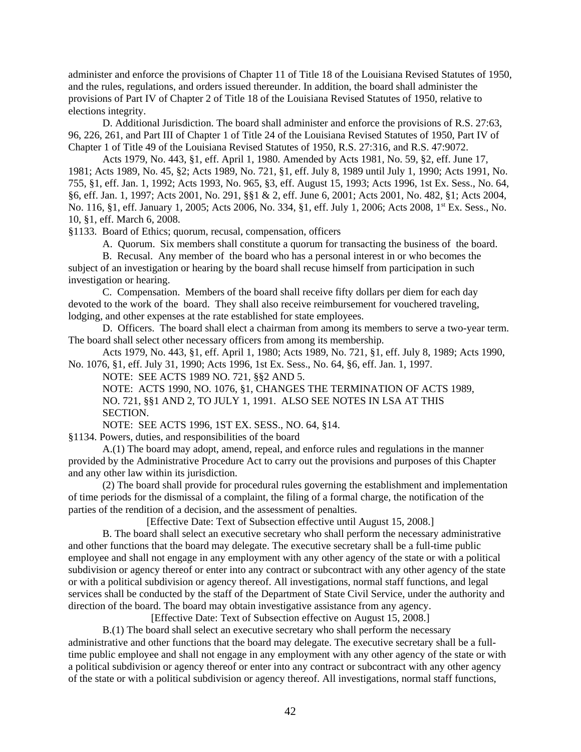administer and enforce the provisions of Chapter 11 of Title 18 of the Louisiana Revised Statutes of 1950, and the rules, regulations, and orders issued thereunder. In addition, the board shall administer the provisions of Part IV of Chapter 2 of Title 18 of the Louisiana Revised Statutes of 1950, relative to elections integrity.

D. Additional Jurisdiction. The board shall administer and enforce the provisions of R.S. 27:63, 96, 226, 261, and Part III of Chapter 1 of Title 24 of the Louisiana Revised Statutes of 1950, Part IV of Chapter 1 of Title 49 of the Louisiana Revised Statutes of 1950, R.S. 27:316, and R.S. 47:9072.

Acts 1979, No. 443, §1, eff. April 1, 1980. Amended by Acts 1981, No. 59, §2, eff. June 17, 1981; Acts 1989, No. 45, §2; Acts 1989, No. 721, §1, eff. July 8, 1989 until July 1, 1990; Acts 1991, No. 755, §1, eff. Jan. 1, 1992; Acts 1993, No. 965, §3, eff. August 15, 1993; Acts 1996, 1st Ex. Sess., No. 64, §6, eff. Jan. 1, 1997; Acts 2001, No. 291, §§1 & 2, eff. June 6, 2001; Acts 2001, No. 482, §1; Acts 2004, No. 116, §1, eff. January 1, 2005; Acts 2006, No. 334, §1, eff. July 1, 2006; Acts 2008, 1st Ex. Sess., No. 10, §1, eff. March 6, 2008.

§1133. Board of Ethics; quorum, recusal, compensation, officers

A. Quorum. Six members shall constitute a quorum for transacting the business of the board.

B. Recusal. Any member of the board who has a personal interest in or who becomes the subject of an investigation or hearing by the board shall recuse himself from participation in such investigation or hearing.

C. Compensation. Members of the board shall receive fifty dollars per diem for each day devoted to the work of the board. They shall also receive reimbursement for vouchered traveling, lodging, and other expenses at the rate established for state employees.

D. Officers. The board shall elect a chairman from among its members to serve a two-year term. The board shall select other necessary officers from among its membership.

Acts 1979, No. 443, §1, eff. April 1, 1980; Acts 1989, No. 721, §1, eff. July 8, 1989; Acts 1990, No. 1076, §1, eff. July 31, 1990; Acts 1996, 1st Ex. Sess., No. 64, §6, eff. Jan. 1, 1997.

NOTE: SEE ACTS 1989 NO. 721, §§2 AND 5.

NOTE: ACTS 1990, NO. 1076, §1, CHANGES THE TERMINATION OF ACTS 1989, NO. 721, §§1 AND 2, TO JULY 1, 1991. ALSO SEE NOTES IN LSA AT THIS SECTION.

NOTE: SEE ACTS 1996, 1ST EX. SESS., NO. 64, §14.

§1134. Powers, duties, and responsibilities of the board

A.(1) The board may adopt, amend, repeal, and enforce rules and regulations in the manner provided by the Administrative Procedure Act to carry out the provisions and purposes of this Chapter and any other law within its jurisdiction.

(2) The board shall provide for procedural rules governing the establishment and implementation of time periods for the dismissal of a complaint, the filing of a formal charge, the notification of the parties of the rendition of a decision, and the assessment of penalties.

[Effective Date: Text of Subsection effective until August 15, 2008.]

B. The board shall select an executive secretary who shall perform the necessary administrative and other functions that the board may delegate. The executive secretary shall be a full-time public employee and shall not engage in any employment with any other agency of the state or with a political subdivision or agency thereof or enter into any contract or subcontract with any other agency of the state or with a political subdivision or agency thereof. All investigations, normal staff functions, and legal services shall be conducted by the staff of the Department of State Civil Service, under the authority and direction of the board. The board may obtain investigative assistance from any agency.

[Effective Date: Text of Subsection effective on August 15, 2008.]

B.(1) The board shall select an executive secretary who shall perform the necessary administrative and other functions that the board may delegate. The executive secretary shall be a full-time public employee and shall not engage in any employment with any other agency of the state or with a political subdivision or agency thereof or enter into any contract or subcontract with any other agency of the state or with a political subdivision or agency thereof. All investigations, normal staff functions,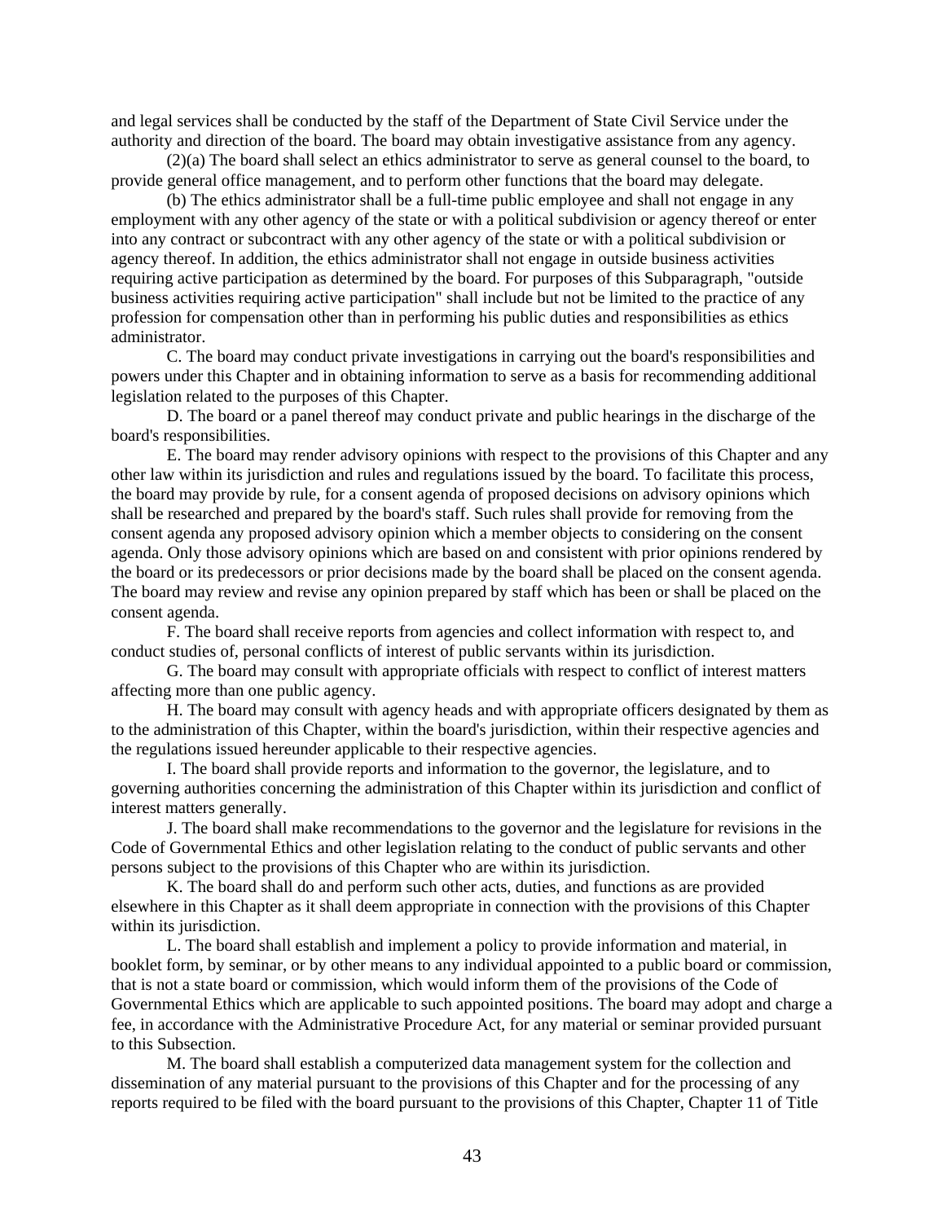and legal services shall be conducted by the staff of the Department of State Civil Service under the authority and direction of the board. The board may obtain investigative assistance from any agency.

(2)(a) The board shall select an ethics administrator to serve as general counsel to the board, to provide general office management, and to perform other functions that the board may delegate.

(b) The ethics administrator shall be a full-time public employee and shall not engage in any employment with any other agency of the state or with a political subdivision or agency thereof or enter into any contract or subcontract with any other agency of the state or with a political subdivision or agency thereof. In addition, the ethics administrator shall not engage in outside business activities requiring active participation as determined by the board. For purposes of this Subparagraph, "outside business activities requiring active participation" shall include but not be limited to the practice of any profession for compensation other than in performing his public duties and responsibilities as ethics administrator.

C. The board may conduct private investigations in carrying out the board's responsibilities and powers under this Chapter and in obtaining information to serve as a basis for recommending additional legislation related to the purposes of this Chapter.

D. The board or a panel thereof may conduct private and public hearings in the discharge of the board's responsibilities.

E. The board may render advisory opinions with respect to the provisions of this Chapter and any other law within its jurisdiction and rules and regulations issued by the board. To facilitate this process, the board may provide by rule, for a consent agenda of proposed decisions on advisory opinions which shall be researched and prepared by the board's staff. Such rules shall provide for removing from the consent agenda any proposed advisory opinion which a member objects to considering on the consent agenda. Only those advisory opinions which are based on and consistent with prior opinions rendered by the board or its predecessors or prior decisions made by the board shall be placed on the consent agenda. The board may review and revise any opinion prepared by staff which has been or shall be placed on the consent agenda.

F. The board shall receive reports from agencies and collect information with respect to, and conduct studies of, personal conflicts of interest of public servants within its jurisdiction.

G. The board may consult with appropriate officials with respect to conflict of interest matters affecting more than one public agency.

H. The board may consult with agency heads and with appropriate officers designated by them as to the administration of this Chapter, within the board's jurisdiction, within their respective agencies and the regulations issued hereunder applicable to their respective agencies.

I. The board shall provide reports and information to the governor, the legislature, and to governing authorities concerning the administration of this Chapter within its jurisdiction and conflict of interest matters generally.

J. The board shall make recommendations to the governor and the legislature for revisions in the Code of Governmental Ethics and other legislation relating to the conduct of public servants and other persons subject to the provisions of this Chapter who are within its jurisdiction.

K. The board shall do and perform such other acts, duties, and functions as are provided elsewhere in this Chapter as it shall deem appropriate in connection with the provisions of this Chapter within its jurisdiction.

L. The board shall establish and implement a policy to provide information and material, in booklet form, by seminar, or by other means to any individual appointed to a public board or commission, that is not a state board or commission, which would inform them of the provisions of the Code of Governmental Ethics which are applicable to such appointed positions. The board may adopt and charge a fee, in accordance with the Administrative Procedure Act, for any material or seminar provided pursuant to this Subsection.

M. The board shall establish a computerized data management system for the collection and dissemination of any material pursuant to the provisions of this Chapter and for the processing of any reports required to be filed with the board pursuant to the provisions of this Chapter, Chapter 11 of Title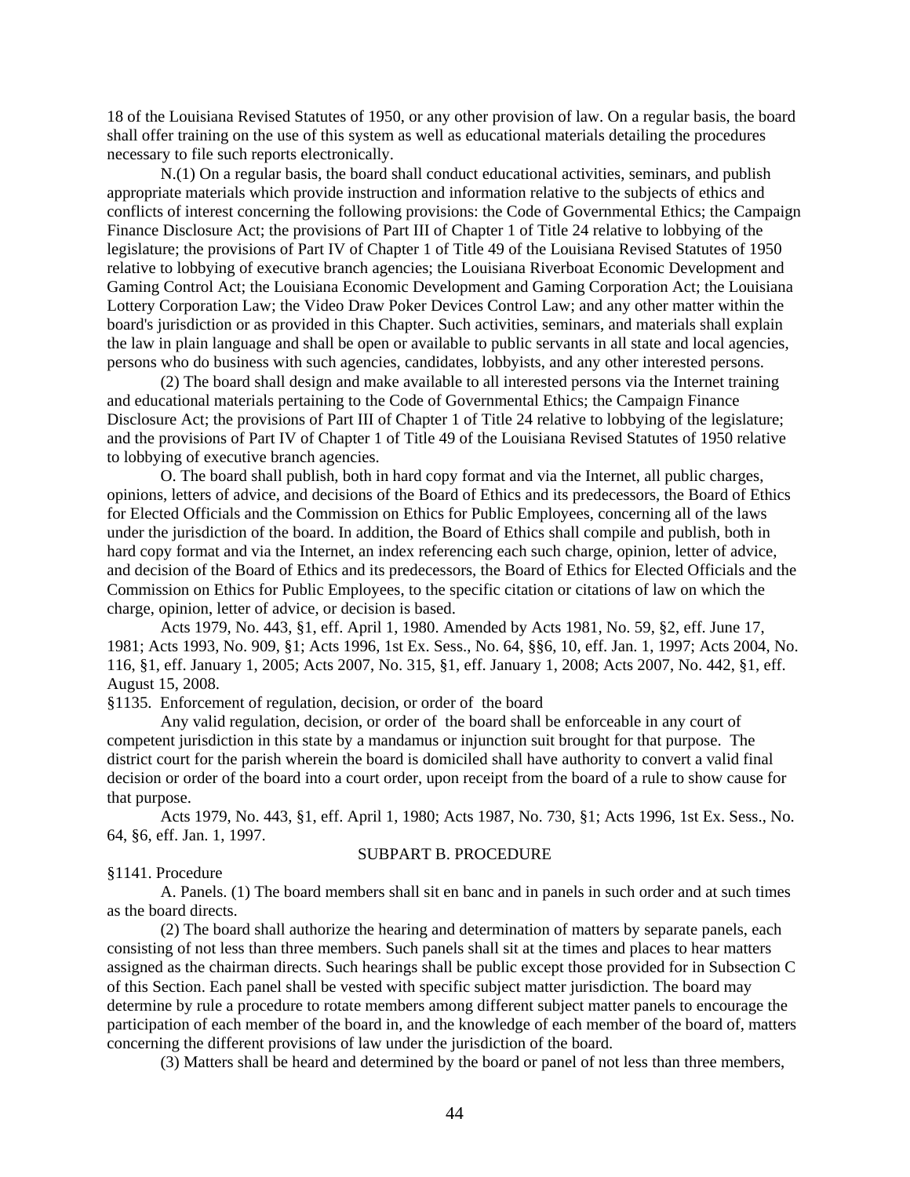18 of the Louisiana Revised Statutes of 1950, or any other provision of law. On a regular basis, the board shall offer training on the use of this system as well as educational materials detailing the procedures necessary to file such reports electronically.

N.(1) On a regular basis, the board shall conduct educational activities, seminars, and publish appropriate materials which provide instruction and information relative to the subjects of ethics and conflicts of interest concerning the following provisions: the Code of Governmental Ethics; the Campaign Finance Disclosure Act; the provisions of Part III of Chapter 1 of Title 24 relative to lobbying of the legislature; the provisions of Part IV of Chapter 1 of Title 49 of the Louisiana Revised Statutes of 1950 relative to lobbying of executive branch agencies; the Louisiana Riverboat Economic Development and Gaming Control Act; the Louisiana Economic Development and Gaming Corporation Act; the Louisiana Lottery Corporation Law; the Video Draw Poker Devices Control Law; and any other matter within the board's jurisdiction or as provided in this Chapter. Such activities, seminars, and materials shall explain the law in plain language and shall be open or available to public servants in all state and local agencies, persons who do business with such agencies, candidates, lobbyists, and any other interested persons.

(2) The board shall design and make available to all interested persons via the Internet training and educational materials pertaining to the Code of Governmental Ethics; the Campaign Finance Disclosure Act; the provisions of Part III of Chapter 1 of Title 24 relative to lobbying of the legislature; and the provisions of Part IV of Chapter 1 of Title 49 of the Louisiana Revised Statutes of 1950 relative to lobbying of executive branch agencies.

O. The board shall publish, both in hard copy format and via the Internet, all public charges, opinions, letters of advice, and decisions of the Board of Ethics and its predecessors, the Board of Ethics for Elected Officials and the Commission on Ethics for Public Employees, concerning all of the laws under the jurisdiction of the board. In addition, the Board of Ethics shall compile and publish, both in hard copy format and via the Internet, an index referencing each such charge, opinion, letter of advice, and decision of the Board of Ethics and its predecessors, the Board of Ethics for Elected Officials and the Commission on Ethics for Public Employees, to the specific citation or citations of law on which the charge, opinion, letter of advice, or decision is based.

Acts 1979, No. 443, §1, eff. April 1, 1980. Amended by Acts 1981, No. 59, §2, eff. June 17, 1981; Acts 1993, No. 909, §1; Acts 1996, 1st Ex. Sess., No. 64, §§6, 10, eff. Jan. 1, 1997; Acts 2004, No. 116, §1, eff. January 1, 2005; Acts 2007, No. 315, §1, eff. January 1, 2008; Acts 2007, No. 442, §1, eff. August 15, 2008.

§1135. Enforcement of regulation, decision, or order of the board

Any valid regulation, decision, or order of the board shall be enforceable in any court of competent jurisdiction in this state by a mandamus or injunction suit brought for that purpose. The district court for the parish wherein the board is domiciled shall have authority to convert a valid final decision or order of the board into a court order, upon receipt from the board of a rule to show cause for that purpose.

Acts 1979, No. 443, §1, eff. April 1, 1980; Acts 1987, No. 730, §1; Acts 1996, 1st Ex. Sess., No. 64, §6, eff. Jan. 1, 1997.

SUBPART B. PROCEDURE

§1141. Procedure

A. Panels. (1) The board members shall sit en banc and in panels in such order and at such times as the board directs.

(2) The board shall authorize the hearing and determination of matters by separate panels, each consisting of not less than three members. Such panels shall sit at the times and places to hear matters assigned as the chairman directs. Such hearings shall be public except those provided for in Subsection C of this Section. Each panel shall be vested with specific subject matter jurisdiction. The board may determine by rule a procedure to rotate members among different subject matter panels to encourage the participation of each member of the board in, and the knowledge of each member of the board of, matters concerning the different provisions of law under the jurisdiction of the board.

(3) Matters shall be heard and determined by the board or panel of not less than three members,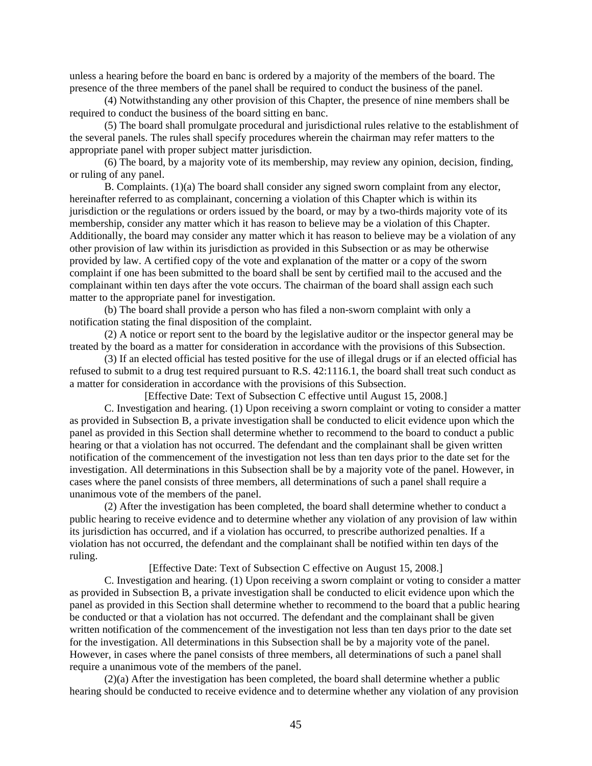unless a hearing before the board en banc is ordered by a majority of the members of the board. The presence of the three members of the panel shall be required to conduct the business of the panel.

(4) Notwithstanding any other provision of this Chapter, the presence of nine members shall be required to conduct the business of the board sitting en banc.

(5) The board shall promulgate procedural and jurisdictional rules relative to the establishment of the several panels. The rules shall specify procedures wherein the chairman may refer matters to the appropriate panel with proper subject matter jurisdiction.

(6) The board, by a majority vote of its membership, may review any opinion, decision, finding, or ruling of any panel.

B. Complaints. (1)(a) The board shall consider any signed sworn complaint from any elector, hereinafter referred to as complainant, concerning a violation of this Chapter which is within its jurisdiction or the regulations or orders issued by the board, or may by a two-thirds majority vote of its membership, consider any matter which it has reason to believe may be a violation of this Chapter. Additionally, the board may consider any matter which it has reason to believe may be a violation of any other provision of law within its jurisdiction as provided in this Subsection or as may be otherwise provided by law. A certified copy of the vote and explanation of the matter or a copy of the sworn complaint if one has been submitted to the board shall be sent by certified mail to the accused and the complainant within ten days after the vote occurs. The chairman of the board shall assign each such matter to the appropriate panel for investigation.

(b) The board shall provide a person who has filed a non-sworn complaint with only a notification stating the final disposition of the complaint.

(2) A notice or report sent to the board by the legislative auditor or the inspector general may be treated by the board as a matter for consideration in accordance with the provisions of this Subsection.

(3) If an elected official has tested positive for the use of illegal drugs or if an elected official has refused to submit to a drug test required pursuant to R.S. 42:1116.1, the board shall treat such conduct as a matter for consideration in accordance with the provisions of this Subsection.

[Effective Date: Text of Subsection C effective until August 15, 2008.]

C. Investigation and hearing. (1) Upon receiving a sworn complaint or voting to consider a matter as provided in Subsection B, a private investigation shall be conducted to elicit evidence upon which the panel as provided in this Section shall determine whether to recommend to the board to conduct a public hearing or that a violation has not occurred. The defendant and the complainant shall be given written notification of the commencement of the investigation not less than ten days prior to the date set for the investigation. All determinations in this Subsection shall be by a majority vote of the panel. However, in cases where the panel consists of three members, all determinations of such a panel shall require a unanimous vote of the members of the panel.

(2) After the investigation has been completed, the board shall determine whether to conduct a public hearing to receive evidence and to determine whether any violation of any provision of law within its jurisdiction has occurred, and if a violation has occurred, to prescribe authorized penalties. If a violation has not occurred, the defendant and the complainant shall be notified within ten days of the ruling.

[Effective Date: Text of Subsection C effective on August 15, 2008.]

C. Investigation and hearing. (1) Upon receiving a sworn complaint or voting to consider a matter as provided in Subsection B, a private investigation shall be conducted to elicit evidence upon which the panel as provided in this Section shall determine whether to recommend to the board that a public hearing be conducted or that a violation has not occurred. The defendant and the complainant shall be given written notification of the commencement of the investigation not less than ten days prior to the date set for the investigation. All determinations in this Subsection shall be by a majority vote of the panel. However, in cases where the panel consists of three members, all determinations of such a panel shall require a unanimous vote of the members of the panel.

(2)(a) After the investigation has been completed, the board shall determine whether a public hearing should be conducted to receive evidence and to determine whether any violation of any provision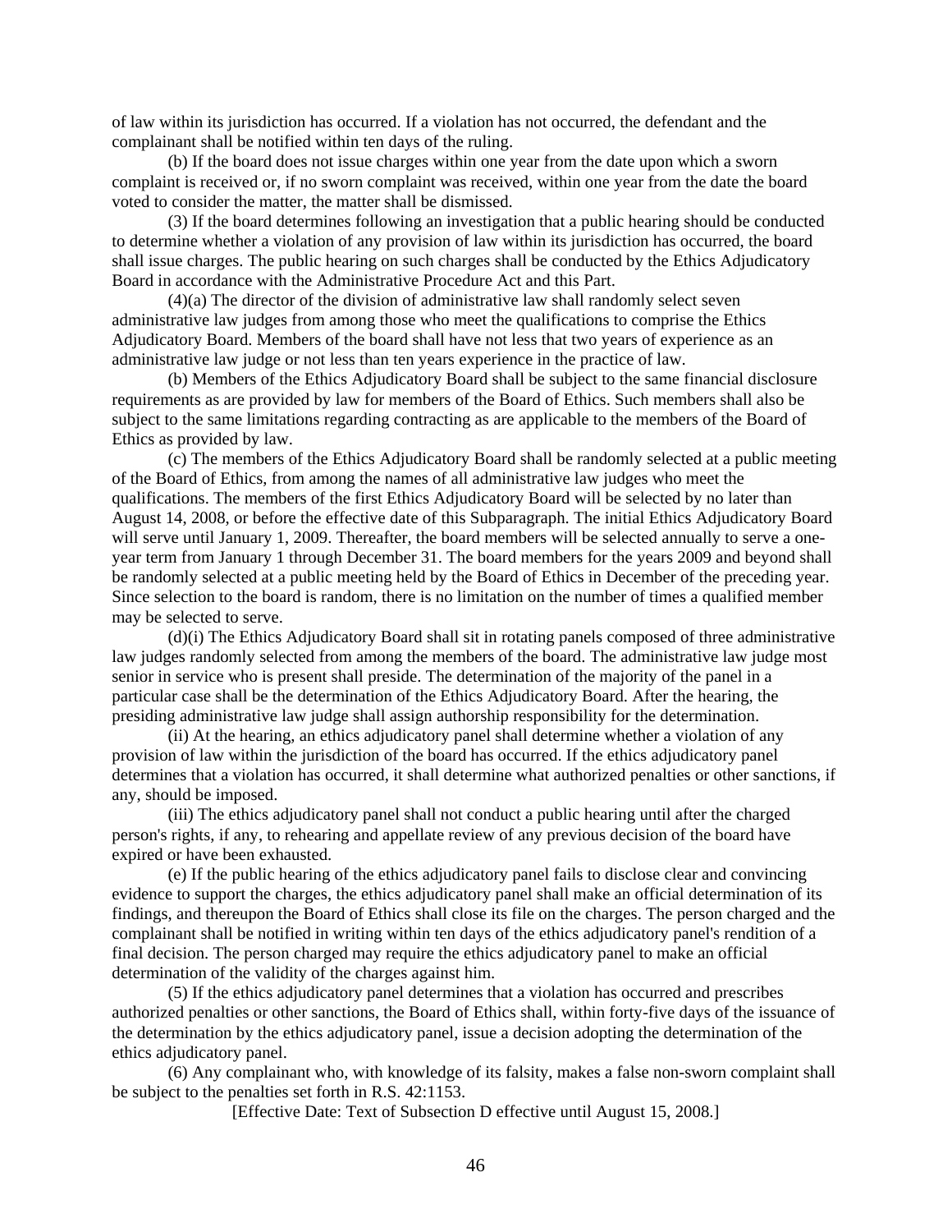of law within its jurisdiction has occurred. If a violation has not occurred, the defendant and the complainant shall be notified within ten days of the ruling.

(b) If the board does not issue charges within one year from the date upon which a sworn complaint is received or, if no sworn complaint was received, within one year from the date the board voted to consider the matter, the matter shall be dismissed.

(3) If the board determines following an investigation that a public hearing should be conducted to determine whether a violation of any provision of law within its jurisdiction has occurred, the board shall issue charges. The public hearing on such charges shall be conducted by the Ethics Adjudicatory Board in accordance with the Administrative Procedure Act and this Part.

(4)(a) The director of the division of administrative law shall randomly select seven administrative law judges from among those who meet the qualifications to comprise the Ethics Adjudicatory Board. Members of the board shall have not less that two years of experience as an administrative law judge or not less than ten years experience in the practice of law.

(b) Members of the Ethics Adjudicatory Board shall be subject to the same financial disclosure requirements as are provided by law for members of the Board of Ethics. Such members shall also be subject to the same limitations regarding contracting as are applicable to the members of the Board of Ethics as provided by law.

(c) The members of the Ethics Adjudicatory Board shall be randomly selected at a public meeting of the Board of Ethics, from among the names of all administrative law judges who meet the qualifications. The members of the first Ethics Adjudicatory Board will be selected by no later than August 14, 2008, or before the effective date of this Subparagraph. The initial Ethics Adjudicatory Board will serve until January 1, 2009. Thereafter, the board members will be selected annually to serve a one-year term from January 1 through December 31. The board members for the years 2009 and beyond shall be randomly selected at a public meeting held by the Board of Ethics in December of the preceding year. Since selection to the board is random, there is no limitation on the number of times a qualified member may be selected to serve.

(d)(i) The Ethics Adjudicatory Board shall sit in rotating panels composed of three administrative law judges randomly selected from among the members of the board. The administrative law judge most senior in service who is present shall preside. The determination of the majority of the panel in a particular case shall be the determination of the Ethics Adjudicatory Board. After the hearing, the presiding administrative law judge shall assign authorship responsibility for the determination.

(ii) At the hearing, an ethics adjudicatory panel shall determine whether a violation of any provision of law within the jurisdiction of the board has occurred. If the ethics adjudicatory panel determines that a violation has occurred, it shall determine what authorized penalties or other sanctions, if any, should be imposed.

(iii) The ethics adjudicatory panel shall not conduct a public hearing until after the charged person's rights, if any, to rehearing and appellate review of any previous decision of the board have expired or have been exhausted.

(e) If the public hearing of the ethics adjudicatory panel fails to disclose clear and convincing evidence to support the charges, the ethics adjudicatory panel shall make an official determination of its findings, and thereupon the Board of Ethics shall close its file on the charges. The person charged and the complainant shall be notified in writing within ten days of the ethics adjudicatory panel's rendition of a final decision. The person charged may require the ethics adjudicatory panel to make an official determination of the validity of the charges against him.

(5) If the ethics adjudicatory panel determines that a violation has occurred and prescribes authorized penalties or other sanctions, the Board of Ethics shall, within forty-five days of the issuance of the determination by the ethics adjudicatory panel, issue a decision adopting the determination of the ethics adjudicatory panel.

(6) Any complainant who, with knowledge of its falsity, makes a false non-sworn complaint shall be subject to the penalties set forth in R.S. 42:1153.

[Effective Date: Text of Subsection D effective until August 15, 2008.]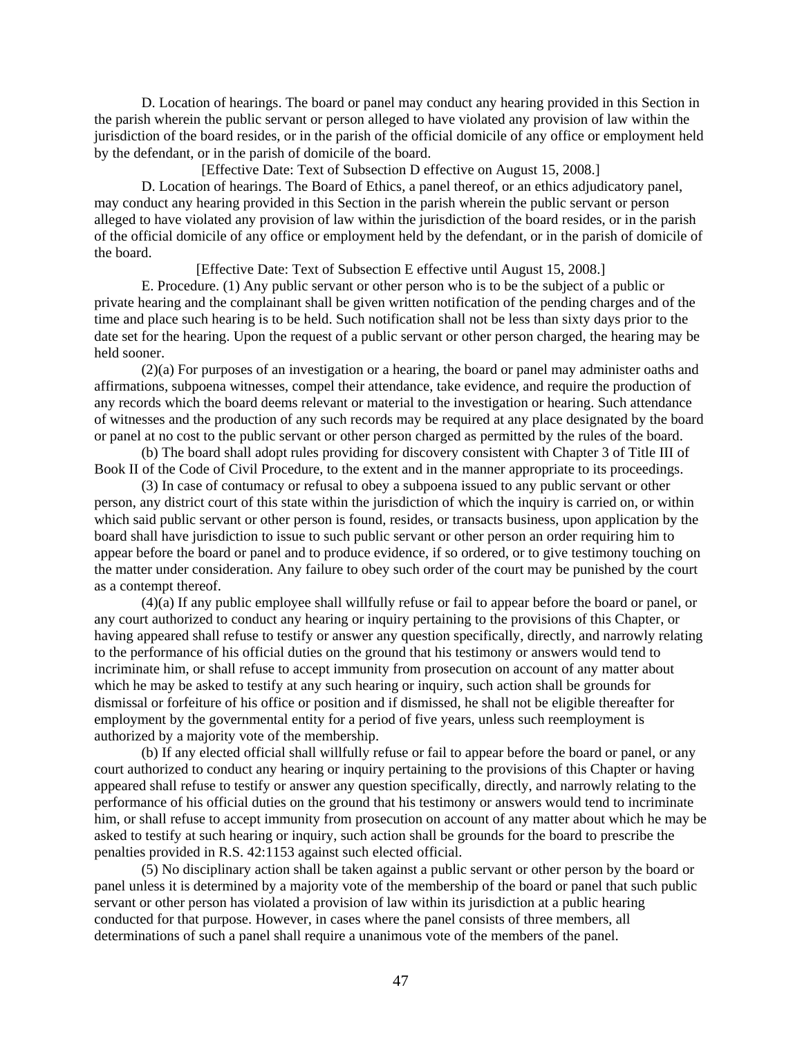D. Location of hearings. The board or panel may conduct any hearing provided in this Section in the parish wherein the public servant or person alleged to have violated any provision of law within the jurisdiction of the board resides, or in the parish of the official domicile of any office or employment held by the defendant, or in the parish of domicile of the board.

[Effective Date: Text of Subsection D effective on August 15, 2008.]

D. Location of hearings. The Board of Ethics, a panel thereof, or an ethics adjudicatory panel, may conduct any hearing provided in this Section in the parish wherein the public servant or person alleged to have violated any provision of law within the jurisdiction of the board resides, or in the parish of the official domicile of any office or employment held by the defendant, or in the parish of domicile of the board.

[Effective Date: Text of Subsection E effective until August 15, 2008.]

E. Procedure. (1) Any public servant or other person who is to be the subject of a public or private hearing and the complainant shall be given written notification of the pending charges and of the time and place such hearing is to be held. Such notification shall not be less than sixty days prior to the date set for the hearing. Upon the request of a public servant or other person charged, the hearing may be held sooner.

(2)(a) For purposes of an investigation or a hearing, the board or panel may administer oaths and affirmations, subpoena witnesses, compel their attendance, take evidence, and require the production of any records which the board deems relevant or material to the investigation or hearing. Such attendance of witnesses and the production of any such records may be required at any place designated by the board or panel at no cost to the public servant or other person charged as permitted by the rules of the board.

(b) The board shall adopt rules providing for discovery consistent with Chapter 3 of Title III of Book II of the Code of Civil Procedure, to the extent and in the manner appropriate to its proceedings.

(3) In case of contumacy or refusal to obey a subpoena issued to any public servant or other person, any district court of this state within the jurisdiction of which the inquiry is carried on, or within which said public servant or other person is found, resides, or transacts business, upon application by the board shall have jurisdiction to issue to such public servant or other person an order requiring him to appear before the board or panel and to produce evidence, if so ordered, or to give testimony touching on the matter under consideration. Any failure to obey such order of the court may be punished by the court as a contempt thereof.

(4)(a) If any public employee shall willfully refuse or fail to appear before the board or panel, or any court authorized to conduct any hearing or inquiry pertaining to the provisions of this Chapter, or having appeared shall refuse to testify or answer any question specifically, directly, and narrowly relating to the performance of his official duties on the ground that his testimony or answers would tend to incriminate him, or shall refuse to accept immunity from prosecution on account of any matter about which he may be asked to testify at any such hearing or inquiry, such action shall be grounds for dismissal or forfeiture of his office or position and if dismissed, he shall not be eligible thereafter for employment by the governmental entity for a period of five years, unless such reemployment is authorized by a majority vote of the membership.

(b) If any elected official shall willfully refuse or fail to appear before the board or panel, or any court authorized to conduct any hearing or inquiry pertaining to the provisions of this Chapter or having appeared shall refuse to testify or answer any question specifically, directly, and narrowly relating to the performance of his official duties on the ground that his testimony or answers would tend to incriminate him, or shall refuse to accept immunity from prosecution on account of any matter about which he may be asked to testify at such hearing or inquiry, such action shall be grounds for the board to prescribe the penalties provided in R.S. 42:1153 against such elected official.

(5) No disciplinary action shall be taken against a public servant or other person by the board or panel unless it is determined by a majority vote of the membership of the board or panel that such public servant or other person has violated a provision of law within its jurisdiction at a public hearing conducted for that purpose. However, in cases where the panel consists of three members, all determinations of such a panel shall require a unanimous vote of the members of the panel.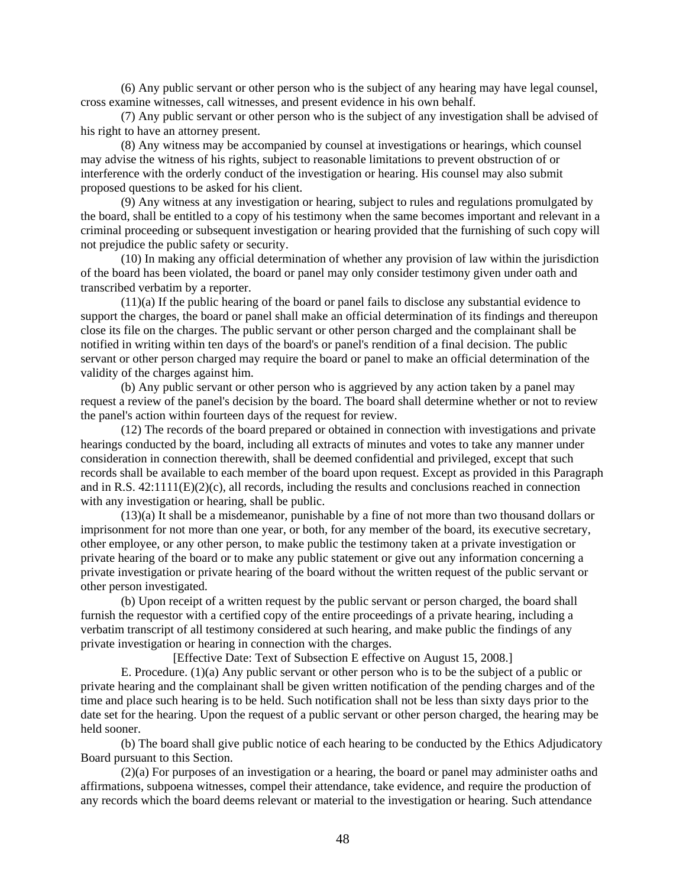(6) Any public servant or other person who is the subject of any hearing may have legal counsel, cross examine witnesses, call witnesses, and present evidence in his own behalf.

(7) Any public servant or other person who is the subject of any investigation shall be advised of his right to have an attorney present.

(8) Any witness may be accompanied by counsel at investigations or hearings, which counsel may advise the witness of his rights, subject to reasonable limitations to prevent obstruction of or interference with the orderly conduct of the investigation or hearing. His counsel may also submit proposed questions to be asked for his client.

(9) Any witness at any investigation or hearing, subject to rules and regulations promulgated by the board, shall be entitled to a copy of his testimony when the same becomes important and relevant in a criminal proceeding or subsequent investigation or hearing provided that the furnishing of such copy will not prejudice the public safety or security.

(10) In making any official determination of whether any provision of law within the jurisdiction of the board has been violated, the board or panel may only consider testimony given under oath and transcribed verbatim by a reporter.

(11)(a) If the public hearing of the board or panel fails to disclose any substantial evidence to support the charges, the board or panel shall make an official determination of its findings and thereupon close its file on the charges. The public servant or other person charged and the complainant shall be notified in writing within ten days of the board's or panel's rendition of a final decision. The public servant or other person charged may require the board or panel to make an official determination of the validity of the charges against him.

(b) Any public servant or other person who is aggrieved by any action taken by a panel may request a review of the panel's decision by the board. The board shall determine whether or not to review the panel's action within fourteen days of the request for review.

(12) The records of the board prepared or obtained in connection with investigations and private hearings conducted by the board, including all extracts of minutes and votes to take any manner under consideration in connection therewith, shall be deemed confidential and privileged, except that such records shall be available to each member of the board upon request. Except as provided in this Paragraph and in R.S. 42:1111(E)(2)(c), all records, including the results and conclusions reached in connection with any investigation or hearing, shall be public.

(13)(a) It shall be a misdemeanor, punishable by a fine of not more than two thousand dollars or imprisonment for not more than one year, or both, for any member of the board, its executive secretary, other employee, or any other person, to make public the testimony taken at a private investigation or private hearing of the board or to make any public statement or give out any information concerning a private investigation or private hearing of the board without the written request of the public servant or other person investigated.

(b) Upon receipt of a written request by the public servant or person charged, the board shall furnish the requestor with a certified copy of the entire proceedings of a private hearing, including a verbatim transcript of all testimony considered at such hearing, and make public the findings of any private investigation or hearing in connection with the charges.

[Effective Date: Text of Subsection E effective on August 15, 2008.]

E. Procedure. (1)(a) Any public servant or other person who is to be the subject of a public or private hearing and the complainant shall be given written notification of the pending charges and of the time and place such hearing is to be held. Such notification shall not be less than sixty days prior to the date set for the hearing. Upon the request of a public servant or other person charged, the hearing may be held sooner.

(b) The board shall give public notice of each hearing to be conducted by the Ethics Adjudicatory Board pursuant to this Section.

(2)(a) For purposes of an investigation or a hearing, the board or panel may administer oaths and affirmations, subpoena witnesses, compel their attendance, take evidence, and require the production of any records which the board deems relevant or material to the investigation or hearing. Such attendance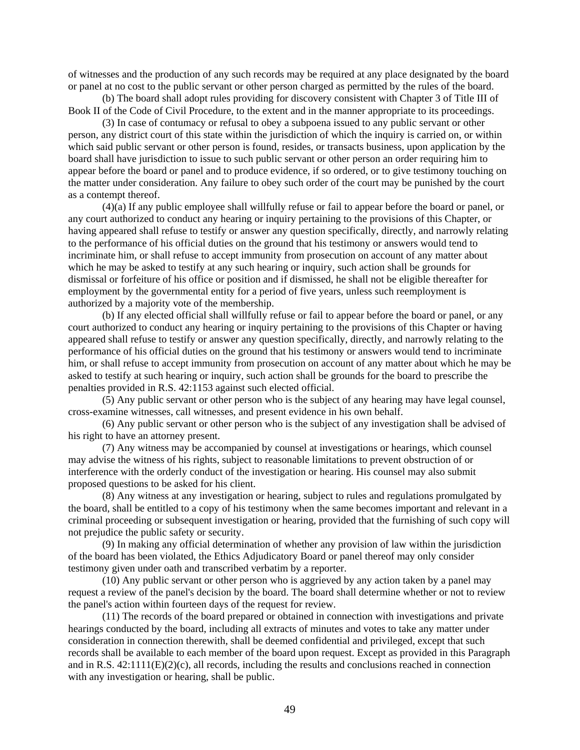of witnesses and the production of any such records may be required at any place designated by the board or panel at no cost to the public servant or other person charged as permitted by the rules of the board.

(b) The board shall adopt rules providing for discovery consistent with Chapter 3 of Title III of Book II of the Code of Civil Procedure, to the extent and in the manner appropriate to its proceedings.

(3) In case of contumacy or refusal to obey a subpoena issued to any public servant or other person, any district court of this state within the jurisdiction of which the inquiry is carried on, or within which said public servant or other person is found, resides, or transacts business, upon application by the board shall have jurisdiction to issue to such public servant or other person an order requiring him to appear before the board or panel and to produce evidence, if so ordered, or to give testimony touching on the matter under consideration. Any failure to obey such order of the court may be punished by the court as a contempt thereof.

(4)(a) If any public employee shall willfully refuse or fail to appear before the board or panel, or any court authorized to conduct any hearing or inquiry pertaining to the provisions of this Chapter, or having appeared shall refuse to testify or answer any question specifically, directly, and narrowly relating to the performance of his official duties on the ground that his testimony or answers would tend to incriminate him, or shall refuse to accept immunity from prosecution on account of any matter about which he may be asked to testify at any such hearing or inquiry, such action shall be grounds for dismissal or forfeiture of his office or position and if dismissed, he shall not be eligible thereafter for employment by the governmental entity for a period of five years, unless such reemployment is authorized by a majority vote of the membership.

(b) If any elected official shall willfully refuse or fail to appear before the board or panel, or any court authorized to conduct any hearing or inquiry pertaining to the provisions of this Chapter or having appeared shall refuse to testify or answer any question specifically, directly, and narrowly relating to the performance of his official duties on the ground that his testimony or answers would tend to incriminate him, or shall refuse to accept immunity from prosecution on account of any matter about which he may be asked to testify at such hearing or inquiry, such action shall be grounds for the board to prescribe the penalties provided in R.S. 42:1153 against such elected official.

(5) Any public servant or other person who is the subject of any hearing may have legal counsel, cross-examine witnesses, call witnesses, and present evidence in his own behalf.

(6) Any public servant or other person who is the subject of any investigation shall be advised of his right to have an attorney present.

(7) Any witness may be accompanied by counsel at investigations or hearings, which counsel may advise the witness of his rights, subject to reasonable limitations to prevent obstruction of or interference with the orderly conduct of the investigation or hearing. His counsel may also submit proposed questions to be asked for his client.

(8) Any witness at any investigation or hearing, subject to rules and regulations promulgated by the board, shall be entitled to a copy of his testimony when the same becomes important and relevant in a criminal proceeding or subsequent investigation or hearing, provided that the furnishing of such copy will not prejudice the public safety or security.

(9) In making any official determination of whether any provision of law within the jurisdiction of the board has been violated, the Ethics Adjudicatory Board or panel thereof may only consider testimony given under oath and transcribed verbatim by a reporter.

(10) Any public servant or other person who is aggrieved by any action taken by a panel may request a review of the panel's decision by the board. The board shall determine whether or not to review the panel's action within fourteen days of the request for review.

(11) The records of the board prepared or obtained in connection with investigations and private hearings conducted by the board, including all extracts of minutes and votes to take any matter under consideration in connection therewith, shall be deemed confidential and privileged, except that such records shall be available to each member of the board upon request. Except as provided in this Paragraph and in R.S. 42:1111(E)(2)(c), all records, including the results and conclusions reached in connection with any investigation or hearing, shall be public.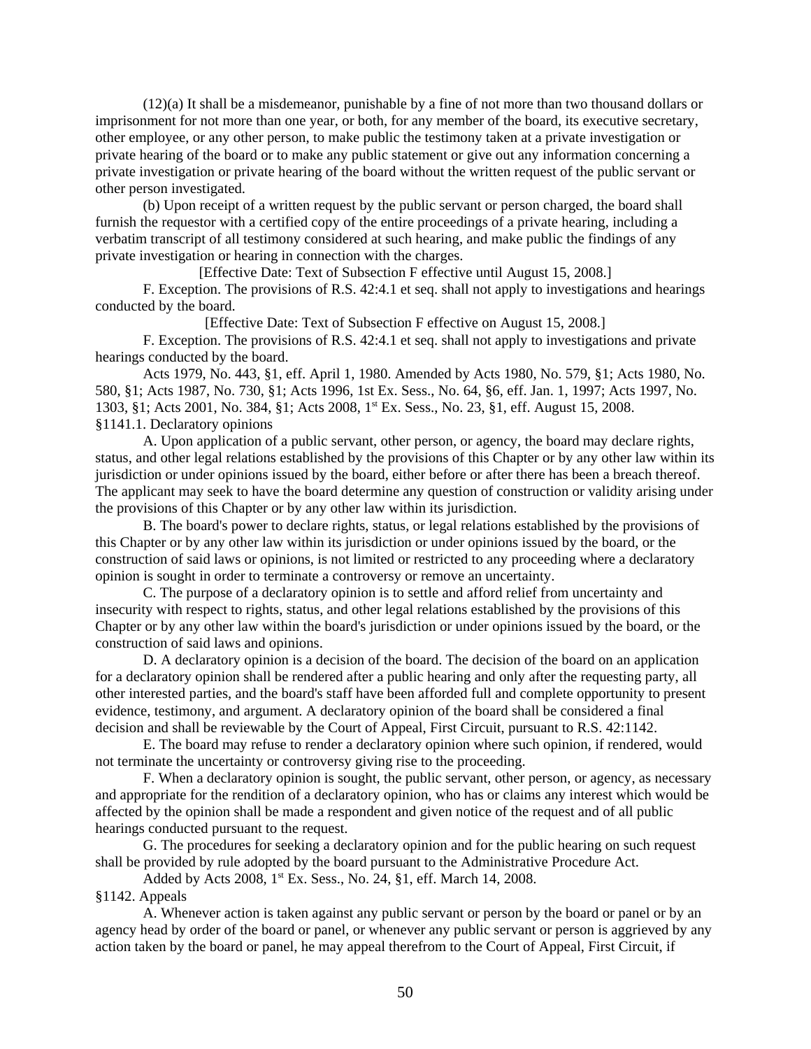(12)(a) It shall be a misdemeanor, punishable by a fine of not more than two thousand dollars or imprisonment for not more than one year, or both, for any member of the board, its executive secretary, other employee, or any other person, to make public the testimony taken at a private investigation or private hearing of the board or to make any public statement or give out any information concerning a private investigation or private hearing of the board without the written request of the public servant or other person investigated.

(b) Upon receipt of a written request by the public servant or person charged, the board shall furnish the requestor with a certified copy of the entire proceedings of a private hearing, including a verbatim transcript of all testimony considered at such hearing, and make public the findings of any private investigation or hearing in connection with the charges.

[Effective Date: Text of Subsection F effective until August 15, 2008.]

F. Exception. The provisions of R.S. 42:4.1 et seq. shall not apply to investigations and hearings conducted by the board.

[Effective Date: Text of Subsection F effective on August 15, 2008.]

F. Exception. The provisions of R.S. 42:4.1 et seq. shall not apply to investigations and private hearings conducted by the board.

Acts 1979, No. 443, §1, eff. April 1, 1980. Amended by Acts 1980, No. 579, §1; Acts 1980, No. 580, §1; Acts 1987, No. 730, §1; Acts 1996, 1st Ex. Sess., No. 64, §6, eff. Jan. 1, 1997; Acts 1997, No. 1303, §1; Acts 2001, No. 384, §1; Acts 2008, 1st Ex. Sess., No. 23, §1, eff. August 15, 2008.

§1141.1. Declaratory opinions

A. Upon application of a public servant, other person, or agency, the board may declare rights, status, and other legal relations established by the provisions of this Chapter or by any other law within its jurisdiction or under opinions issued by the board, either before or after there has been a breach thereof. The applicant may seek to have the board determine any question of construction or validity arising under the provisions of this Chapter or by any other law within its jurisdiction.

B. The board's power to declare rights, status, or legal relations established by the provisions of this Chapter or by any other law within its jurisdiction or under opinions issued by the board, or the construction of said laws or opinions, is not limited or restricted to any proceeding where a declaratory opinion is sought in order to terminate a controversy or remove an uncertainty.

C. The purpose of a declaratory opinion is to settle and afford relief from uncertainty and insecurity with respect to rights, status, and other legal relations established by the provisions of this Chapter or by any other law within the board's jurisdiction or under opinions issued by the board, or the construction of said laws and opinions.

D. A declaratory opinion is a decision of the board. The decision of the board on an application for a declaratory opinion shall be rendered after a public hearing and only after the requesting party, all other interested parties, and the board's staff have been afforded full and complete opportunity to present evidence, testimony, and argument. A declaratory opinion of the board shall be considered a final decision and shall be reviewable by the Court of Appeal, First Circuit, pursuant to R.S. 42:1142.

E. The board may refuse to render a declaratory opinion where such opinion, if rendered, would not terminate the uncertainty or controversy giving rise to the proceeding.

F. When a declaratory opinion is sought, the public servant, other person, or agency, as necessary and appropriate for the rendition of a declaratory opinion, who has or claims any interest which would be affected by the opinion shall be made a respondent and given notice of the request and of all public hearings conducted pursuant to the request.

G. The procedures for seeking a declaratory opinion and for the public hearing on such request shall be provided by rule adopted by the board pursuant to the Administrative Procedure Act.

Added by Acts 2008, 1st Ex. Sess., No. 24, §1, eff. March 14, 2008.

§1142. Appeals

A. Whenever action is taken against any public servant or person by the board or panel or by an agency head by order of the board or panel, or whenever any public servant or person is aggrieved by any action taken by the board or panel, he may appeal therefrom to the Court of Appeal, First Circuit, if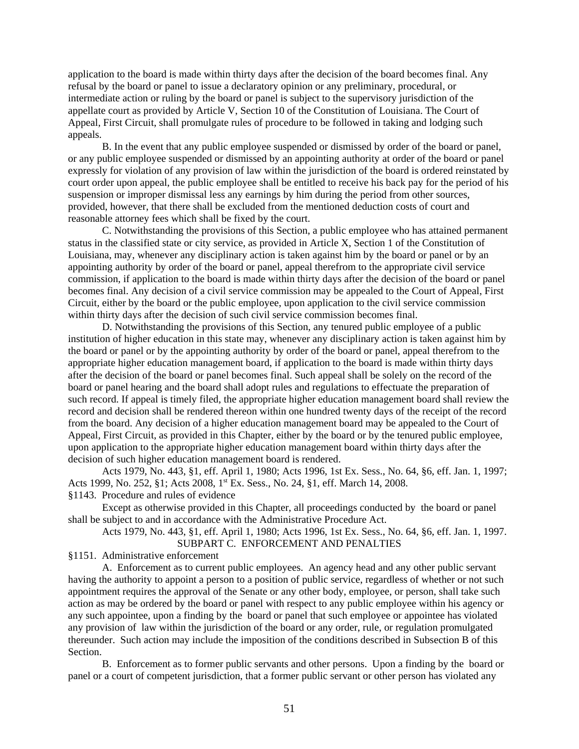application to the board is made within thirty days after the decision of the board becomes final. Any refusal by the board or panel to issue a declaratory opinion or any preliminary, procedural, or intermediate action or ruling by the board or panel is subject to the supervisory jurisdiction of the appellate court as provided by Article V, Section 10 of the Constitution of Louisiana. The Court of Appeal, First Circuit, shall promulgate rules of procedure to be followed in taking and lodging such appeals.

B. In the event that any public employee suspended or dismissed by order of the board or panel, or any public employee suspended or dismissed by an appointing authority at order of the board or panel expressly for violation of any provision of law within the jurisdiction of the board is ordered reinstated by court order upon appeal, the public employee shall be entitled to receive his back pay for the period of his suspension or improper dismissal less any earnings by him during the period from other sources, provided, however, that there shall be excluded from the mentioned deduction costs of court and reasonable attorney fees which shall be fixed by the court.

C. Notwithstanding the provisions of this Section, a public employee who has attained permanent status in the classified state or city service, as provided in Article X, Section 1 of the Constitution of Louisiana, may, whenever any disciplinary action is taken against him by the board or panel or by an appointing authority by order of the board or panel, appeal therefrom to the appropriate civil service commission, if application to the board is made within thirty days after the decision of the board or panel becomes final. Any decision of a civil service commission may be appealed to the Court of Appeal, First Circuit, either by the board or the public employee, upon application to the civil service commission within thirty days after the decision of such civil service commission becomes final.

D. Notwithstanding the provisions of this Section, any tenured public employee of a public institution of higher education in this state may, whenever any disciplinary action is taken against him by the board or panel or by the appointing authority by order of the board or panel, appeal therefrom to the appropriate higher education management board, if application to the board is made within thirty days after the decision of the board or panel becomes final. Such appeal shall be solely on the record of the board or panel hearing and the board shall adopt rules and regulations to effectuate the preparation of such record. If appeal is timely filed, the appropriate higher education management board shall review the record and decision shall be rendered thereon within one hundred twenty days of the receipt of the record from the board. Any decision of a higher education management board may be appealed to the Court of Appeal, First Circuit, as provided in this Chapter, either by the board or by the tenured public employee, upon application to the appropriate higher education management board within thirty days after the decision of such higher education management board is rendered.

Acts 1979, No. 443, §1, eff. April 1, 1980; Acts 1996, 1st Ex. Sess., No. 64, §6, eff. Jan. 1, 1997; Acts 1999, No. 252, §1; Acts 2008, 1st Ex. Sess., No. 24, §1, eff. March 14, 2008.

§1143. Procedure and rules of evidence

Except as otherwise provided in this Chapter, all proceedings conducted by the board or panel shall be subject to and in accordance with the Administrative Procedure Act.

Acts 1979, No. 443, §1, eff. April 1, 1980; Acts 1996, 1st Ex. Sess., No. 64, §6, eff. Jan. 1, 1997.

SUBPART C. ENFORCEMENT AND PENALTIES

§1151. Administrative enforcement

A. Enforcement as to current public employees. An agency head and any other public servant having the authority to appoint a person to a position of public service, regardless of whether or not such appointment requires the approval of the Senate or any other body, employee, or person, shall take such action as may be ordered by the board or panel with respect to any public employee within his agency or any such appointee, upon a finding by the board or panel that such employee or appointee has violated any provision of law within the jurisdiction of the board or any order, rule, or regulation promulgated thereunder. Such action may include the imposition of the conditions described in Subsection B of this Section.

B. Enforcement as to former public servants and other persons. Upon a finding by the board or panel or a court of competent jurisdiction, that a former public servant or other person has violated any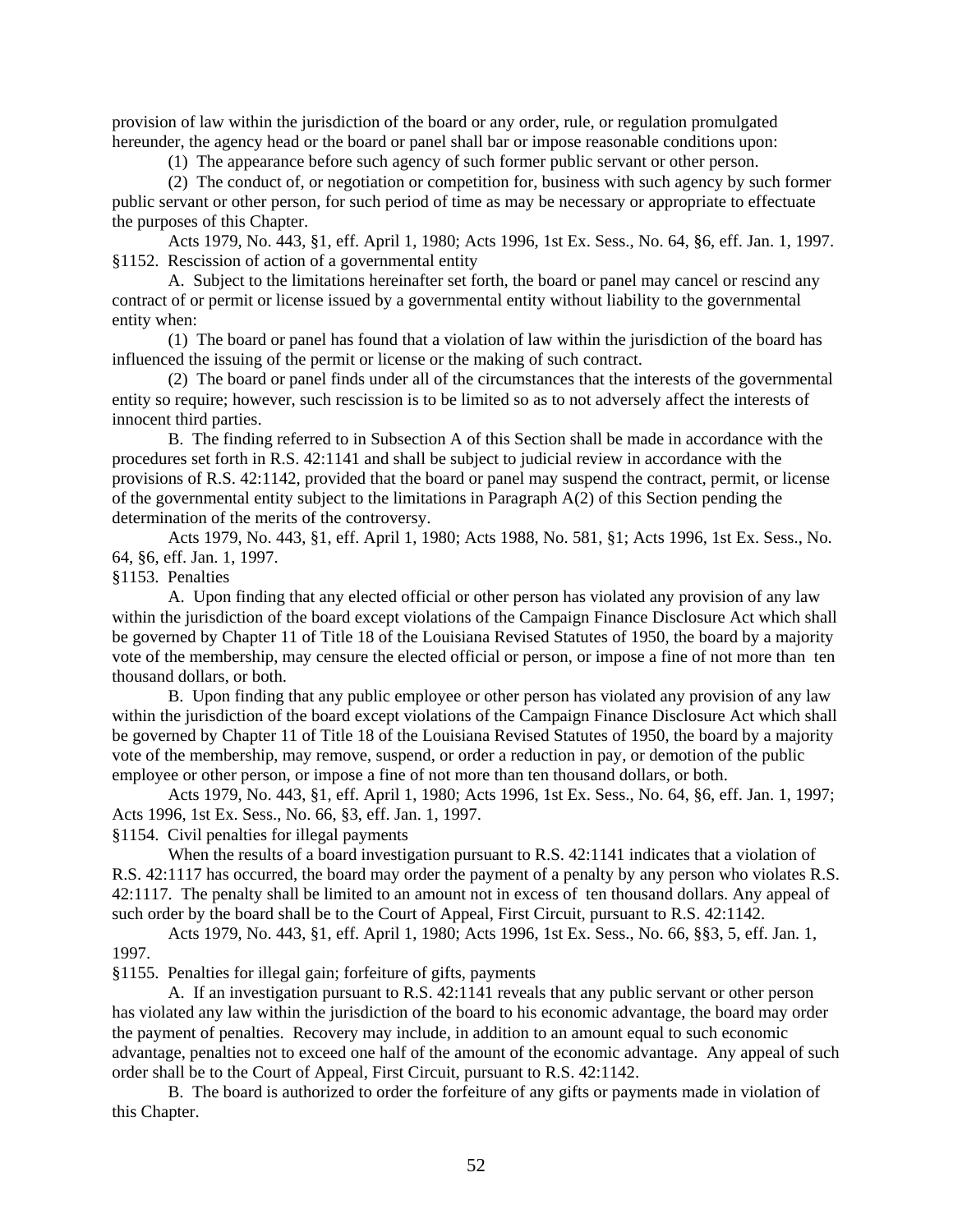provision of law within the jurisdiction of the board or any order, rule, or regulation promulgated hereunder, the agency head or the board or panel shall bar or impose reasonable conditions upon:

(1) The appearance before such agency of such former public servant or other person.

(2) The conduct of, or negotiation or competition for, business with such agency by such former public servant or other person, for such period of time as may be necessary or appropriate to effectuate the purposes of this Chapter.

Acts 1979, No. 443, §1, eff. April 1, 1980; Acts 1996, 1st Ex. Sess., No. 64, §6, eff. Jan. 1, 1997.

§1152. Rescission of action of a governmental entity

A. Subject to the limitations hereinafter set forth, the board or panel may cancel or rescind any contract of or permit or license issued by a governmental entity without liability to the governmental entity when:

(1) The board or panel has found that a violation of law within the jurisdiction of the board has influenced the issuing of the permit or license or the making of such contract.

(2) The board or panel finds under all of the circumstances that the interests of the governmental entity so require; however, such rescission is to be limited so as to not adversely affect the interests of innocent third parties.

B. The finding referred to in Subsection A of this Section shall be made in accordance with the procedures set forth in R.S. 42:1141 and shall be subject to judicial review in accordance with the provisions of R.S. 42:1142, provided that the board or panel may suspend the contract, permit, or license of the governmental entity subject to the limitations in Paragraph A(2) of this Section pending the determination of the merits of the controversy.

Acts 1979, No. 443, §1, eff. April 1, 1980; Acts 1988, No. 581, §1; Acts 1996, 1st Ex. Sess., No. 64, §6, eff. Jan. 1, 1997.

§1153. Penalties

A. Upon finding that any elected official or other person has violated any provision of any law within the jurisdiction of the board except violations of the Campaign Finance Disclosure Act which shall be governed by Chapter 11 of Title 18 of the Louisiana Revised Statutes of 1950, the board by a majority vote of the membership, may censure the elected official or person, or impose a fine of not more than ten thousand dollars, or both.

B. Upon finding that any public employee or other person has violated any provision of any law within the jurisdiction of the board except violations of the Campaign Finance Disclosure Act which shall be governed by Chapter 11 of Title 18 of the Louisiana Revised Statutes of 1950, the board by a majority vote of the membership, may remove, suspend, or order a reduction in pay, or demotion of the public employee or other person, or impose a fine of not more than ten thousand dollars, or both.

Acts 1979, No. 443, §1, eff. April 1, 1980; Acts 1996, 1st Ex. Sess., No. 64, §6, eff. Jan. 1, 1997; Acts 1996, 1st Ex. Sess., No. 66, §3, eff. Jan. 1, 1997.

§1154. Civil penalties for illegal payments

When the results of a board investigation pursuant to R.S. 42:1141 indicates that a violation of R.S. 42:1117 has occurred, the board may order the payment of a penalty by any person who violates R.S. 42:1117. The penalty shall be limited to an amount not in excess of ten thousand dollars. Any appeal of such order by the board shall be to the Court of Appeal, First Circuit, pursuant to R.S. 42:1142.

Acts 1979, No. 443, §1, eff. April 1, 1980; Acts 1996, 1st Ex. Sess., No. 66, §§3, 5, eff. Jan. 1, 1997.

§1155. Penalties for illegal gain; forfeiture of gifts, payments

A. If an investigation pursuant to R.S. 42:1141 reveals that any public servant or other person has violated any law within the jurisdiction of the board to his economic advantage, the board may order the payment of penalties. Recovery may include, in addition to an amount equal to such economic advantage, penalties not to exceed one half of the amount of the economic advantage. Any appeal of such order shall be to the Court of Appeal, First Circuit, pursuant to R.S. 42:1142.

B. The board is authorized to order the forfeiture of any gifts or payments made in violation of this Chapter.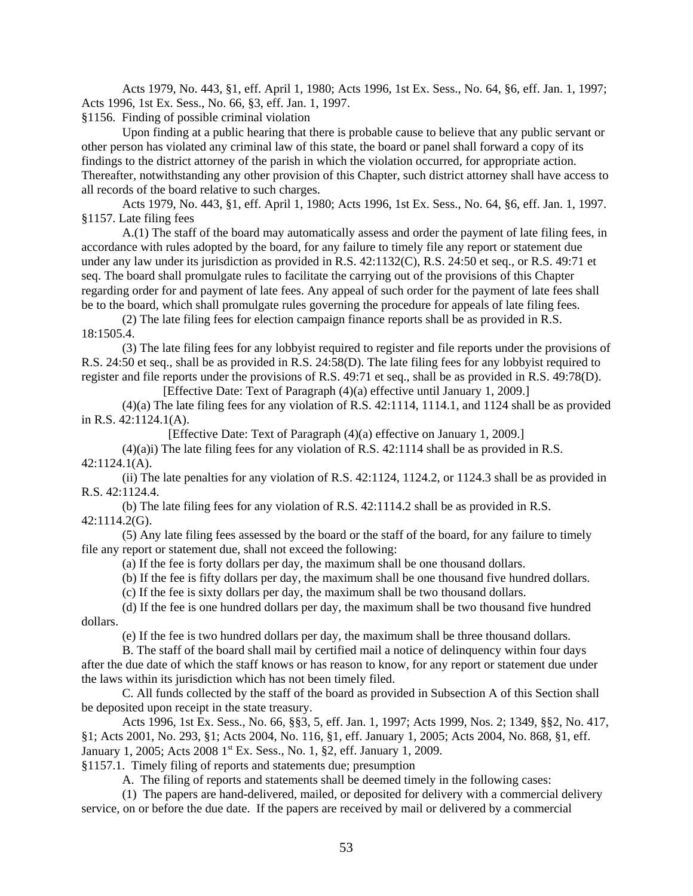Acts 1979, No. 443, §1, eff. April 1, 1980; Acts 1996, 1st Ex. Sess., No. 64, §6, eff. Jan. 1, 1997; Acts 1996, 1st Ex. Sess., No. 66, §3, eff. Jan. 1, 1997.

§1156. Finding of possible criminal violation

Upon finding at a public hearing that there is probable cause to believe that any public servant or other person has violated any criminal law of this state, the board or panel shall forward a copy of its findings to the district attorney of the parish in which the violation occurred, for appropriate action. Thereafter, notwithstanding any other provision of this Chapter, such district attorney shall have access to all records of the board relative to such charges.

Acts 1979, No. 443, §1, eff. April 1, 1980; Acts 1996, 1st Ex. Sess., No. 64, §6, eff. Jan. 1, 1997.

§1157. Late filing fees

A.(1) The staff of the board may automatically assess and order the payment of late filing fees, in accordance with rules adopted by the board, for any failure to timely file any report or statement due under any law under its jurisdiction as provided in R.S. 42:1132(C), R.S. 24:50 et seq., or R.S. 49:71 et seq. The board shall promulgate rules to facilitate the carrying out of the provisions of this Chapter regarding order for and payment of late fees. Any appeal of such order for the payment of late fees shall be to the board, which shall promulgate rules governing the procedure for appeals of late filing fees.

(2) The late filing fees for election campaign finance reports shall be as provided in R.S. 18:1505.4.

(3) The late filing fees for any lobbyist required to register and file reports under the provisions of R.S. 24:50 et seq., shall be as provided in R.S. 24:58(D). The late filing fees for any lobbyist required to register and file reports under the provisions of R.S. 49:71 et seq., shall be as provided in R.S. 49:78(D).

[Effective Date: Text of Paragraph (4)(a) effective until January 1, 2009.]

(4)(a) The late filing fees for any violation of R.S. 42:1114, 1114.1, and 1124 shall be as provided in R.S. 42:1124.1(A).

[Effective Date: Text of Paragraph (4)(a) effective on January 1, 2009.]

(4)(a)i) The late filing fees for any violation of R.S. 42:1114 shall be as provided in R.S. 42:1124.1(A).

(ii) The late penalties for any violation of R.S. 42:1124, 1124.2, or 1124.3 shall be as provided in R.S. 42:1124.4.

(b) The late filing fees for any violation of R.S. 42:1114.2 shall be as provided in R.S. 42:1114.2(G).

(5) Any late filing fees assessed by the board or the staff of the board, for any failure to timely file any report or statement due, shall not exceed the following:

(a) If the fee is forty dollars per day, the maximum shall be one thousand dollars.

(b) If the fee is fifty dollars per day, the maximum shall be one thousand five hundred dollars.

(c) If the fee is sixty dollars per day, the maximum shall be two thousand dollars.

(d) If the fee is one hundred dollars per day, the maximum shall be two thousand five hundred dollars.

(e) If the fee is two hundred dollars per day, the maximum shall be three thousand dollars.

B. The staff of the board shall mail by certified mail a notice of delinquency within four days after the due date of which the staff knows or has reason to know, for any report or statement due under the laws within its jurisdiction which has not been timely filed.

C. All funds collected by the staff of the board as provided in Subsection A of this Section shall be deposited upon receipt in the state treasury.

Acts 1996, 1st Ex. Sess., No. 66, §§3, 5, eff. Jan. 1, 1997; Acts 1999, Nos. 2; 1349, §§2, No. 417, §1; Acts 2001, No. 293, §1; Acts 2004, No. 116, §1, eff. January 1, 2005; Acts 2004, No. 868, §1, eff. January 1, 2005; Acts 2008 1st Ex. Sess., No. 1, §2, eff. January 1, 2009.

§1157.1. Timely filing of reports and statements due; presumption

A. The filing of reports and statements shall be deemed timely in the following cases:

(1) The papers are hand-delivered, mailed, or deposited for delivery with a commercial delivery service, on or before the due date. If the papers are received by mail or delivered by a commercial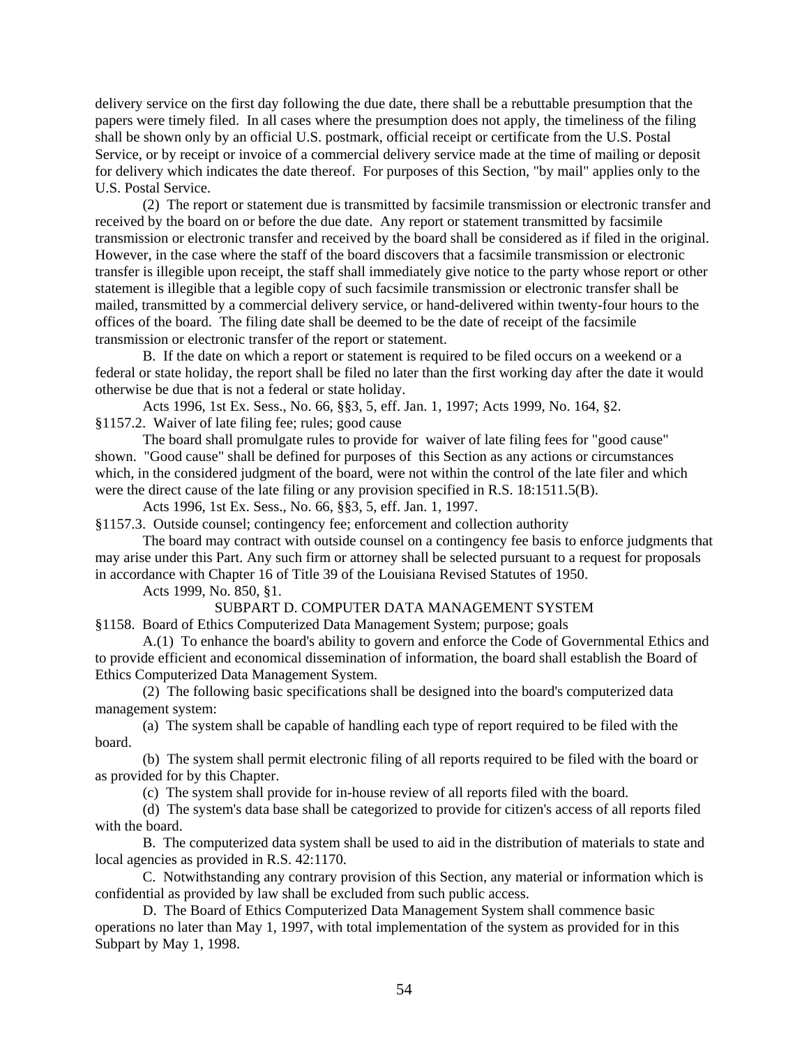delivery service on the first day following the due date, there shall be a rebuttable presumption that the papers were timely filed. In all cases where the presumption does not apply, the timeliness of the filing shall be shown only by an official U.S. postmark, official receipt or certificate from the U.S. Postal Service, or by receipt or invoice of a commercial delivery service made at the time of mailing or deposit for delivery which indicates the date thereof. For purposes of this Section, "by mail" applies only to the U.S. Postal Service.

(2) The report or statement due is transmitted by facsimile transmission or electronic transfer and received by the board on or before the due date. Any report or statement transmitted by facsimile transmission or electronic transfer and received by the board shall be considered as if filed in the original. However, in the case where the staff of the board discovers that a facsimile transmission or electronic transfer is illegible upon receipt, the staff shall immediately give notice to the party whose report or other statement is illegible that a legible copy of such facsimile transmission or electronic transfer shall be mailed, transmitted by a commercial delivery service, or hand-delivered within twenty-four hours to the offices of the board. The filing date shall be deemed to be the date of receipt of the facsimile transmission or electronic transfer of the report or statement.

B. If the date on which a report or statement is required to be filed occurs on a weekend or a federal or state holiday, the report shall be filed no later than the first working day after the date it would otherwise be due that is not a federal or state holiday.

Acts 1996, 1st Ex. Sess., No. 66, §§3, 5, eff. Jan. 1, 1997; Acts 1999, No. 164, §2.

§1157.2. Waiver of late filing fee; rules; good cause

The board shall promulgate rules to provide for waiver of late filing fees for "good cause" shown. "Good cause" shall be defined for purposes of this Section as any actions or circumstances which, in the considered judgment of the board, were not within the control of the late filer and which were the direct cause of the late filing or any provision specified in R.S. 18:1511.5(B).

Acts 1996, 1st Ex. Sess., No. 66, §§3, 5, eff. Jan. 1, 1997.

§1157.3. Outside counsel; contingency fee; enforcement and collection authority

The board may contract with outside counsel on a contingency fee basis to enforce judgments that may arise under this Part. Any such firm or attorney shall be selected pursuant to a request for proposals in accordance with Chapter 16 of Title 39 of the Louisiana Revised Statutes of 1950.

Acts 1999, No. 850, §1.

SUBPART D. COMPUTER DATA MANAGEMENT SYSTEM

§1158. Board of Ethics Computerized Data Management System; purpose; goals

A.(1) To enhance the board's ability to govern and enforce the Code of Governmental Ethics and to provide efficient and economical dissemination of information, the board shall establish the Board of Ethics Computerized Data Management System.

(2) The following basic specifications shall be designed into the board's computerized data management system:

(a) The system shall be capable of handling each type of report required to be filed with the board.

(b) The system shall permit electronic filing of all reports required to be filed with the board or as provided for by this Chapter.

(c) The system shall provide for in-house review of all reports filed with the board.

(d) The system's data base shall be categorized to provide for citizen's access of all reports filed with the board.

B. The computerized data system shall be used to aid in the distribution of materials to state and local agencies as provided in R.S. 42:1170.

C. Notwithstanding any contrary provision of this Section, any material or information which is confidential as provided by law shall be excluded from such public access.

D. The Board of Ethics Computerized Data Management System shall commence basic operations no later than May 1, 1997, with total implementation of the system as provided for in this Subpart by May 1, 1998.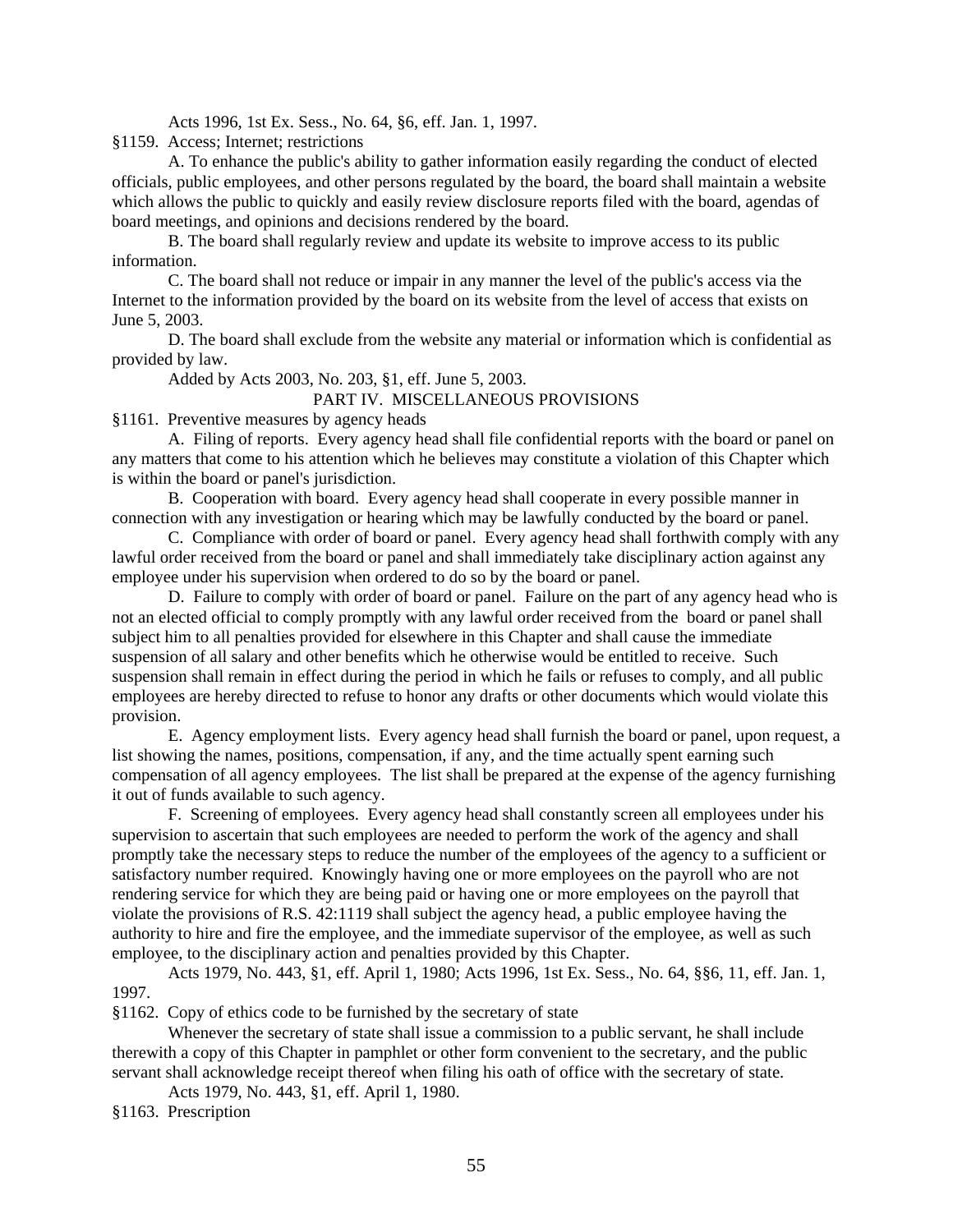Acts 1996, 1st Ex. Sess., No. 64, §6, eff. Jan. 1, 1997.

§1159. Access; Internet; restrictions

A. To enhance the public's ability to gather information easily regarding the conduct of elected officials, public employees, and other persons regulated by the board, the board shall maintain a website which allows the public to quickly and easily review disclosure reports filed with the board, agendas of board meetings, and opinions and decisions rendered by the board.

B. The board shall regularly review and update its website to improve access to its public information.

C. The board shall not reduce or impair in any manner the level of the public's access via the Internet to the information provided by the board on its website from the level of access that exists on June 5, 2003.

D. The board shall exclude from the website any material or information which is confidential as provided by law.

Added by Acts 2003, No. 203, §1, eff. June 5, 2003.

PART IV. MISCELLANEOUS PROVISIONS

§1161. Preventive measures by agency heads

A. Filing of reports. Every agency head shall file confidential reports with the board or panel on any matters that come to his attention which he believes may constitute a violation of this Chapter which is within the board or panel's jurisdiction.

B. Cooperation with board. Every agency head shall cooperate in every possible manner in connection with any investigation or hearing which may be lawfully conducted by the board or panel.

C. Compliance with order of board or panel. Every agency head shall forthwith comply with any lawful order received from the board or panel and shall immediately take disciplinary action against any employee under his supervision when ordered to do so by the board or panel.

D. Failure to comply with order of board or panel. Failure on the part of any agency head who is not an elected official to comply promptly with any lawful order received from the board or panel shall subject him to all penalties provided for elsewhere in this Chapter and shall cause the immediate suspension of all salary and other benefits which he otherwise would be entitled to receive. Such suspension shall remain in effect during the period in which he fails or refuses to comply, and all public employees are hereby directed to refuse to honor any drafts or other documents which would violate this provision.

E. Agency employment lists. Every agency head shall furnish the board or panel, upon request, a list showing the names, positions, compensation, if any, and the time actually spent earning such compensation of all agency employees. The list shall be prepared at the expense of the agency furnishing it out of funds available to such agency.

F. Screening of employees. Every agency head shall constantly screen all employees under his supervision to ascertain that such employees are needed to perform the work of the agency and shall promptly take the necessary steps to reduce the number of the employees of the agency to a sufficient or satisfactory number required. Knowingly having one or more employees on the payroll who are not rendering service for which they are being paid or having one or more employees on the payroll that violate the provisions of R.S. 42:1119 shall subject the agency head, a public employee having the authority to hire and fire the employee, and the immediate supervisor of the employee, as well as such employee, to the disciplinary action and penalties provided by this Chapter.

Acts 1979, No. 443, §1, eff. April 1, 1980; Acts 1996, 1st Ex. Sess., No. 64, §§6, 11, eff. Jan. 1, 1997.

§1162. Copy of ethics code to be furnished by the secretary of state

Whenever the secretary of state shall issue a commission to a public servant, he shall include therewith a copy of this Chapter in pamphlet or other form convenient to the secretary, and the public servant shall acknowledge receipt thereof when filing his oath of office with the secretary of state.

Acts 1979, No. 443, §1, eff. April 1, 1980.

§1163. Prescription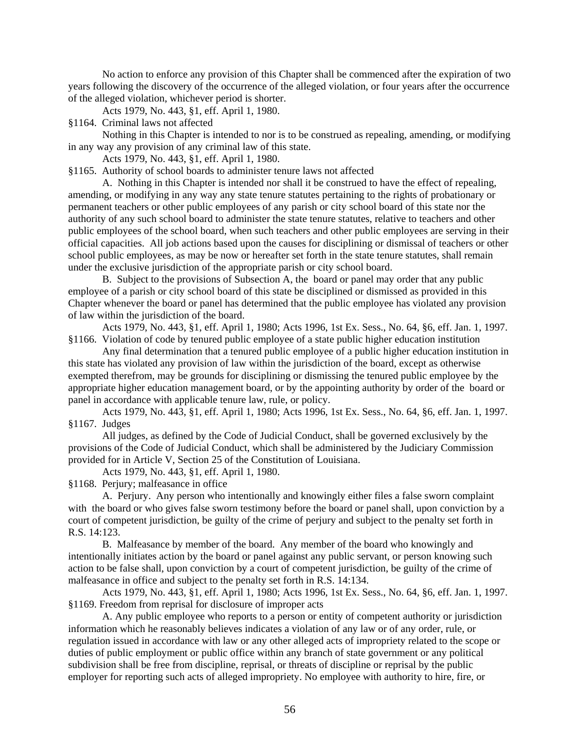No action to enforce any provision of this Chapter shall be commenced after the expiration of two years following the discovery of the occurrence of the alleged violation, or four years after the occurrence of the alleged violation, whichever period is shorter.

Acts 1979, No. 443, §1, eff. April 1, 1980.

§1164. Criminal laws not affected

Nothing in this Chapter is intended to nor is to be construed as repealing, amending, or modifying in any way any provision of any criminal law of this state.

Acts 1979, No. 443, §1, eff. April 1, 1980.

§1165. Authority of school boards to administer tenure laws not affected

A. Nothing in this Chapter is intended nor shall it be construed to have the effect of repealing, amending, or modifying in any way any state tenure statutes pertaining to the rights of probationary or permanent teachers or other public employees of any parish or city school board of this state nor the authority of any such school board to administer the state tenure statutes, relative to teachers and other public employees of the school board, when such teachers and other public employees are serving in their official capacities. All job actions based upon the causes for disciplining or dismissal of teachers or other school public employees, as may be now or hereafter set forth in the state tenure statutes, shall remain under the exclusive jurisdiction of the appropriate parish or city school board.

B. Subject to the provisions of Subsection A, the board or panel may order that any public employee of a parish or city school board of this state be disciplined or dismissed as provided in this Chapter whenever the board or panel has determined that the public employee has violated any provision of law within the jurisdiction of the board.

Acts 1979, No. 443, §1, eff. April 1, 1980; Acts 1996, 1st Ex. Sess., No. 64, §6, eff. Jan. 1, 1997.

§1166. Violation of code by tenured public employee of a state public higher education institution

Any final determination that a tenured public employee of a public higher education institution in this state has violated any provision of law within the jurisdiction of the board, except as otherwise exempted therefrom, may be grounds for disciplining or dismissing the tenured public employee by the appropriate higher education management board, or by the appointing authority by order of the board or panel in accordance with applicable tenure law, rule, or policy.

Acts 1979, No. 443, §1, eff. April 1, 1980; Acts 1996, 1st Ex. Sess., No. 64, §6, eff. Jan. 1, 1997.

§1167. Judges

All judges, as defined by the Code of Judicial Conduct, shall be governed exclusively by the provisions of the Code of Judicial Conduct, which shall be administered by the Judiciary Commission provided for in Article V, Section 25 of the Constitution of Louisiana.

Acts 1979, No. 443, §1, eff. April 1, 1980.

§1168. Perjury; malfeasance in office

A. Perjury. Any person who intentionally and knowingly either files a false sworn complaint with the board or who gives false sworn testimony before the board or panel shall, upon conviction by a court of competent jurisdiction, be guilty of the crime of perjury and subject to the penalty set forth in R.S. 14:123.

B. Malfeasance by member of the board. Any member of the board who knowingly and intentionally initiates action by the board or panel against any public servant, or person knowing such action to be false shall, upon conviction by a court of competent jurisdiction, be guilty of the crime of malfeasance in office and subject to the penalty set forth in R.S. 14:134.

Acts 1979, No. 443, §1, eff. April 1, 1980; Acts 1996, 1st Ex. Sess., No. 64, §6, eff. Jan. 1, 1997.

§1169. Freedom from reprisal for disclosure of improper acts

A. Any public employee who reports to a person or entity of competent authority or jurisdiction information which he reasonably believes indicates a violation of any law or of any order, rule, or regulation issued in accordance with law or any other alleged acts of impropriety related to the scope or duties of public employment or public office within any branch of state government or any political subdivision shall be free from discipline, reprisal, or threats of discipline or reprisal by the public employer for reporting such acts of alleged impropriety. No employee with authority to hire, fire, or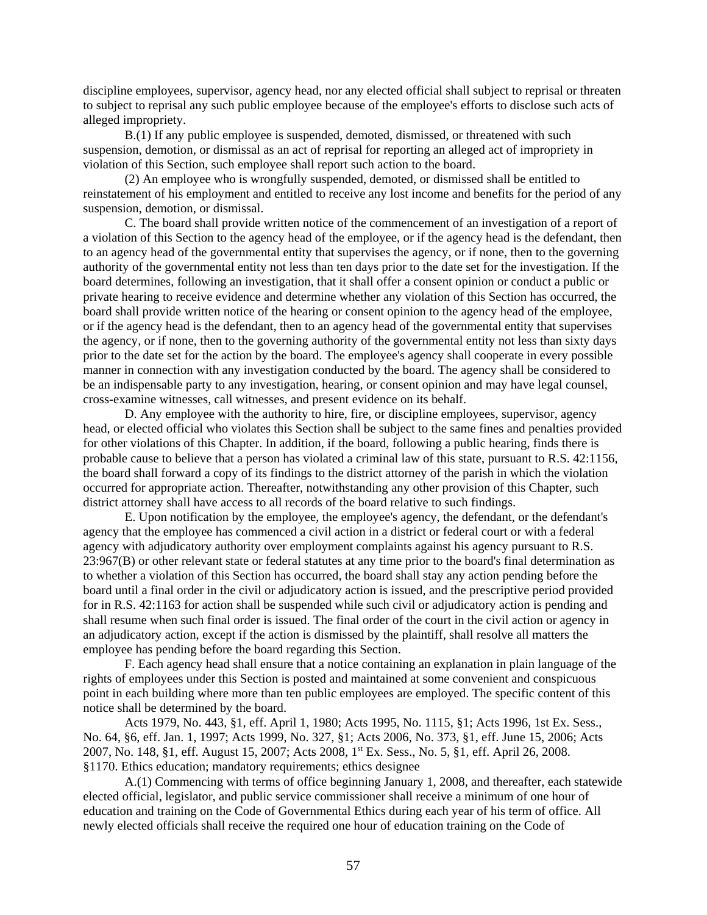discipline employees, supervisor, agency head, nor any elected official shall subject to reprisal or threaten to subject to reprisal any such public employee because of the employee's efforts to disclose such acts of alleged impropriety.

B.(1) If any public employee is suspended, demoted, dismissed, or threatened with such suspension, demotion, or dismissal as an act of reprisal for reporting an alleged act of impropriety in violation of this Section, such employee shall report such action to the board.

(2) An employee who is wrongfully suspended, demoted, or dismissed shall be entitled to reinstatement of his employment and entitled to receive any lost income and benefits for the period of any suspension, demotion, or dismissal.

C. The board shall provide written notice of the commencement of an investigation of a report of a violation of this Section to the agency head of the employee, or if the agency head is the defendant, then to an agency head of the governmental entity that supervises the agency, or if none, then to the governing authority of the governmental entity not less than ten days prior to the date set for the investigation. If the board determines, following an investigation, that it shall offer a consent opinion or conduct a public or private hearing to receive evidence and determine whether any violation of this Section has occurred, the board shall provide written notice of the hearing or consent opinion to the agency head of the employee, or if the agency head is the defendant, then to an agency head of the governmental entity that supervises the agency, or if none, then to the governing authority of the governmental entity not less than sixty days prior to the date set for the action by the board. The employee's agency shall cooperate in every possible manner in connection with any investigation conducted by the board. The agency shall be considered to be an indispensable party to any investigation, hearing, or consent opinion and may have legal counsel, cross-examine witnesses, call witnesses, and present evidence on its behalf.

D. Any employee with the authority to hire, fire, or discipline employees, supervisor, agency head, or elected official who violates this Section shall be subject to the same fines and penalties provided for other violations of this Chapter. In addition, if the board, following a public hearing, finds there is probable cause to believe that a person has violated a criminal law of this state, pursuant to R.S. 42:1156, the board shall forward a copy of its findings to the district attorney of the parish in which the violation occurred for appropriate action. Thereafter, notwithstanding any other provision of this Chapter, such district attorney shall have access to all records of the board relative to such findings.

E. Upon notification by the employee, the employee's agency, the defendant, or the defendant's agency that the employee has commenced a civil action in a district or federal court or with a federal agency with adjudicatory authority over employment complaints against his agency pursuant to R.S. 23:967(B) or other relevant state or federal statutes at any time prior to the board's final determination as to whether a violation of this Section has occurred, the board shall stay any action pending before the board until a final order in the civil or adjudicatory action is issued, and the prescriptive period provided for in R.S. 42:1163 for action shall be suspended while such civil or adjudicatory action is pending and shall resume when such final order is issued. The final order of the court in the civil action or agency in an adjudicatory action, except if the action is dismissed by the plaintiff, shall resolve all matters the employee has pending before the board regarding this Section.

F. Each agency head shall ensure that a notice containing an explanation in plain language of the rights of employees under this Section is posted and maintained at some convenient and conspicuous point in each building where more than ten public employees are employed. The specific content of this notice shall be determined by the board.

Acts 1979, No. 443, §1, eff. April 1, 1980; Acts 1995, No. 1115, §1; Acts 1996, 1st Ex. Sess., No. 64, §6, eff. Jan. 1, 1997; Acts 1999, No. 327, §1; Acts 2006, No. 373, §1, eff. June 15, 2006; Acts 2007, No. 148, §1, eff. August 15, 2007; Acts 2008, 1st Ex. Sess., No. 5, §1, eff. April 26, 2008.

§1170. Ethics education; mandatory requirements; ethics designee

A.(1) Commencing with terms of office beginning January 1, 2008, and thereafter, each statewide elected official, legislator, and public service commissioner shall receive a minimum of one hour of education and training on the Code of Governmental Ethics during each year of his term of office. All newly elected officials shall receive the required one hour of education training on the Code of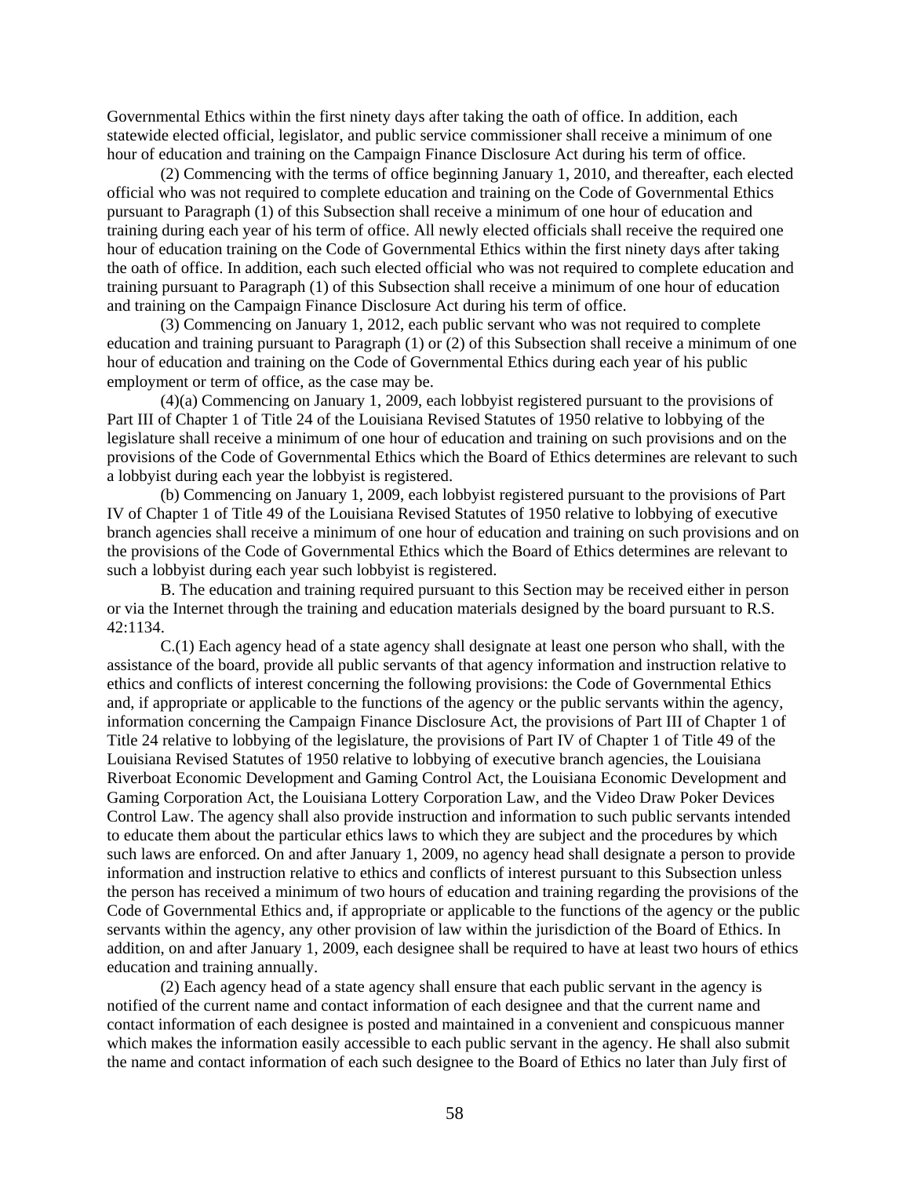Governmental Ethics within the first ninety days after taking the oath of office. In addition, each statewide elected official, legislator, and public service commissioner shall receive a minimum of one hour of education and training on the Campaign Finance Disclosure Act during his term of office.

(2) Commencing with the terms of office beginning January 1, 2010, and thereafter, each elected official who was not required to complete education and training on the Code of Governmental Ethics pursuant to Paragraph (1) of this Subsection shall receive a minimum of one hour of education and training during each year of his term of office. All newly elected officials shall receive the required one hour of education training on the Code of Governmental Ethics within the first ninety days after taking the oath of office. In addition, each such elected official who was not required to complete education and training pursuant to Paragraph (1) of this Subsection shall receive a minimum of one hour of education and training on the Campaign Finance Disclosure Act during his term of office.

(3) Commencing on January 1, 2012, each public servant who was not required to complete education and training pursuant to Paragraph (1) or (2) of this Subsection shall receive a minimum of one hour of education and training on the Code of Governmental Ethics during each year of his public employment or term of office, as the case may be.

(4)(a) Commencing on January 1, 2009, each lobbyist registered pursuant to the provisions of Part III of Chapter 1 of Title 24 of the Louisiana Revised Statutes of 1950 relative to lobbying of the legislature shall receive a minimum of one hour of education and training on such provisions and on the provisions of the Code of Governmental Ethics which the Board of Ethics determines are relevant to such a lobbyist during each year the lobbyist is registered.

(b) Commencing on January 1, 2009, each lobbyist registered pursuant to the provisions of Part IV of Chapter 1 of Title 49 of the Louisiana Revised Statutes of 1950 relative to lobbying of executive branch agencies shall receive a minimum of one hour of education and training on such provisions and on the provisions of the Code of Governmental Ethics which the Board of Ethics determines are relevant to such a lobbyist during each year such lobbyist is registered.

B. The education and training required pursuant to this Section may be received either in person or via the Internet through the training and education materials designed by the board pursuant to R.S. 42:1134.

C.(1) Each agency head of a state agency shall designate at least one person who shall, with the assistance of the board, provide all public servants of that agency information and instruction relative to ethics and conflicts of interest concerning the following provisions: the Code of Governmental Ethics and, if appropriate or applicable to the functions of the agency or the public servants within the agency, information concerning the Campaign Finance Disclosure Act, the provisions of Part III of Chapter 1 of Title 24 relative to lobbying of the legislature, the provisions of Part IV of Chapter 1 of Title 49 of the Louisiana Revised Statutes of 1950 relative to lobbying of executive branch agencies, the Louisiana Riverboat Economic Development and Gaming Control Act, the Louisiana Economic Development and Gaming Corporation Act, the Louisiana Lottery Corporation Law, and the Video Draw Poker Devices Control Law. The agency shall also provide instruction and information to such public servants intended to educate them about the particular ethics laws to which they are subject and the procedures by which such laws are enforced. On and after January 1, 2009, no agency head shall designate a person to provide information and instruction relative to ethics and conflicts of interest pursuant to this Subsection unless the person has received a minimum of two hours of education and training regarding the provisions of the Code of Governmental Ethics and, if appropriate or applicable to the functions of the agency or the public servants within the agency, any other provision of law within the jurisdiction of the Board of Ethics. In addition, on and after January 1, 2009, each designee shall be required to have at least two hours of ethics education and training annually.

(2) Each agency head of a state agency shall ensure that each public servant in the agency is notified of the current name and contact information of each designee and that the current name and contact information of each designee is posted and maintained in a convenient and conspicuous manner which makes the information easily accessible to each public servant in the agency. He shall also submit the name and contact information of each such designee to the Board of Ethics no later than July first of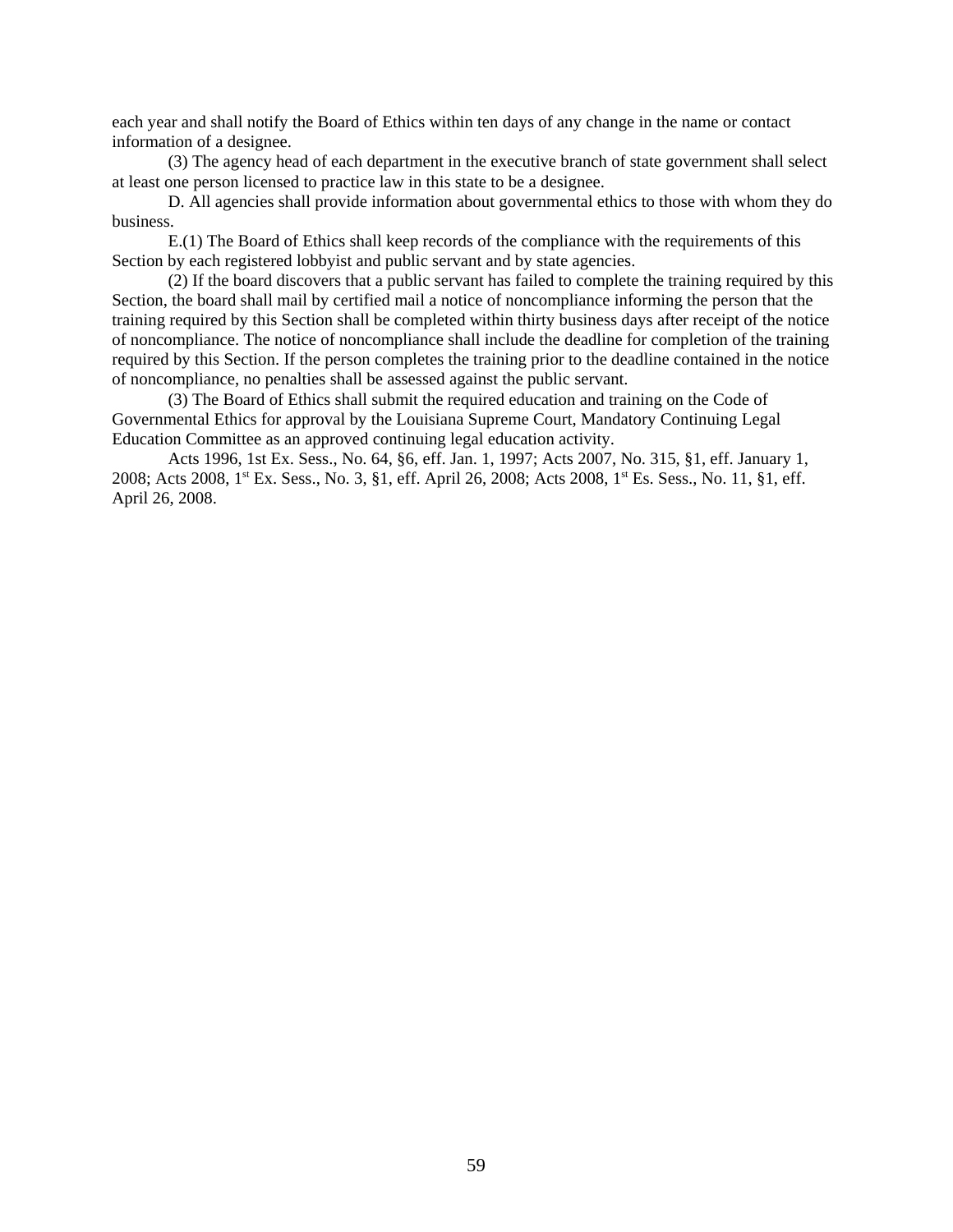each year and shall notify the Board of Ethics within ten days of any change in the name or contact information of a designee.

(3) The agency head of each department in the executive branch of state government shall select at least one person licensed to practice law in this state to be a designee.

D. All agencies shall provide information about governmental ethics to those with whom they do business.

E.(1) The Board of Ethics shall keep records of the compliance with the requirements of this Section by each registered lobbyist and public servant and by state agencies.

(2) If the board discovers that a public servant has failed to complete the training required by this Section, the board shall mail by certified mail a notice of noncompliance informing the person that the training required by this Section shall be completed within thirty business days after receipt of the notice of noncompliance. The notice of noncompliance shall include the deadline for completion of the training required by this Section. If the person completes the training prior to the deadline contained in the notice of noncompliance, no penalties shall be assessed against the public servant.

(3) The Board of Ethics shall submit the required education and training on the Code of Governmental Ethics for approval by the Louisiana Supreme Court, Mandatory Continuing Legal Education Committee as an approved continuing legal education activity.

Acts 1996, 1st Ex. Sess., No. 64, §6, eff. Jan. 1, 1997; Acts 2007, No. 315, §1, eff. January 1, 2008; Acts 2008, 1st Ex. Sess., No. 3, §1, eff. April 26, 2008; Acts 2008, 1st Es. Sess., No. 11, §1, eff. April 26, 2008.